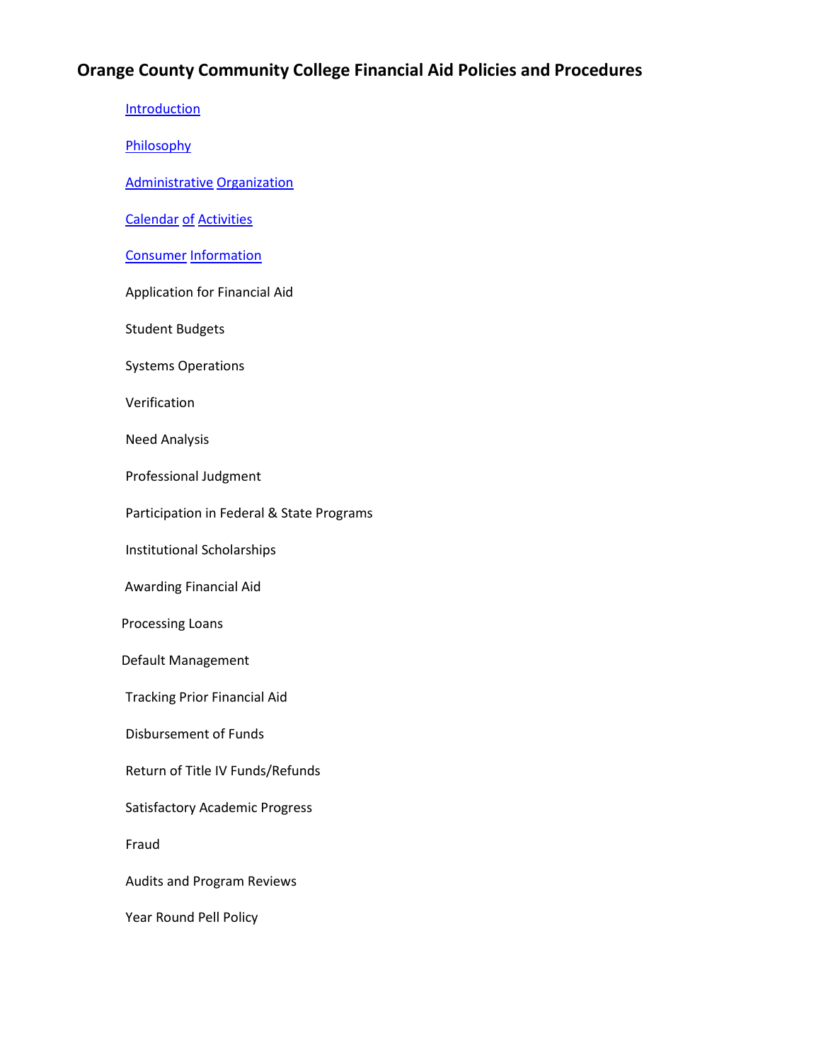# Orange County Community College Financial Aid Policies and Procedures

- Introduction
- Philosophy
- Administrative Organization
- Calendar of Activities
- Consumer Information
- Application for Financial Aid
- Student Budgets
- Systems Operations
- Verification
- Need Analysis
- Professional Judgment
- Participation in Federal & State Programs
- Institutional Scholarships
- Awarding Financial Aid
- Processing Loans
- Default Management
- Tracking Prior Financial Aid
- Disbursement of Funds
- Return of Title IV Funds/Refunds
- Satisfactory Academic Progress
- Fraud
- Audits and Program Reviews
- Year Round Pell Policy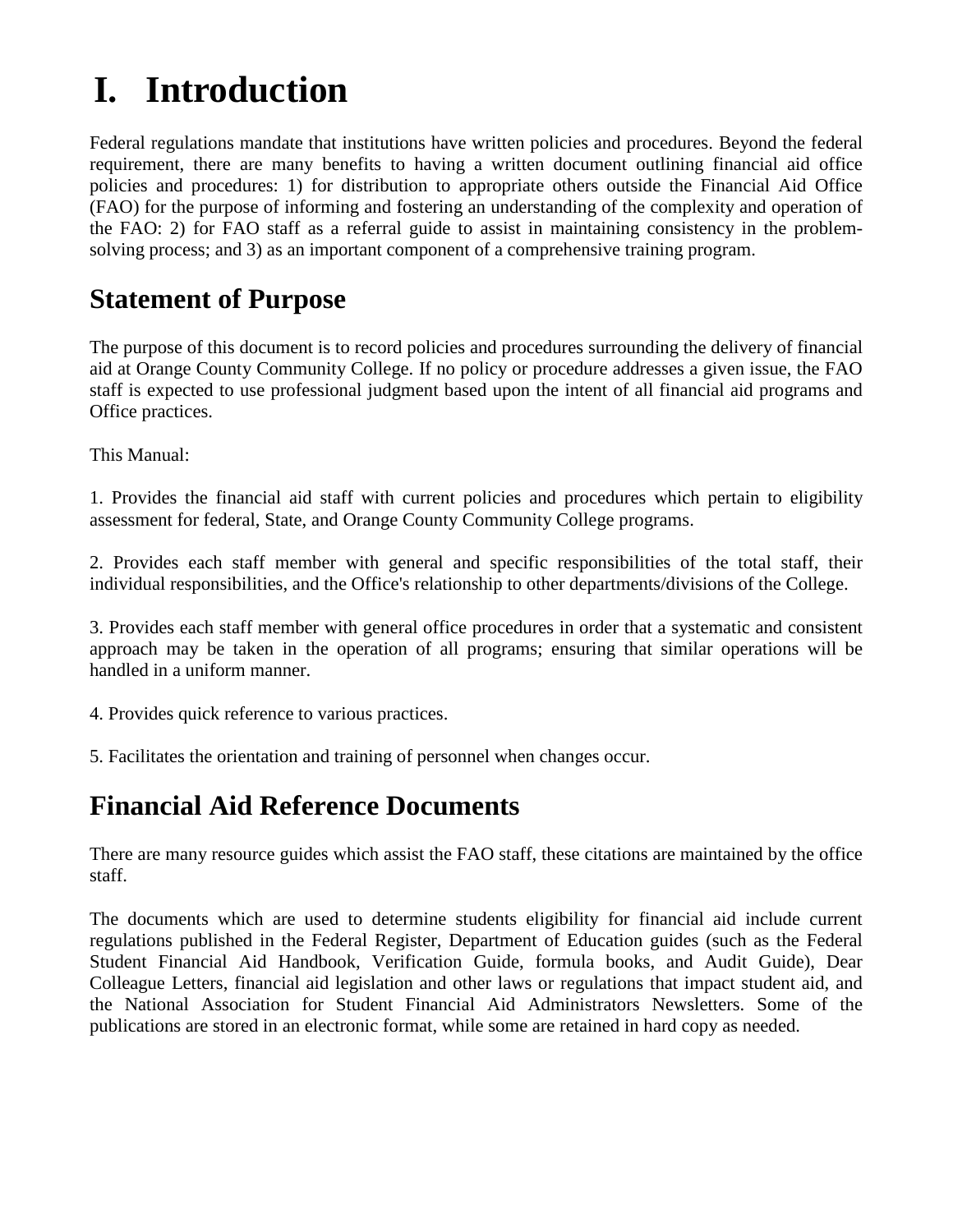# I. Introduction

Federal regulations mandate that institutions have written policies and procedures. Beyond the federal requirement, there are many benefits to having a written document outlining financial aid office policies and procedures: 1) for distribution to appropriate others outside the Financial Aid Office (FAO) for the purpose of informing and fostering an understanding of the complexity and operation of the FAO: 2) for FAO staff as a referral guide to assist in maintaining consistency in the problem-solving process; and 3) as an important component of a comprehensive training program.

## Statement of Purpose

The purpose of this document is to record policies and procedures surrounding the delivery of financial aid at Orange County Community College. If no policy or procedure addresses a given issue, the FAO staff is expected to use professional judgment based upon the intent of all financial aid programs and Office practices.

This Manual:

1. Provides the financial aid staff with current policies and procedures which pertain to eligibility assessment for federal, State, and Orange County Community College programs.

2. Provides each staff member with general and specific responsibilities of the total staff, their individual responsibilities, and the Office's relationship to other departments/divisions of the College.

3. Provides each staff member with general office procedures in order that a systematic and consistent approach may be taken in the operation of all programs; ensuring that similar operations will be handled in a uniform manner.

4. Provides quick reference to various practices.

5. Facilitates the orientation and training of personnel when changes occur.

## Financial Aid Reference Documents

There are many resource guides which assist the FAO staff, these citations are maintained by the office staff.

The documents which are used to determine students eligibility for financial aid include current regulations published in the Federal Register, Department of Education guides (such as the Federal Student Financial Aid Handbook, Verification Guide, formula books, and Audit Guide), Dear Colleague Letters, financial aid legislation and other laws or regulations that impact student aid, and the National Association for Student Financial Aid Administrators Newsletters. Some of the publications are stored in an electronic format, while some are retained in hard copy as needed.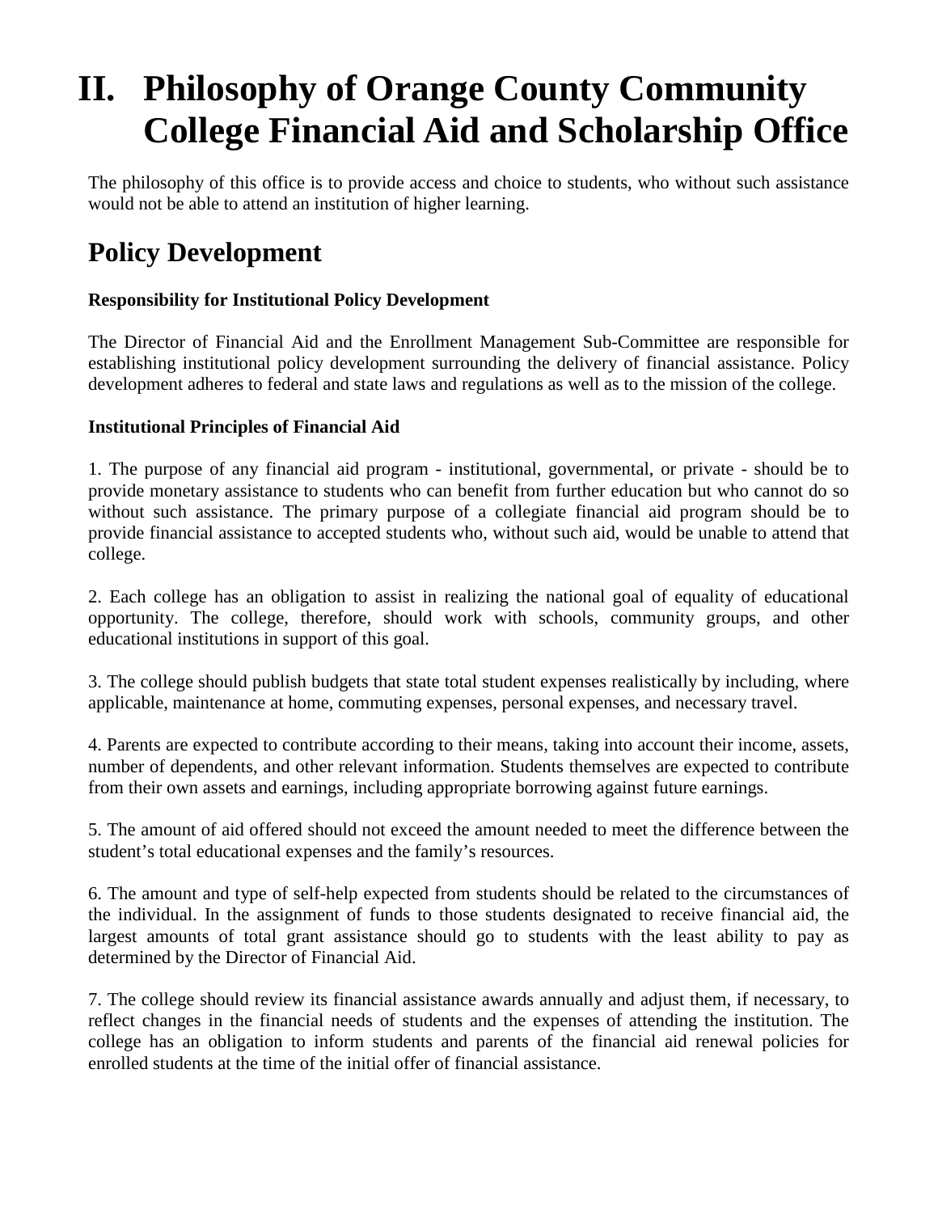# II. Philosophy of Orange County Community College Financial Aid and Scholarship Office

The philosophy of this office is to provide access and choice to students, who without such assistance would not be able to attend an institution of higher learning.

## Policy Development

**Responsibility for Institutional Policy Development**

The Director of Financial Aid and the Enrollment Management Sub-Committee are responsible for establishing institutional policy development surrounding the delivery of financial assistance. Policy development adheres to federal and state laws and regulations as well as to the mission of the college.

**Institutional Principles of Financial Aid**

1. The purpose of any financial aid program - institutional, governmental, or private - should be to provide monetary assistance to students who can benefit from further education but who cannot do so without such assistance. The primary purpose of a collegiate financial aid program should be to provide financial assistance to accepted students who, without such aid, would be unable to attend that college.

2. Each college has an obligation to assist in realizing the national goal of equality of educational opportunity. The college, therefore, should work with schools, community groups, and other educational institutions in support of this goal.

3. The college should publish budgets that state total student expenses realistically by including, where applicable, maintenance at home, commuting expenses, personal expenses, and necessary travel.

4. Parents are expected to contribute according to their means, taking into account their income, assets, number of dependents, and other relevant information. Students themselves are expected to contribute from their own assets and earnings, including appropriate borrowing against future earnings.

5. The amount of aid offered should not exceed the amount needed to meet the difference between the student's total educational expenses and the family's resources.

6. The amount and type of self-help expected from students should be related to the circumstances of the individual. In the assignment of funds to those students designated to receive financial aid, the largest amounts of total grant assistance should go to students with the least ability to pay as determined by the Director of Financial Aid.

7. The college should review its financial assistance awards annually and adjust them, if necessary, to reflect changes in the financial needs of students and the expenses of attending the institution. The college has an obligation to inform students and parents of the financial aid renewal policies for enrolled students at the time of the initial offer of financial assistance.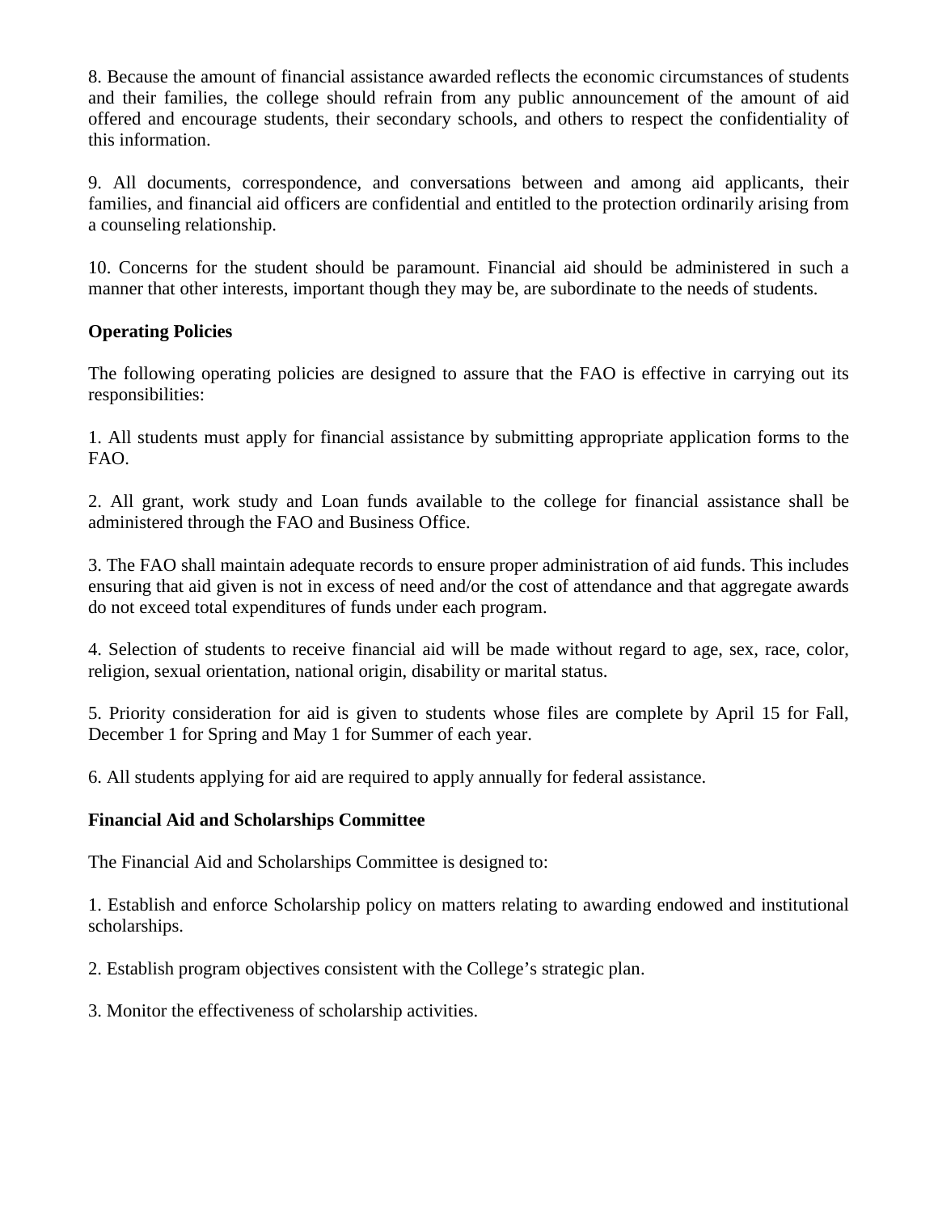8. Because the amount of financial assistance awarded reflects the economic circumstances of students and their families, the college should refrain from any public announcement of the amount of aid offered and encourage students, their secondary schools, and others to respect the confidentiality of this information.

9. All documents, correspondence, and conversations between and among aid applicants, their families, and financial aid officers are confidential and entitled to the protection ordinarily arising from a counseling relationship.

10. Concerns for the student should be paramount. Financial aid should be administered in such a manner that other interests, important though they may be, are subordinate to the needs of students.

**Operating Policies**

The following operating policies are designed to assure that the FAO is effective in carrying out its responsibilities:

1. All students must apply for financial assistance by submitting appropriate application forms to the FAO.

2. All grant, work study and Loan funds available to the college for financial assistance shall be administered through the FAO and Business Office.

3. The FAO shall maintain adequate records to ensure proper administration of aid funds. This includes ensuring that aid given is not in excess of need and/or the cost of attendance and that aggregate awards do not exceed total expenditures of funds under each program.

4. Selection of students to receive financial aid will be made without regard to age, sex, race, color, religion, sexual orientation, national origin, disability or marital status.

5. Priority consideration for aid is given to students whose files are complete by April 15 for Fall, December 1 for Spring and May 1 for Summer of each year.

6. All students applying for aid are required to apply annually for federal assistance.

**Financial Aid and Scholarships Committee**

The Financial Aid and Scholarships Committee is designed to:

1. Establish and enforce Scholarship policy on matters relating to awarding endowed and institutional scholarships.

2. Establish program objectives consistent with the College's strategic plan.

3. Monitor the effectiveness of scholarship activities.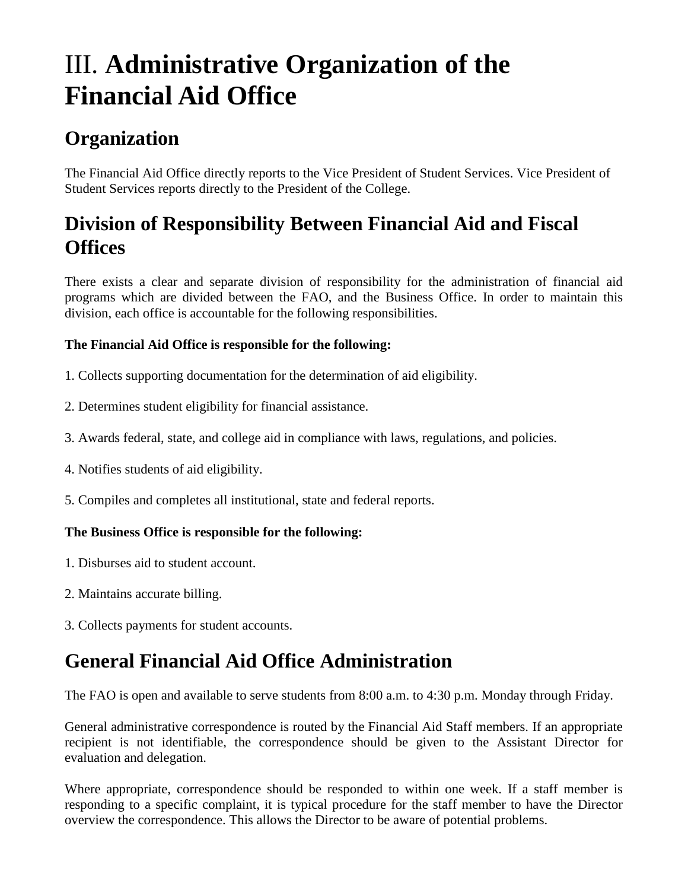# III. **Administrative Organization of the Financial Aid Office**

## Organization

The Financial Aid Office directly reports to the Vice President of Student Services. Vice President of Student Services reports directly to the President of the College.

## Division of Responsibility Between Financial Aid and Fiscal Offices

There exists a clear and separate division of responsibility for the administration of financial aid programs which are divided between the FAO, and the Business Office. In order to maintain this division, each office is accountable for the following responsibilities.

**The Financial Aid Office is responsible for the following:**

1. Collects supporting documentation for the determination of aid eligibility.

2. Determines student eligibility for financial assistance.

3. Awards federal, state, and college aid in compliance with laws, regulations, and policies.

4. Notifies students of aid eligibility.

5. Compiles and completes all institutional, state and federal reports.

**The Business Office is responsible for the following:**

1. Disburses aid to student account.

2. Maintains accurate billing.

3. Collects payments for student accounts.

## General Financial Aid Office Administration

The FAO is open and available to serve students from 8:00 a.m. to 4:30 p.m. Monday through Friday.

General administrative correspondence is routed by the Financial Aid Staff members. If an appropriate recipient is not identifiable, the correspondence should be given to the Assistant Director for evaluation and delegation.

Where appropriate, correspondence should be responded to within one week. If a staff member is responding to a specific complaint, it is typical procedure for the staff member to have the Director overview the correspondence. This allows the Director to be aware of potential problems.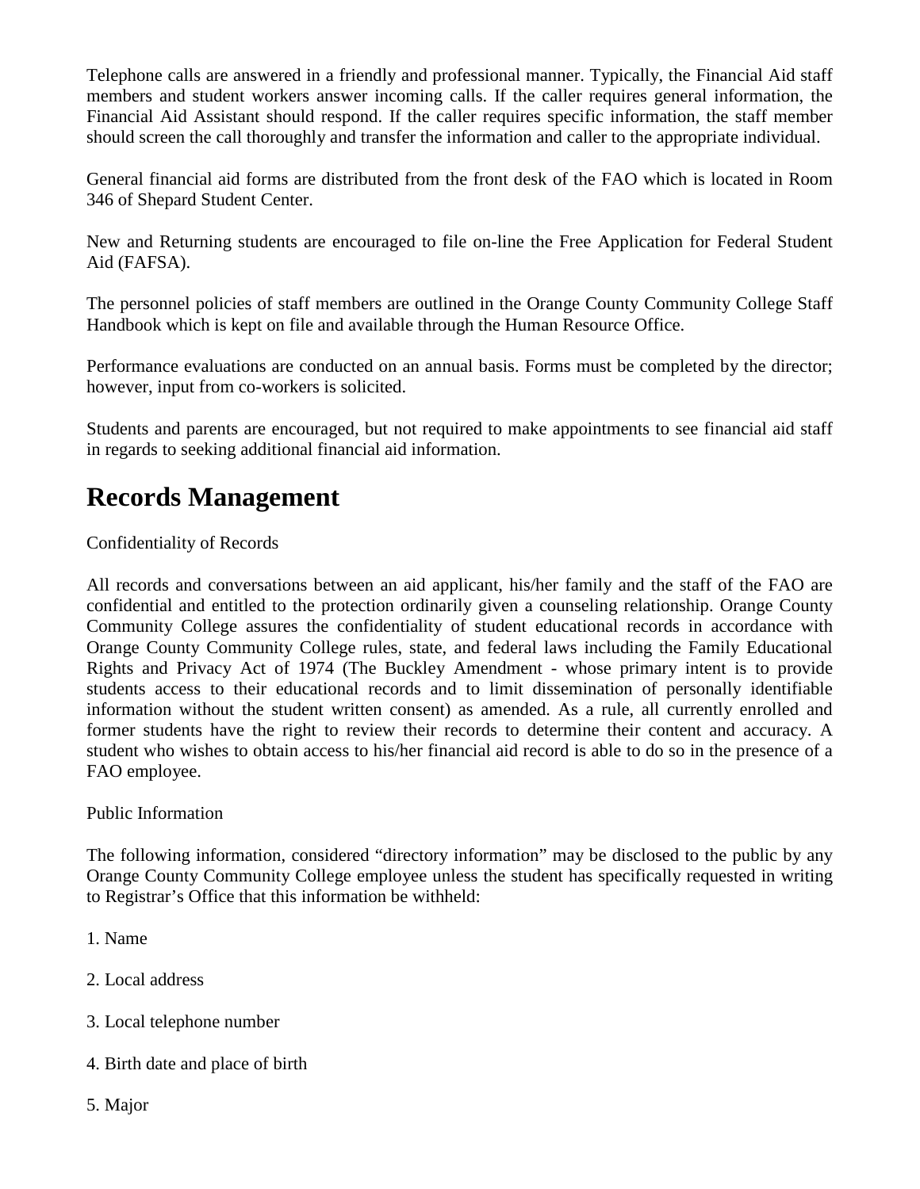Telephone calls are answered in a friendly and professional manner. Typically, the Financial Aid staff members and student workers answer incoming calls. If the caller requires general information, the Financial Aid Assistant should respond. If the caller requires specific information, the staff member should screen the call thoroughly and transfer the information and caller to the appropriate individual.

General financial aid forms are distributed from the front desk of the FAO which is located in Room 346 of Shepard Student Center.

New and Returning students are encouraged to file on-line the Free Application for Federal Student Aid (FAFSA).

The personnel policies of staff members are outlined in the Orange County Community College Staff Handbook which is kept on file and available through the Human Resource Office.

Performance evaluations are conducted on an annual basis. Forms must be completed by the director; however, input from co-workers is solicited.

Students and parents are encouraged, but not required to make appointments to see financial aid staff in regards to seeking additional financial aid information.

# Records Management

Confidentiality of Records

All records and conversations between an aid applicant, his/her family and the staff of the FAO are confidential and entitled to the protection ordinarily given a counseling relationship. Orange County Community College assures the confidentiality of student educational records in accordance with Orange County Community College rules, state, and federal laws including the Family Educational Rights and Privacy Act of 1974 (The Buckley Amendment - whose primary intent is to provide students access to their educational records and to limit dissemination of personally identifiable information without the student written consent) as amended. As a rule, all currently enrolled and former students have the right to review their records to determine their content and accuracy. A student who wishes to obtain access to his/her financial aid record is able to do so in the presence of a FAO employee.

Public Information

The following information, considered "directory information" may be disclosed to the public by any Orange County Community College employee unless the student has specifically requested in writing to Registrar's Office that this information be withheld:

1. Name

2. Local address

3. Local telephone number

4. Birth date and place of birth

5. Major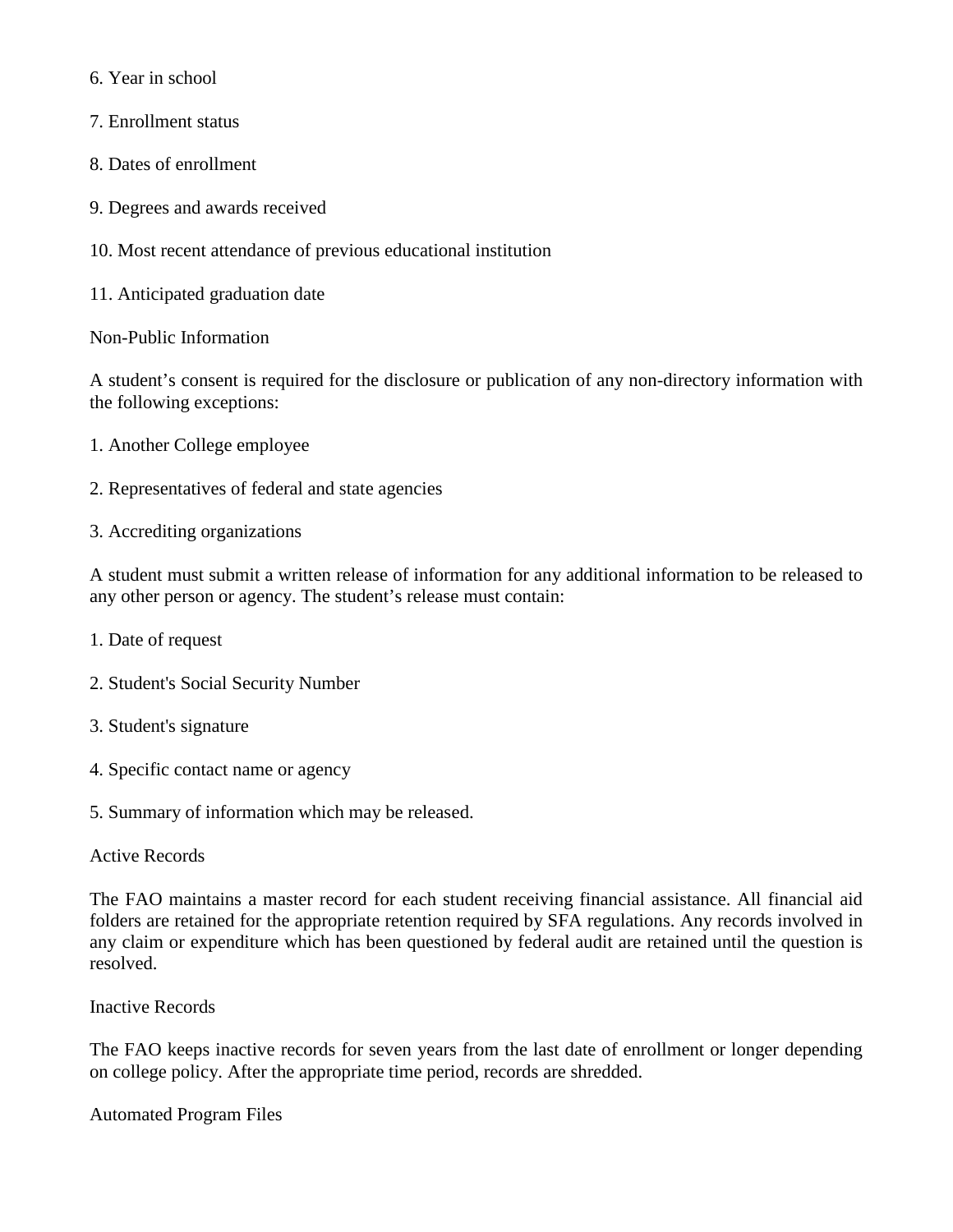6. Year in school

7. Enrollment status

8. Dates of enrollment

9. Degrees and awards received

10. Most recent attendance of previous educational institution

11. Anticipated graduation date

### Non-Public Information

A student's consent is required for the disclosure or publication of any non-directory information with the following exceptions:

1. Another College employee

2. Representatives of federal and state agencies

3. Accrediting organizations

A student must submit a written release of information for any additional information to be released to any other person or agency. The student's release must contain:

1. Date of request

2. Student's Social Security Number

3. Student's signature

4. Specific contact name or agency

5. Summary of information which may be released.

### Active Records

The FAO maintains a master record for each student receiving financial assistance. All financial aid folders are retained for the appropriate retention required by SFA regulations. Any records involved in any claim or expenditure which has been questioned by federal audit are retained until the question is resolved.

### Inactive Records

The FAO keeps inactive records for seven years from the last date of enrollment or longer depending on college policy. After the appropriate time period, records are shredded.

### Automated Program Files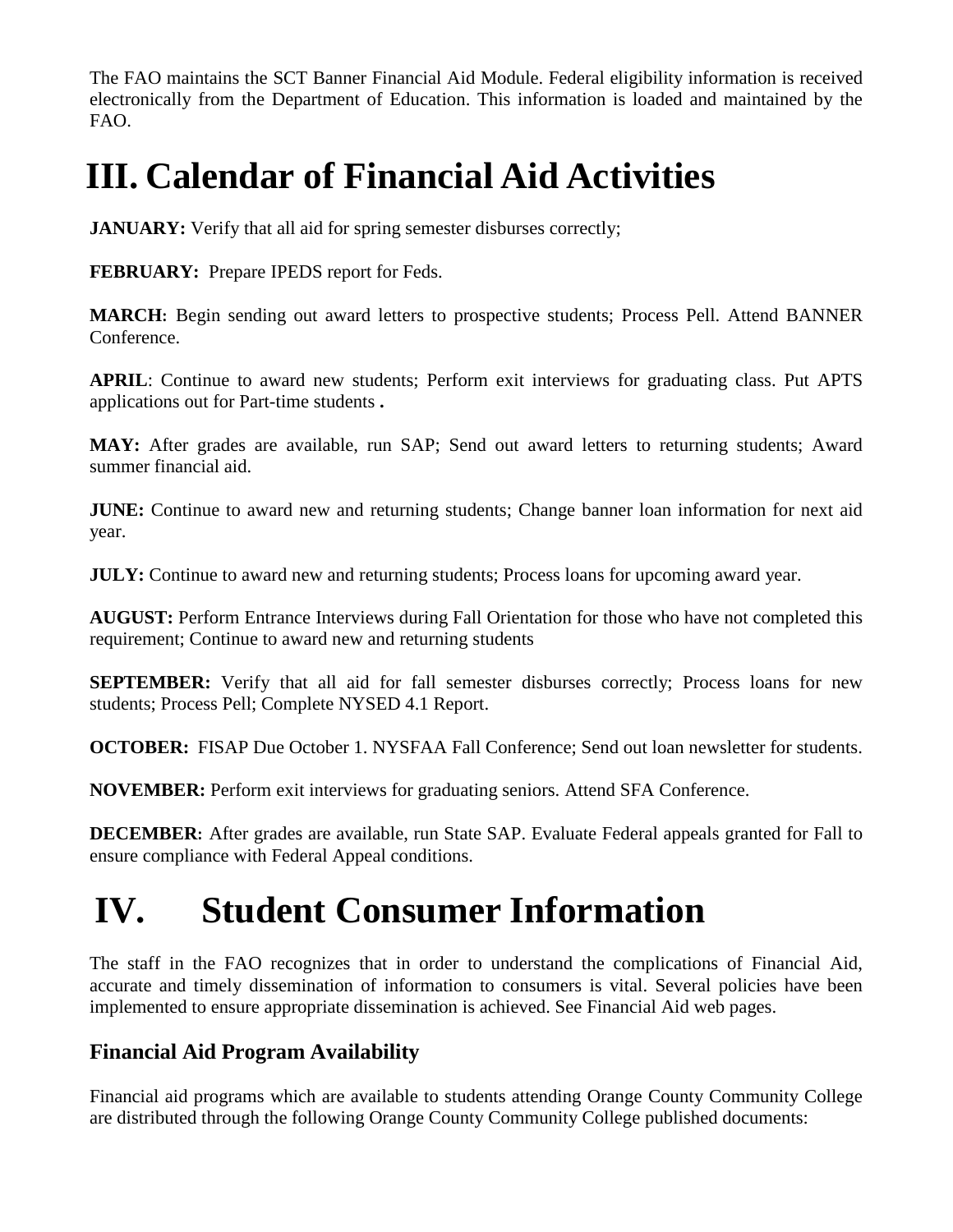The FAO maintains the SCT Banner Financial Aid Module. Federal eligibility information is received electronically from the Department of Education. This information is loaded and maintained by the FAO.

# III. Calendar of Financial Aid Activities

**JANUARY:** Verify that all aid for spring semester disburses correctly;

**FEBRUARY:** Prepare IPEDS report for Feds.

**MARCH:** Begin sending out award letters to prospective students; Process Pell. Attend BANNER Conference.

**APRIL**: Continue to award new students; Perform exit interviews for graduating class. Put APTS applications out for Part-time students **.**

**MAY:** After grades are available, run SAP; Send out award letters to returning students; Award summer financial aid.

**JUNE:** Continue to award new and returning students; Change banner loan information for next aid year.

**JULY:** Continue to award new and returning students; Process loans for upcoming award year.

**AUGUST:** Perform Entrance Interviews during Fall Orientation for those who have not completed this requirement; Continue to award new and returning students

**SEPTEMBER:** Verify that all aid for fall semester disburses correctly; Process loans for new students; Process Pell; Complete NYSED 4.1 Report.

**OCTOBER:** FISAP Due October 1. NYSFAA Fall Conference; Send out loan newsletter for students.

**NOVEMBER:** Perform exit interviews for graduating seniors. Attend SFA Conference.

**DECEMBER:** After grades are available, run State SAP. Evaluate Federal appeals granted for Fall to ensure compliance with Federal Appeal conditions.

# IV. Student Consumer Information

The staff in the FAO recognizes that in order to understand the complications of Financial Aid, accurate and timely dissemination of information to consumers is vital. Several policies have been implemented to ensure appropriate dissemination is achieved. See Financial Aid web pages.

### Financial Aid Program Availability

Financial aid programs which are available to students attending Orange County Community College are distributed through the following Orange County Community College published documents: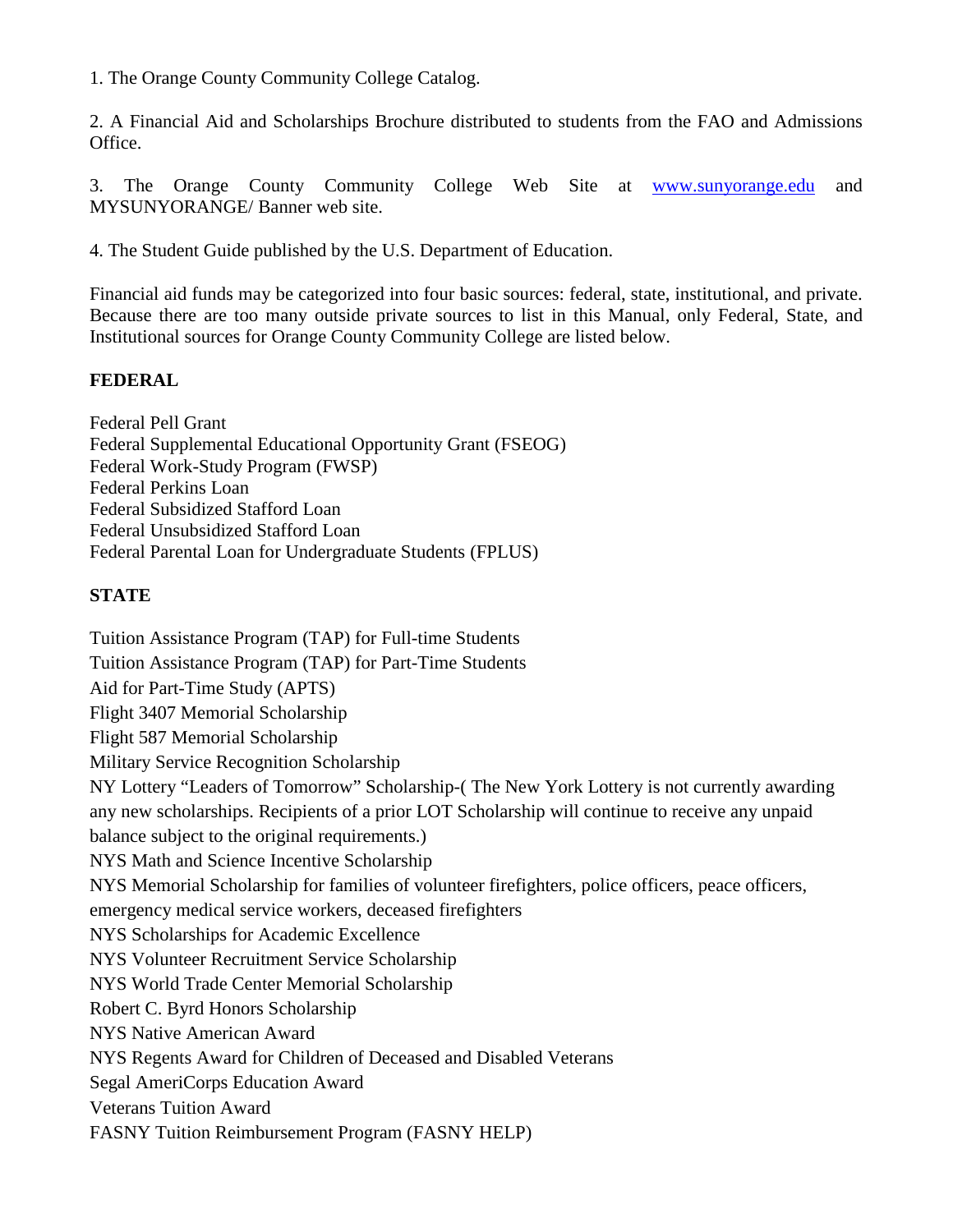1. The Orange County Community College Catalog.

2. A Financial Aid and Scholarships Brochure distributed to students from the FAO and Admissions Office.

3. The Orange County Community College Web Site at www.sunyorange.edu and MYSUNYORANGE/ Banner web site.

4. The Student Guide published by the U.S. Department of Education.

Financial aid funds may be categorized into four basic sources: federal, state, institutional, and private. Because there are too many outside private sources to list in this Manual, only Federal, State, and Institutional sources for Orange County Community College are listed below.

**FEDERAL**

Federal Pell Grant
Federal Supplemental Educational Opportunity Grant (FSEOG)
Federal Work-Study Program (FWSP)
Federal Perkins Loan
Federal Subsidized Stafford Loan
Federal Unsubsidized Stafford Loan
Federal Parental Loan for Undergraduate Students (FPLUS)

**STATE**

Tuition Assistance Program (TAP) for Full-time Students
Tuition Assistance Program (TAP) for Part-Time Students
Aid for Part-Time Study (APTS)
Flight 3407 Memorial Scholarship
Flight 587 Memorial Scholarship
Military Service Recognition Scholarship
NY Lottery "Leaders of Tomorrow" Scholarship-( The New York Lottery is not currently awarding any new scholarships. Recipients of a prior LOT Scholarship will continue to receive any unpaid balance subject to the original requirements.)
NYS Math and Science Incentive Scholarship
NYS Memorial Scholarship for families of volunteer firefighters, police officers, peace officers, emergency medical service workers, deceased firefighters
NYS Scholarships for Academic Excellence
NYS Volunteer Recruitment Service Scholarship
NYS World Trade Center Memorial Scholarship
Robert C. Byrd Honors Scholarship
NYS Native American Award
NYS Regents Award for Children of Deceased and Disabled Veterans
Segal AmeriCorps Education Award
Veterans Tuition Award
FASNY Tuition Reimbursement Program (FASNY HELP)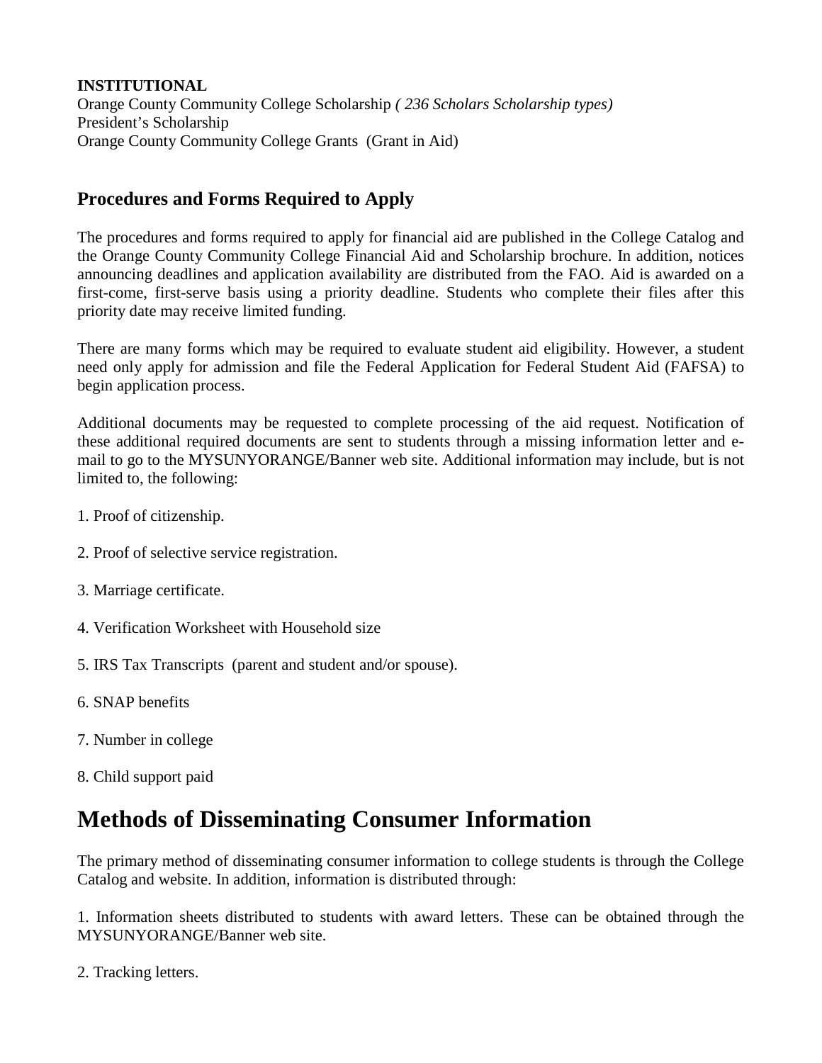**INSTITUTIONAL**

Orange County Community College Scholarship *( 236 Scholars Scholarship types)*
President's Scholarship
Orange County Community College Grants (Grant in Aid)

### Procedures and Forms Required to Apply

The procedures and forms required to apply for financial aid are published in the College Catalog and the Orange County Community College Financial Aid and Scholarship brochure. In addition, notices announcing deadlines and application availability are distributed from the FAO. Aid is awarded on a first-come, first-serve basis using a priority deadline. Students who complete their files after this priority date may receive limited funding.

There are many forms which may be required to evaluate student aid eligibility. However, a student need only apply for admission and file the Federal Application for Federal Student Aid (FAFSA) to begin application process.

Additional documents may be requested to complete processing of the aid request. Notification of these additional required documents are sent to students through a missing information letter and e-mail to go to the MYSUNYORANGE/Banner web site. Additional information may include, but is not limited to, the following:

1. Proof of citizenship.
2. Proof of selective service registration.
3. Marriage certificate.
4. Verification Worksheet with Household size
5. IRS Tax Transcripts (parent and student and/or spouse).
6. SNAP benefits
7. Number in college
8. Child support paid

## Methods of Disseminating Consumer Information

The primary method of disseminating consumer information to college students is through the College Catalog and website. In addition, information is distributed through:

1. Information sheets distributed to students with award letters. These can be obtained through the MYSUNYORANGE/Banner web site.
2. Tracking letters.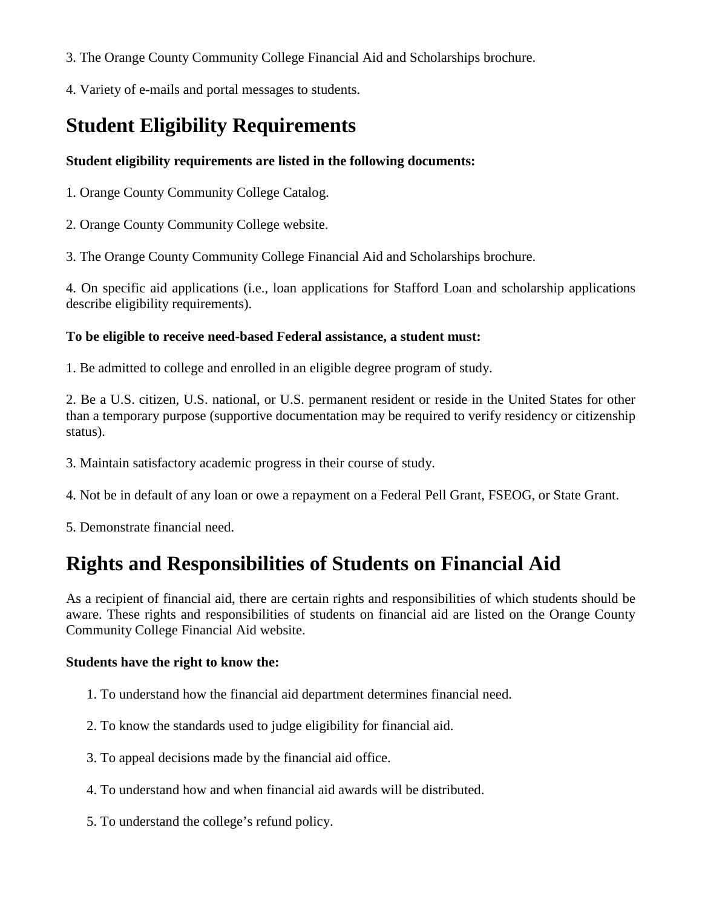3. The Orange County Community College Financial Aid and Scholarships brochure.

4. Variety of e-mails and portal messages to students.

## Student Eligibility Requirements

**Student eligibility requirements are listed in the following documents:**

1. Orange County Community College Catalog.

2. Orange County Community College website.

3. The Orange County Community College Financial Aid and Scholarships brochure.

4. On specific aid applications (i.e., loan applications for Stafford Loan and scholarship applications describe eligibility requirements).

**To be eligible to receive need-based Federal assistance, a student must:**

1. Be admitted to college and enrolled in an eligible degree program of study.

2. Be a U.S. citizen, U.S. national, or U.S. permanent resident or reside in the United States for other than a temporary purpose (supportive documentation may be required to verify residency or citizenship status).

3. Maintain satisfactory academic progress in their course of study.

4. Not be in default of any loan or owe a repayment on a Federal Pell Grant, FSEOG, or State Grant.

5. Demonstrate financial need.

## Rights and Responsibilities of Students on Financial Aid

As a recipient of financial aid, there are certain rights and responsibilities of which students should be aware. These rights and responsibilities of students on financial aid are listed on the Orange County Community College Financial Aid website.

**Students have the right to know the:**

1. To understand how the financial aid department determines financial need.

2. To know the standards used to judge eligibility for financial aid.

3. To appeal decisions made by the financial aid office.

4. To understand how and when financial aid awards will be distributed.

5. To understand the college's refund policy.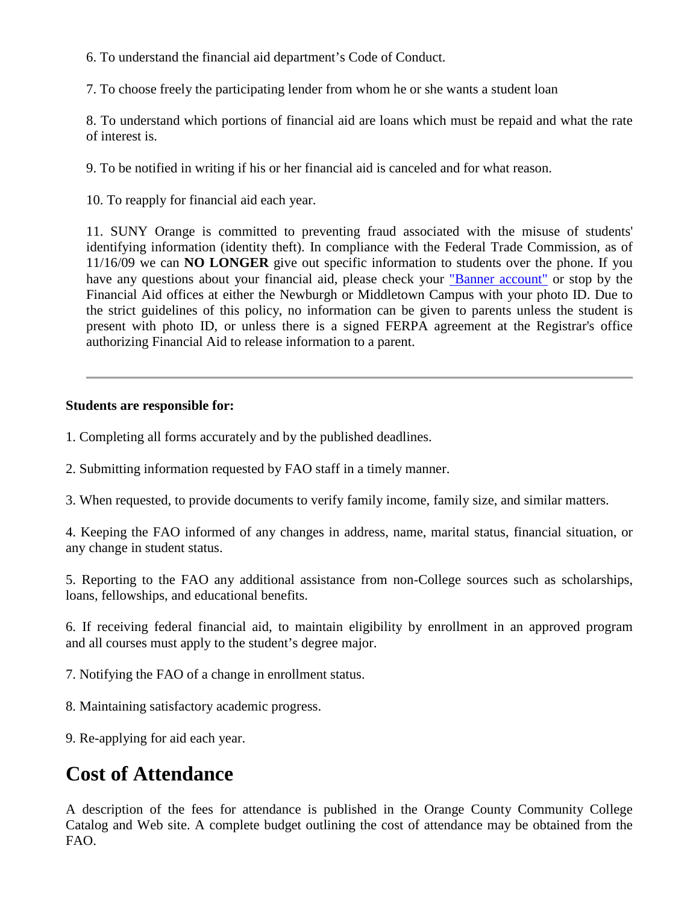6. To understand the financial aid department's Code of Conduct.

7. To choose freely the participating lender from whom he or she wants a student loan

8. To understand which portions of financial aid are loans which must be repaid and what the rate of interest is.

9. To be notified in writing if his or her financial aid is canceled and for what reason.

10. To reapply for financial aid each year.

11. SUNY Orange is committed to preventing fraud associated with the misuse of students' identifying information (identity theft). In compliance with the Federal Trade Commission, as of 11/16/09 we can **NO LONGER** give out specific information to students over the phone. If you have any questions about your financial aid, please check your "Banner account" or stop by the Financial Aid offices at either the Newburgh or Middletown Campus with your photo ID. Due to the strict guidelines of this policy, no information can be given to parents unless the student is present with photo ID, or unless there is a signed FERPA agreement at the Registrar's office authorizing Financial Aid to release information to a parent.

---

**Students are responsible for:**

1. Completing all forms accurately and by the published deadlines.

2. Submitting information requested by FAO staff in a timely manner.

3. When requested, to provide documents to verify family income, family size, and similar matters.

4. Keeping the FAO informed of any changes in address, name, marital status, financial situation, or any change in student status.

5. Reporting to the FAO any additional assistance from non-College sources such as scholarships, loans, fellowships, and educational benefits.

6. If receiving federal financial aid, to maintain eligibility by enrollment in an approved program and all courses must apply to the student's degree major.

7. Notifying the FAO of a change in enrollment status.

8. Maintaining satisfactory academic progress.

9. Re-applying for aid each year.

## Cost of Attendance

A description of the fees for attendance is published in the Orange County Community College Catalog and Web site. A complete budget outlining the cost of attendance may be obtained from the FAO.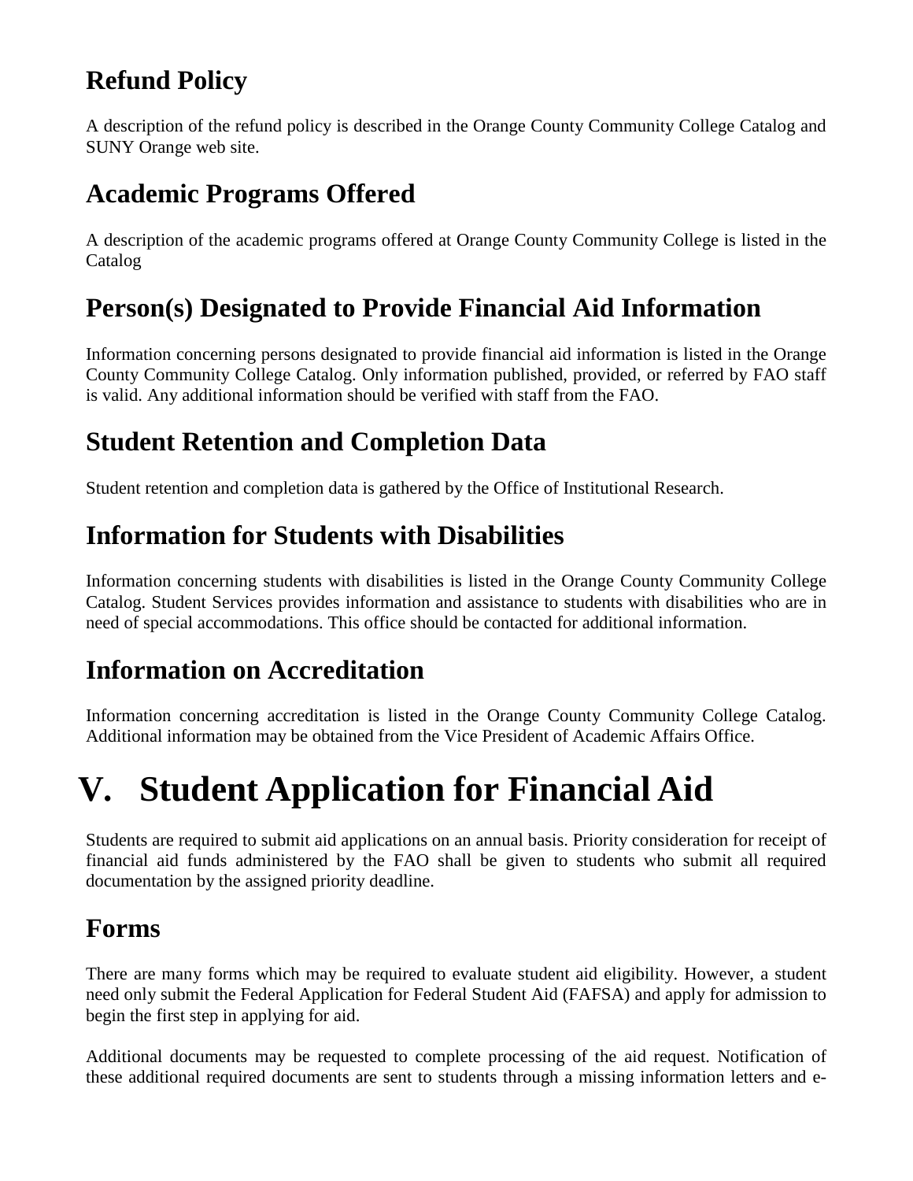## Refund Policy

A description of the refund policy is described in the Orange County Community College Catalog and SUNY Orange web site.

## Academic Programs Offered

A description of the academic programs offered at Orange County Community College is listed in the Catalog

## Person(s) Designated to Provide Financial Aid Information

Information concerning persons designated to provide financial aid information is listed in the Orange County Community College Catalog. Only information published, provided, or referred by FAO staff is valid. Any additional information should be verified with staff from the FAO.

## Student Retention and Completion Data

Student retention and completion data is gathered by the Office of Institutional Research.

## Information for Students with Disabilities

Information concerning students with disabilities is listed in the Orange County Community College Catalog. Student Services provides information and assistance to students with disabilities who are in need of special accommodations. This office should be contacted for additional information.

## Information on Accreditation

Information concerning accreditation is listed in the Orange County Community College Catalog. Additional information may be obtained from the Vice President of Academic Affairs Office.

# V. Student Application for Financial Aid

Students are required to submit aid applications on an annual basis. Priority consideration for receipt of financial aid funds administered by the FAO shall be given to students who submit all required documentation by the assigned priority deadline.

## Forms

There are many forms which may be required to evaluate student aid eligibility. However, a student need only submit the Federal Application for Federal Student Aid (FAFSA) and apply for admission to begin the first step in applying for aid.

Additional documents may be requested to complete processing of the aid request. Notification of these additional required documents are sent to students through a missing information letters and e-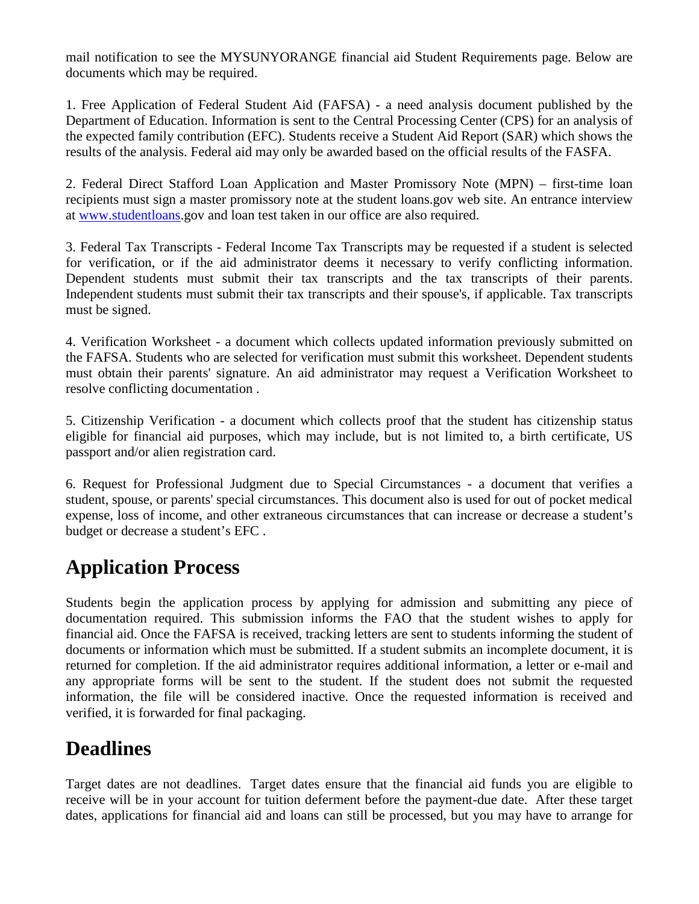mail notification to see the MYSUNYORANGE financial aid Student Requirements page. Below are documents which may be required.

1. Free Application of Federal Student Aid (FAFSA) - a need analysis document published by the Department of Education. Information is sent to the Central Processing Center (CPS) for an analysis of the expected family contribution (EFC). Students receive a Student Aid Report (SAR) which shows the results of the analysis. Federal aid may only be awarded based on the official results of the FASFA.

2. Federal Direct Stafford Loan Application and Master Promissory Note (MPN) – first-time loan recipients must sign a master promissory note at the student loans.gov web site. An entrance interview at www.studentloans.gov and loan test taken in our office are also required.

3. Federal Tax Transcripts - Federal Income Tax Transcripts may be requested if a student is selected for verification, or if the aid administrator deems it necessary to verify conflicting information. Dependent students must submit their tax transcripts and the tax transcripts of their parents. Independent students must submit their tax transcripts and their spouse's, if applicable. Tax transcripts must be signed.

4. Verification Worksheet - a document which collects updated information previously submitted on the FAFSA. Students who are selected for verification must submit this worksheet. Dependent students must obtain their parents' signature. An aid administrator may request a Verification Worksheet to resolve conflicting documentation .

5. Citizenship Verification - a document which collects proof that the student has citizenship status eligible for financial aid purposes, which may include, but is not limited to, a birth certificate, US passport and/or alien registration card.

6. Request for Professional Judgment due to Special Circumstances - a document that verifies a student, spouse, or parents' special circumstances. This document also is used for out of pocket medical expense, loss of income, and other extraneous circumstances that can increase or decrease a student's budget or decrease a student's EFC .

## Application Process

Students begin the application process by applying for admission and submitting any piece of documentation required. This submission informs the FAO that the student wishes to apply for financial aid. Once the FAFSA is received, tracking letters are sent to students informing the student of documents or information which must be submitted. If a student submits an incomplete document, it is returned for completion. If the aid administrator requires additional information, a letter or e-mail and any appropriate forms will be sent to the student. If the student does not submit the requested information, the file will be considered inactive. Once the requested information is received and verified, it is forwarded for final packaging.

## Deadlines

Target dates are not deadlines. Target dates ensure that the financial aid funds you are eligible to receive will be in your account for tuition deferment before the payment-due date. After these target dates, applications for financial aid and loans can still be processed, but you may have to arrange for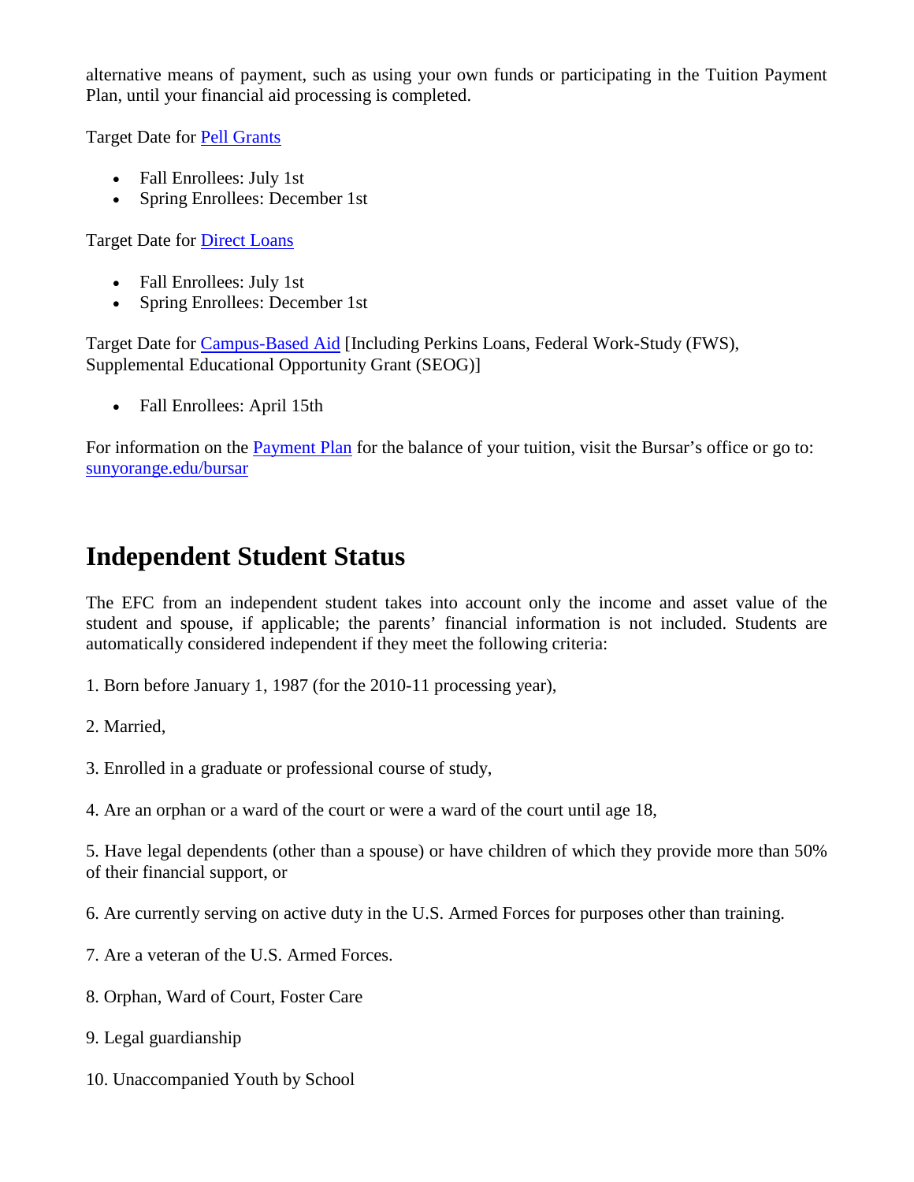alternative means of payment, such as using your own funds or participating in the Tuition Payment Plan, until your financial aid processing is completed.

Target Date for Pell Grants

- Fall Enrollees: July 1st
- Spring Enrollees: December 1st

Target Date for Direct Loans

- Fall Enrollees: July 1st
- Spring Enrollees: December 1st

Target Date for Campus-Based Aid [Including Perkins Loans, Federal Work-Study (FWS), Supplemental Educational Opportunity Grant (SEOG)]

- Fall Enrollees: April 15th

For information on the Payment Plan for the balance of your tuition, visit the Bursar's office or go to: sunyorange.edu/bursar

## Independent Student Status

The EFC from an independent student takes into account only the income and asset value of the student and spouse, if applicable; the parents' financial information is not included. Students are automatically considered independent if they meet the following criteria:

1. Born before January 1, 1987 (for the 2010-11 processing year),

2. Married,

3. Enrolled in a graduate or professional course of study,

4. Are an orphan or a ward of the court or were a ward of the court until age 18,

5. Have legal dependents (other than a spouse) or have children of which they provide more than 50% of their financial support, or

6. Are currently serving on active duty in the U.S. Armed Forces for purposes other than training.

7. Are a veteran of the U.S. Armed Forces.

8. Orphan, Ward of Court, Foster Care

9. Legal guardianship

10. Unaccompanied Youth by School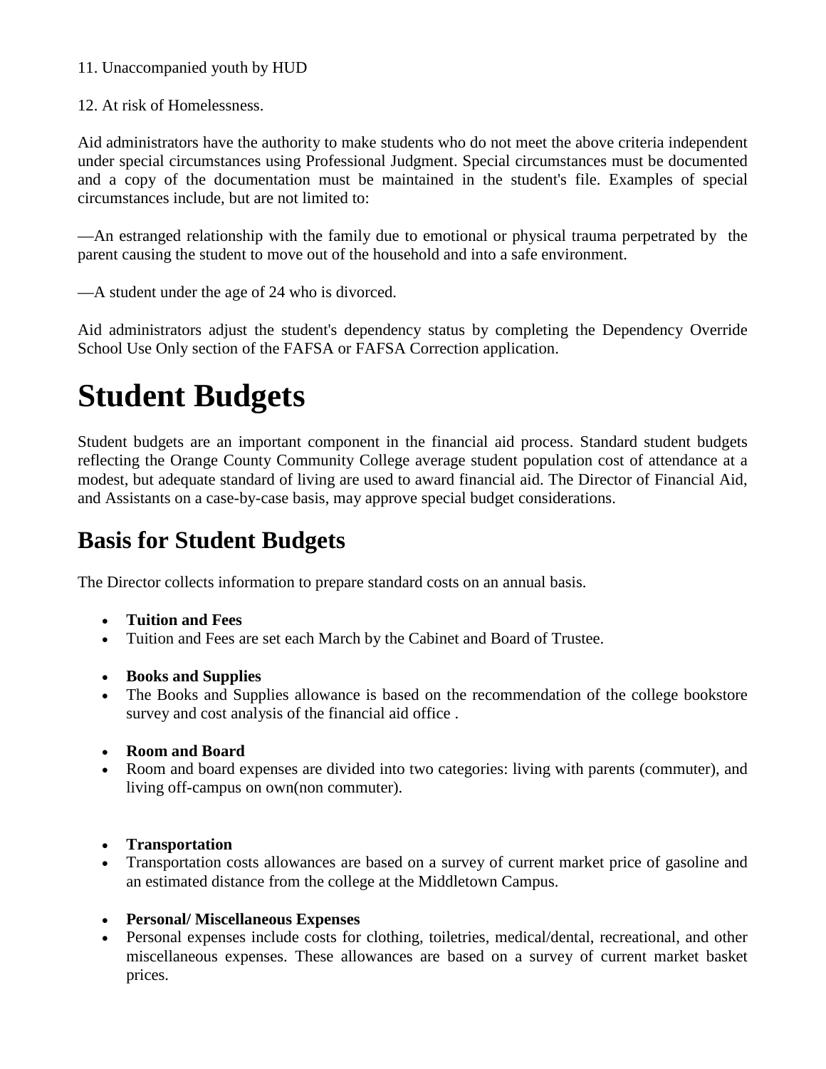11. Unaccompanied youth by HUD

12. At risk of Homelessness.

Aid administrators have the authority to make students who do not meet the above criteria independent under special circumstances using Professional Judgment. Special circumstances must be documented and a copy of the documentation must be maintained in the student's file. Examples of special circumstances include, but are not limited to:

—An estranged relationship with the family due to emotional or physical trauma perpetrated by the parent causing the student to move out of the household and into a safe environment.

—A student under the age of 24 who is divorced.

Aid administrators adjust the student's dependency status by completing the Dependency Override School Use Only section of the FAFSA or FAFSA Correction application.

# Student Budgets

Student budgets are an important component in the financial aid process. Standard student budgets reflecting the Orange County Community College average student population cost of attendance at a modest, but adequate standard of living are used to award financial aid. The Director of Financial Aid, and Assistants on a case-by-case basis, may approve special budget considerations.

## Basis for Student Budgets

The Director collects information to prepare standard costs on an annual basis.

- **Tuition and Fees**
- Tuition and Fees are set each March by the Cabinet and Board of Trustee.

- **Books and Supplies**
- The Books and Supplies allowance is based on the recommendation of the college bookstore survey and cost analysis of the financial aid office .

- **Room and Board**
- Room and board expenses are divided into two categories: living with parents (commuter), and living off-campus on own(non commuter).

- **Transportation**
- Transportation costs allowances are based on a survey of current market price of gasoline and an estimated distance from the college at the Middletown Campus.

- **Personal/ Miscellaneous Expenses**
- Personal expenses include costs for clothing, toiletries, medical/dental, recreational, and other miscellaneous expenses. These allowances are based on a survey of current market basket prices.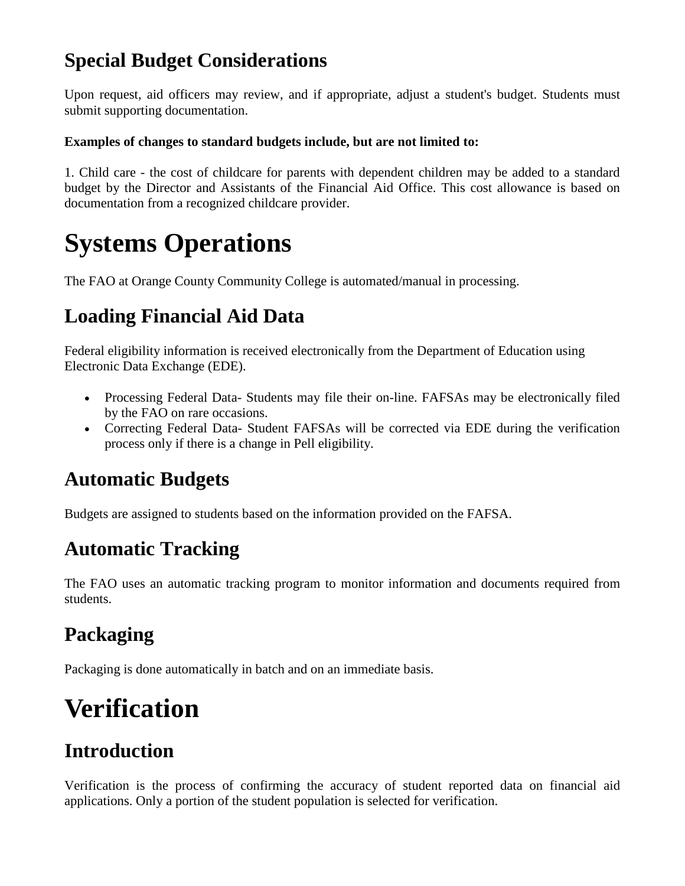## Special Budget Considerations

Upon request, aid officers may review, and if appropriate, adjust a student's budget. Students must submit supporting documentation.

**Examples of changes to standard budgets include, but are not limited to:**

1. Child care - the cost of childcare for parents with dependent children may be added to a standard budget by the Director and Assistants of the Financial Aid Office. This cost allowance is based on documentation from a recognized childcare provider.

# Systems Operations

The FAO at Orange County Community College is automated/manual in processing.

## Loading Financial Aid Data

Federal eligibility information is received electronically from the Department of Education using Electronic Data Exchange (EDE).

- Processing Federal Data- Students may file their on-line. FAFSAs may be electronically filed by the FAO on rare occasions.
- Correcting Federal Data- Student FAFSAs will be corrected via EDE during the verification process only if there is a change in Pell eligibility.

## Automatic Budgets

Budgets are assigned to students based on the information provided on the FAFSA.

## Automatic Tracking

The FAO uses an automatic tracking program to monitor information and documents required from students.

## Packaging

Packaging is done automatically in batch and on an immediate basis.

# Verification

## Introduction

Verification is the process of confirming the accuracy of student reported data on financial aid applications. Only a portion of the student population is selected for verification.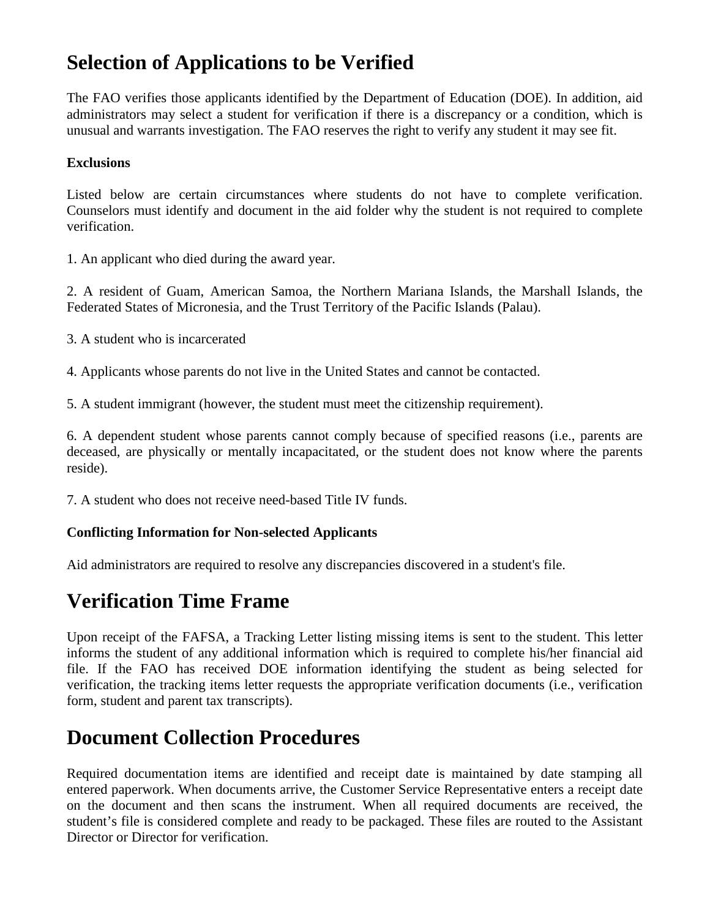# Selection of Applications to be Verified

The FAO verifies those applicants identified by the Department of Education (DOE). In addition, aid administrators may select a student for verification if there is a discrepancy or a condition, which is unusual and warrants investigation. The FAO reserves the right to verify any student it may see fit.

**Exclusions**

Listed below are certain circumstances where students do not have to complete verification. Counselors must identify and document in the aid folder why the student is not required to complete verification.

1. An applicant who died during the award year.

2. A resident of Guam, American Samoa, the Northern Mariana Islands, the Marshall Islands, the Federated States of Micronesia, and the Trust Territory of the Pacific Islands (Palau).

3. A student who is incarcerated

4. Applicants whose parents do not live in the United States and cannot be contacted.

5. A student immigrant (however, the student must meet the citizenship requirement).

6. A dependent student whose parents cannot comply because of specified reasons (i.e., parents are deceased, are physically or mentally incapacitated, or the student does not know where the parents reside).

7. A student who does not receive need-based Title IV funds.

**Conflicting Information for Non-selected Applicants**

Aid administrators are required to resolve any discrepancies discovered in a student's file.

# Verification Time Frame

Upon receipt of the FAFSA, a Tracking Letter listing missing items is sent to the student. This letter informs the student of any additional information which is required to complete his/her financial aid file. If the FAO has received DOE information identifying the student as being selected for verification, the tracking items letter requests the appropriate verification documents (i.e., verification form, student and parent tax transcripts).

# Document Collection Procedures

Required documentation items are identified and receipt date is maintained by date stamping all entered paperwork. When documents arrive, the Customer Service Representative enters a receipt date on the document and then scans the instrument. When all required documents are received, the student’s file is considered complete and ready to be packaged. These files are routed to the Assistant Director or Director for verification.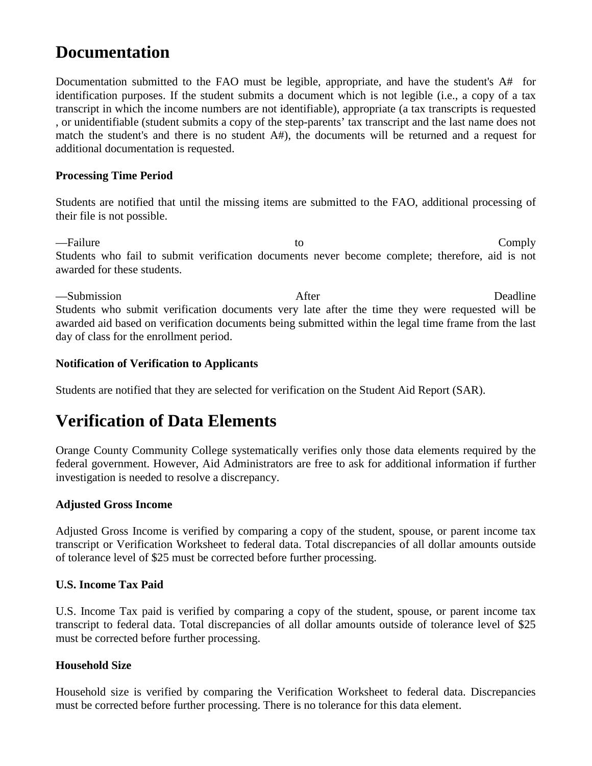# Documentation

Documentation submitted to the FAO must be legible, appropriate, and have the student's A# for identification purposes. If the student submits a document which is not legible (i.e., a copy of a tax transcript in which the income numbers are not identifiable), appropriate (a tax transcripts is requested , or unidentifiable (student submits a copy of the step-parents' tax transcript and the last name does not match the student's and there is no student A#), the documents will be returned and a request for additional documentation is requested.

**Processing Time Period**

Students are notified that until the missing items are submitted to the FAO, additional processing of their file is not possible.

—Failure to Comply
Students who fail to submit verification documents never become complete; therefore, aid is not awarded for these students.

—Submission After Deadline
Students who submit verification documents very late after the time they were requested will be awarded aid based on verification documents being submitted within the legal time frame from the last day of class for the enrollment period.

**Notification of Verification to Applicants**

Students are notified that they are selected for verification on the Student Aid Report (SAR).

# Verification of Data Elements

Orange County Community College systematically verifies only those data elements required by the federal government. However, Aid Administrators are free to ask for additional information if further investigation is needed to resolve a discrepancy.

**Adjusted Gross Income**

Adjusted Gross Income is verified by comparing a copy of the student, spouse, or parent income tax transcript or Verification Worksheet to federal data. Total discrepancies of all dollar amounts outside of tolerance level of $25 must be corrected before further processing.

**U.S. Income Tax Paid**

U.S. Income Tax paid is verified by comparing a copy of the student, spouse, or parent income tax transcript to federal data. Total discrepancies of all dollar amounts outside of tolerance level of $25 must be corrected before further processing.

**Household Size**

Household size is verified by comparing the Verification Worksheet to federal data. Discrepancies must be corrected before further processing. There is no tolerance for this data element.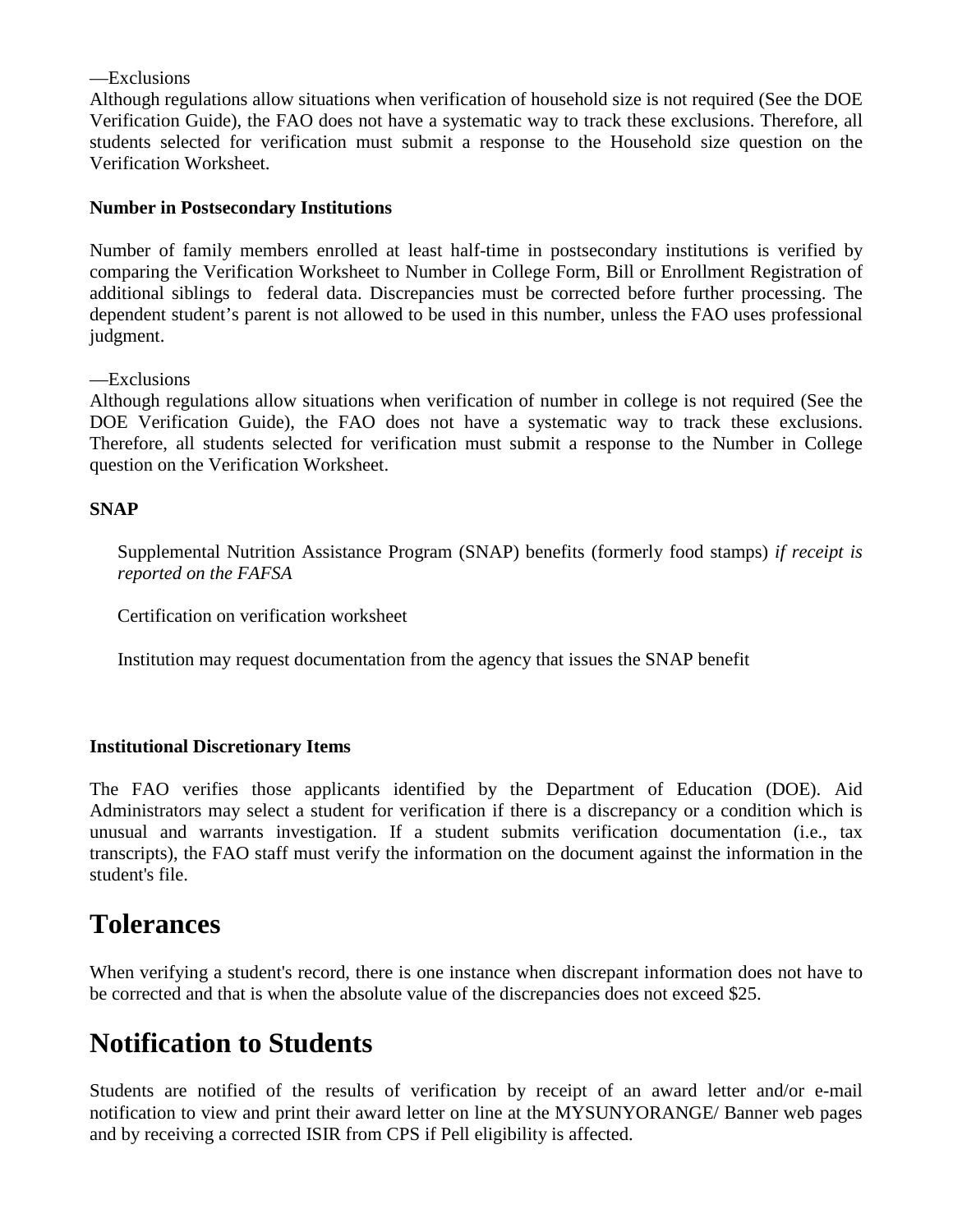—Exclusions

Although regulations allow situations when verification of household size is not required (See the DOE Verification Guide), the FAO does not have a systematic way to track these exclusions. Therefore, all students selected for verification must submit a response to the Household size question on the Verification Worksheet.

**Number in Postsecondary Institutions**

Number of family members enrolled at least half-time in postsecondary institutions is verified by comparing the Verification Worksheet to Number in College Form, Bill or Enrollment Registration of additional siblings to federal data. Discrepancies must be corrected before further processing. The dependent student's parent is not allowed to be used in this number, unless the FAO uses professional judgment.

—Exclusions

Although regulations allow situations when verification of number in college is not required (See the DOE Verification Guide), the FAO does not have a systematic way to track these exclusions. Therefore, all students selected for verification must submit a response to the Number in College question on the Verification Worksheet.

**SNAP**

Supplemental Nutrition Assistance Program (SNAP) benefits (formerly food stamps) *if receipt is reported on the FAFSA*

Certification on verification worksheet

Institution may request documentation from the agency that issues the SNAP benefit

**Institutional Discretionary Items**

The FAO verifies those applicants identified by the Department of Education (DOE). Aid Administrators may select a student for verification if there is a discrepancy or a condition which is unusual and warrants investigation. If a student submits verification documentation (i.e., tax transcripts), the FAO staff must verify the information on the document against the information in the student's file.

# Tolerances

When verifying a student's record, there is one instance when discrepant information does not have to be corrected and that is when the absolute value of the discrepancies does not exceed $25.

# Notification to Students

Students are notified of the results of verification by receipt of an award letter and/or e-mail notification to view and print their award letter on line at the MYSUNYORANGE/ Banner web pages and by receiving a corrected ISIR from CPS if Pell eligibility is affected.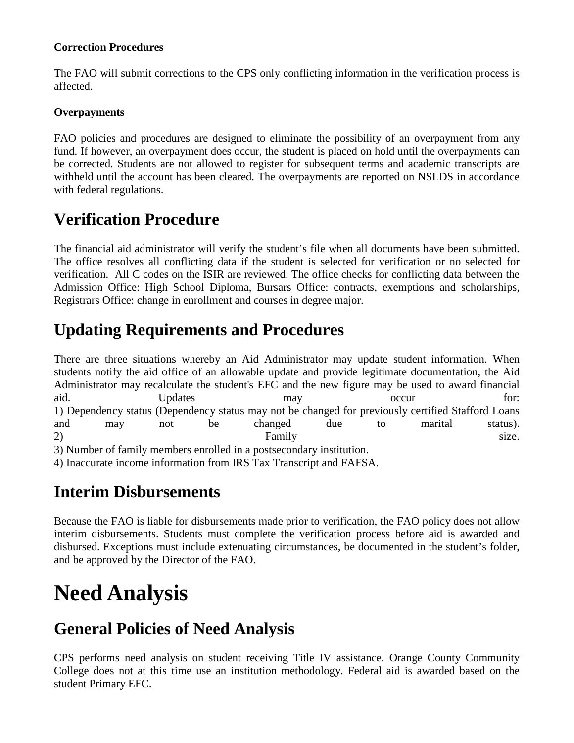**Correction Procedures**

The FAO will submit corrections to the CPS only conflicting information in the verification process is affected.

**Overpayments**

FAO policies and procedures are designed to eliminate the possibility of an overpayment from any fund. If however, an overpayment does occur, the student is placed on hold until the overpayments can be corrected. Students are not allowed to register for subsequent terms and academic transcripts are withheld until the account has been cleared. The overpayments are reported on NSLDS in accordance with federal regulations.

## Verification Procedure

The financial aid administrator will verify the student's file when all documents have been submitted. The office resolves all conflicting data if the student is selected for verification or no selected for verification. All C codes on the ISIR are reviewed. The office checks for conflicting data between the Admission Office: High School Diploma, Bursars Office: contracts, exemptions and scholarships, Registrars Office: change in enrollment and courses in degree major.

## Updating Requirements and Procedures

There are three situations whereby an Aid Administrator may update student information. When students notify the aid office of an allowable update and provide legitimate documentation, the Aid Administrator may recalculate the student's EFC and the new figure may be used to award financial aid. Updates may occur for:

1) Dependency status (Dependency status may not be changed for previously certified Stafford Loans and may not be changed due to marital status).
2) Family size.
3) Number of family members enrolled in a postsecondary institution.
4) Inaccurate income information from IRS Tax Transcript and FAFSA.

## Interim Disbursements

Because the FAO is liable for disbursements made prior to verification, the FAO policy does not allow interim disbursements. Students must complete the verification process before aid is awarded and disbursed. Exceptions must include extenuating circumstances, be documented in the student's folder, and be approved by the Director of the FAO.

# Need Analysis

## General Policies of Need Analysis

CPS performs need analysis on student receiving Title IV assistance. Orange County Community College does not at this time use an institution methodology. Federal aid is awarded based on the student Primary EFC.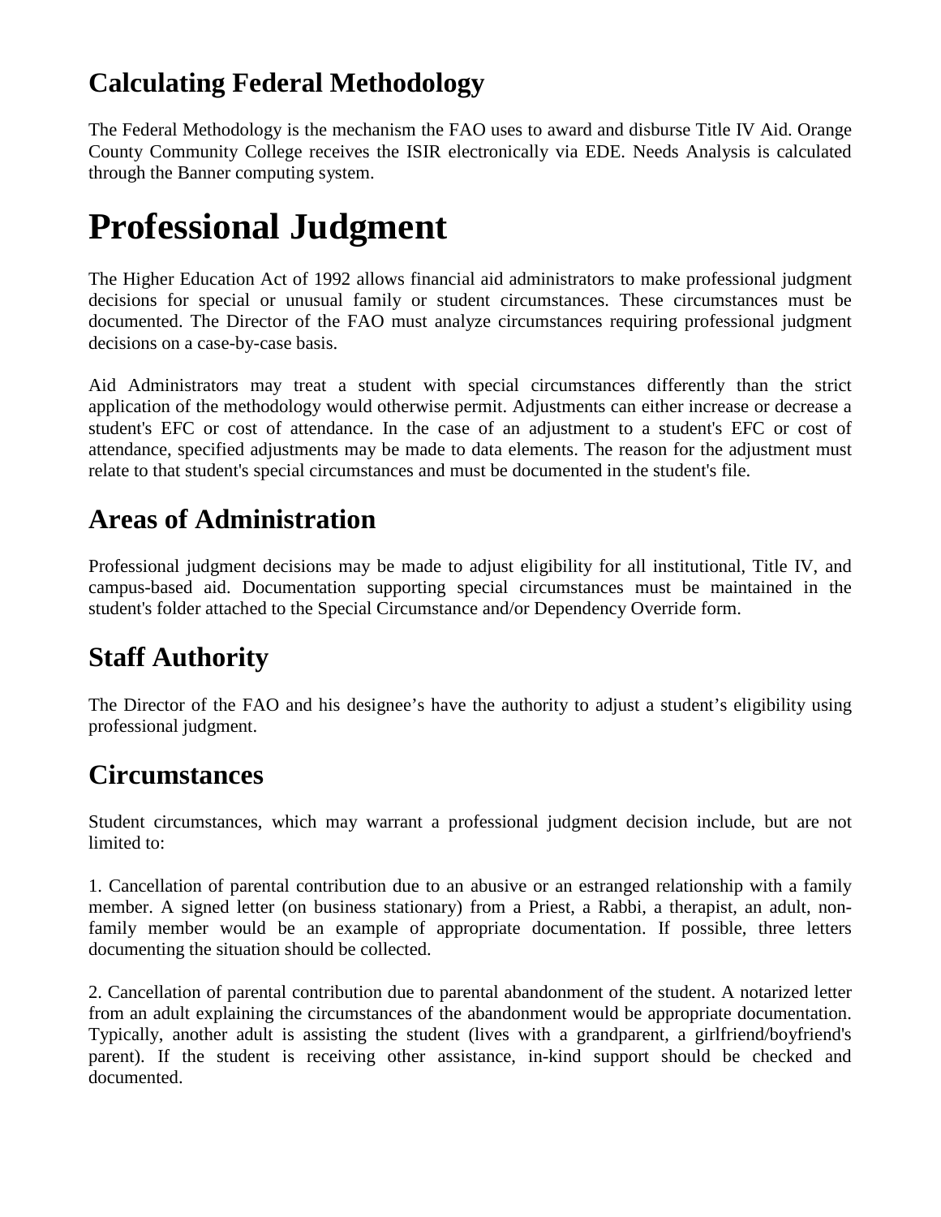## Calculating Federal Methodology

The Federal Methodology is the mechanism the FAO uses to award and disburse Title IV Aid. Orange County Community College receives the ISIR electronically via EDE. Needs Analysis is calculated through the Banner computing system.

# Professional Judgment

The Higher Education Act of 1992 allows financial aid administrators to make professional judgment decisions for special or unusual family or student circumstances. These circumstances must be documented. The Director of the FAO must analyze circumstances requiring professional judgment decisions on a case-by-case basis.

Aid Administrators may treat a student with special circumstances differently than the strict application of the methodology would otherwise permit. Adjustments can either increase or decrease a student's EFC or cost of attendance. In the case of an adjustment to a student's EFC or cost of attendance, specified adjustments may be made to data elements. The reason for the adjustment must relate to that student's special circumstances and must be documented in the student's file.

## Areas of Administration

Professional judgment decisions may be made to adjust eligibility for all institutional, Title IV, and campus-based aid. Documentation supporting special circumstances must be maintained in the student's folder attached to the Special Circumstance and/or Dependency Override form.

## Staff Authority

The Director of the FAO and his designee's have the authority to adjust a student's eligibility using professional judgment.

## Circumstances

Student circumstances, which may warrant a professional judgment decision include, but are not limited to:

1. Cancellation of parental contribution due to an abusive or an estranged relationship with a family member. A signed letter (on business stationary) from a Priest, a Rabbi, a therapist, an adult, non-family member would be an example of appropriate documentation. If possible, three letters documenting the situation should be collected.

2. Cancellation of parental contribution due to parental abandonment of the student. A notarized letter from an adult explaining the circumstances of the abandonment would be appropriate documentation. Typically, another adult is assisting the student (lives with a grandparent, a girlfriend/boyfriend's parent). If the student is receiving other assistance, in-kind support should be checked and documented.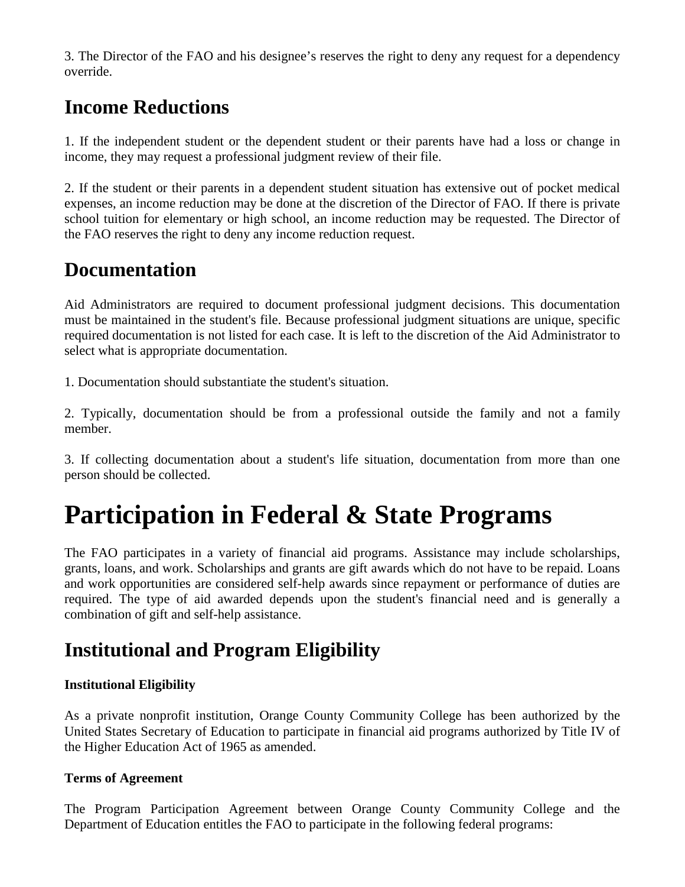3. The Director of the FAO and his designee's reserves the right to deny any request for a dependency override.

## Income Reductions

1. If the independent student or the dependent student or their parents have had a loss or change in income, they may request a professional judgment review of their file.

2. If the student or their parents in a dependent student situation has extensive out of pocket medical expenses, an income reduction may be done at the discretion of the Director of FAO. If there is private school tuition for elementary or high school, an income reduction may be requested. The Director of the FAO reserves the right to deny any income reduction request.

## Documentation

Aid Administrators are required to document professional judgment decisions. This documentation must be maintained in the student's file. Because professional judgment situations are unique, specific required documentation is not listed for each case. It is left to the discretion of the Aid Administrator to select what is appropriate documentation.

1. Documentation should substantiate the student's situation.

2. Typically, documentation should be from a professional outside the family and not a family member.

3. If collecting documentation about a student's life situation, documentation from more than one person should be collected.

# Participation in Federal & State Programs

The FAO participates in a variety of financial aid programs. Assistance may include scholarships, grants, loans, and work. Scholarships and grants are gift awards which do not have to be repaid. Loans and work opportunities are considered self-help awards since repayment or performance of duties are required. The type of aid awarded depends upon the student's financial need and is generally a combination of gift and self-help assistance.

## Institutional and Program Eligibility

**Institutional Eligibility**

As a private nonprofit institution, Orange County Community College has been authorized by the United States Secretary of Education to participate in financial aid programs authorized by Title IV of the Higher Education Act of 1965 as amended.

**Terms of Agreement**

The Program Participation Agreement between Orange County Community College and the Department of Education entitles the FAO to participate in the following federal programs: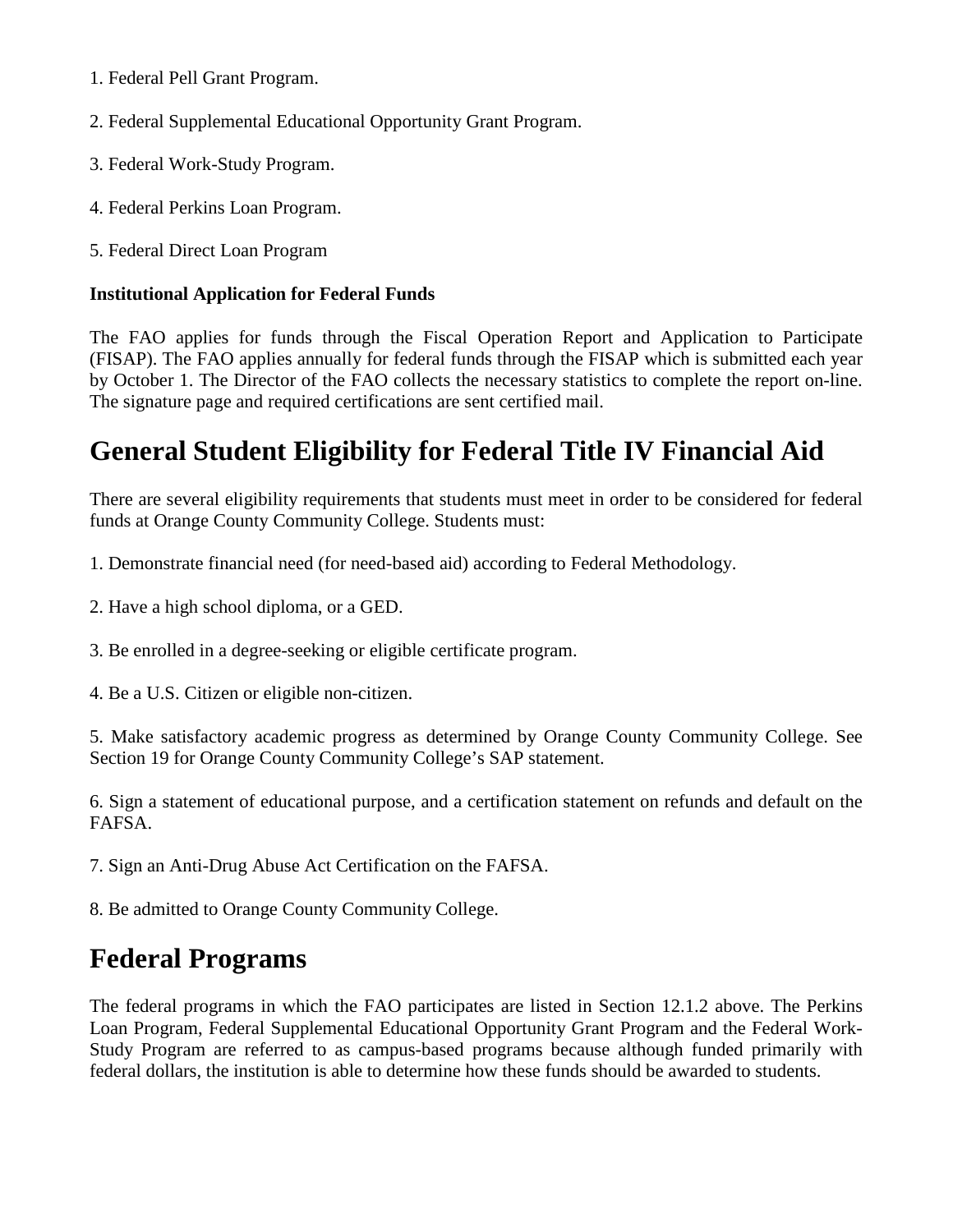1. Federal Pell Grant Program.

2. Federal Supplemental Educational Opportunity Grant Program.

3. Federal Work-Study Program.

4. Federal Perkins Loan Program.

5. Federal Direct Loan Program

**Institutional Application for Federal Funds**

The FAO applies for funds through the Fiscal Operation Report and Application to Participate (FISAP). The FAO applies annually for federal funds through the FISAP which is submitted each year by October 1. The Director of the FAO collects the necessary statistics to complete the report on-line. The signature page and required certifications are sent certified mail.

# General Student Eligibility for Federal Title IV Financial Aid

There are several eligibility requirements that students must meet in order to be considered for federal funds at Orange County Community College. Students must:

1. Demonstrate financial need (for need-based aid) according to Federal Methodology.

2. Have a high school diploma, or a GED.

3. Be enrolled in a degree-seeking or eligible certificate program.

4. Be a U.S. Citizen or eligible non-citizen.

5. Make satisfactory academic progress as determined by Orange County Community College. See Section 19 for Orange County Community College's SAP statement.

6. Sign a statement of educational purpose, and a certification statement on refunds and default on the FAFSA.

7. Sign an Anti-Drug Abuse Act Certification on the FAFSA.

8. Be admitted to Orange County Community College.

# Federal Programs

The federal programs in which the FAO participates are listed in Section 12.1.2 above. The Perkins Loan Program, Federal Supplemental Educational Opportunity Grant Program and the Federal Work-Study Program are referred to as campus-based programs because although funded primarily with federal dollars, the institution is able to determine how these funds should be awarded to students.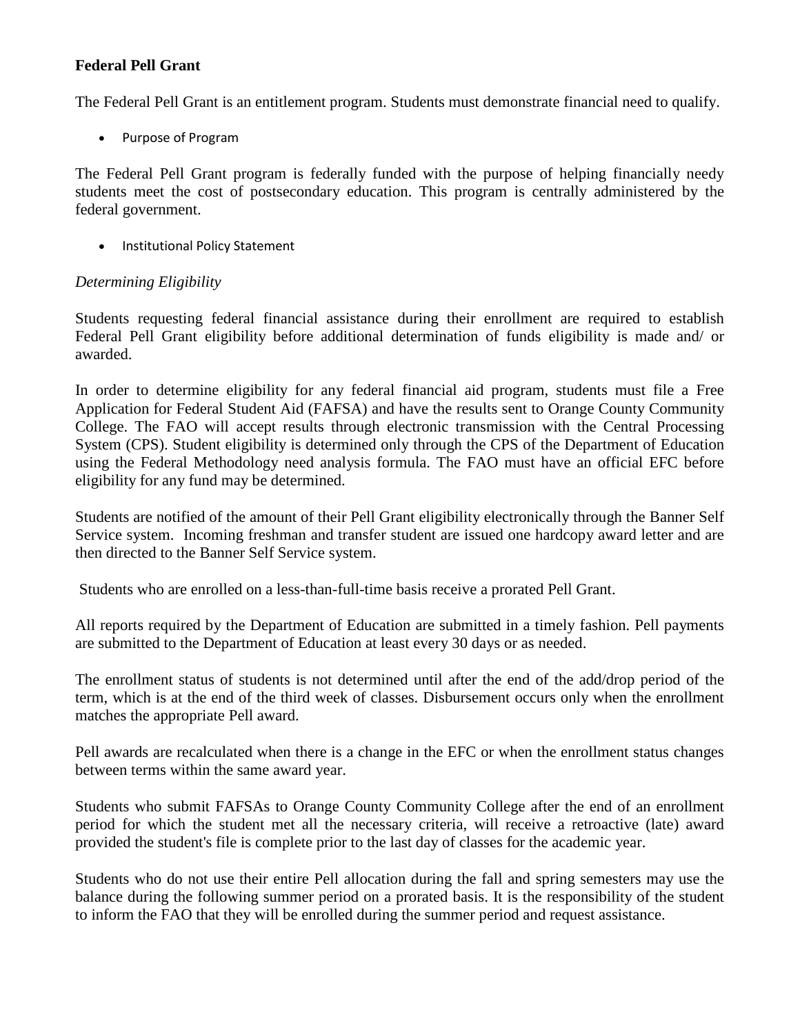**Federal Pell Grant**

The Federal Pell Grant is an entitlement program. Students must demonstrate financial need to qualify.

- Purpose of Program

The Federal Pell Grant program is federally funded with the purpose of helping financially needy students meet the cost of postsecondary education. This program is centrally administered by the federal government.

- Institutional Policy Statement

*Determining Eligibility*

Students requesting federal financial assistance during their enrollment are required to establish Federal Pell Grant eligibility before additional determination of funds eligibility is made and/ or awarded.

In order to determine eligibility for any federal financial aid program, students must file a Free Application for Federal Student Aid (FAFSA) and have the results sent to Orange County Community College. The FAO will accept results through electronic transmission with the Central Processing System (CPS). Student eligibility is determined only through the CPS of the Department of Education using the Federal Methodology need analysis formula. The FAO must have an official EFC before eligibility for any fund may be determined.

Students are notified of the amount of their Pell Grant eligibility electronically through the Banner Self Service system. Incoming freshman and transfer student are issued one hardcopy award letter and are then directed to the Banner Self Service system.

Students who are enrolled on a less-than-full-time basis receive a prorated Pell Grant.

All reports required by the Department of Education are submitted in a timely fashion. Pell payments are submitted to the Department of Education at least every 30 days or as needed.

The enrollment status of students is not determined until after the end of the add/drop period of the term, which is at the end of the third week of classes. Disbursement occurs only when the enrollment matches the appropriate Pell award.

Pell awards are recalculated when there is a change in the EFC or when the enrollment status changes between terms within the same award year.

Students who submit FAFSAs to Orange County Community College after the end of an enrollment period for which the student met all the necessary criteria, will receive a retroactive (late) award provided the student's file is complete prior to the last day of classes for the academic year.

Students who do not use their entire Pell allocation during the fall and spring semesters may use the balance during the following summer period on a prorated basis. It is the responsibility of the student to inform the FAO that they will be enrolled during the summer period and request assistance.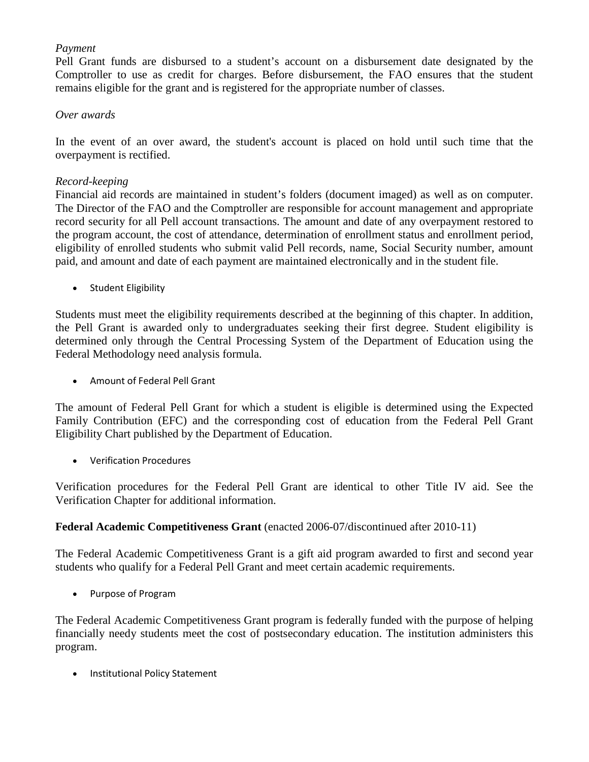*Payment*

Pell Grant funds are disbursed to a student's account on a disbursement date designated by the Comptroller to use as credit for charges. Before disbursement, the FAO ensures that the student remains eligible for the grant and is registered for the appropriate number of classes.

*Over awards*

In the event of an over award, the student's account is placed on hold until such time that the overpayment is rectified.

*Record-keeping*

Financial aid records are maintained in student's folders (document imaged) as well as on computer. The Director of the FAO and the Comptroller are responsible for account management and appropriate record security for all Pell account transactions. The amount and date of any overpayment restored to the program account, the cost of attendance, determination of enrollment status and enrollment period, eligibility of enrolled students who submit valid Pell records, name, Social Security number, amount paid, and amount and date of each payment are maintained electronically and in the student file.

- Student Eligibility

Students must meet the eligibility requirements described at the beginning of this chapter. In addition, the Pell Grant is awarded only to undergraduates seeking their first degree. Student eligibility is determined only through the Central Processing System of the Department of Education using the Federal Methodology need analysis formula.

- Amount of Federal Pell Grant

The amount of Federal Pell Grant for which a student is eligible is determined using the Expected Family Contribution (EFC) and the corresponding cost of education from the Federal Pell Grant Eligibility Chart published by the Department of Education.

- Verification Procedures

Verification procedures for the Federal Pell Grant are identical to other Title IV aid. See the Verification Chapter for additional information.

**Federal Academic Competitiveness Grant** (enacted 2006-07/discontinued after 2010-11)

The Federal Academic Competitiveness Grant is a gift aid program awarded to first and second year students who qualify for a Federal Pell Grant and meet certain academic requirements.

- Purpose of Program

The Federal Academic Competitiveness Grant program is federally funded with the purpose of helping financially needy students meet the cost of postsecondary education. The institution administers this program.

- Institutional Policy Statement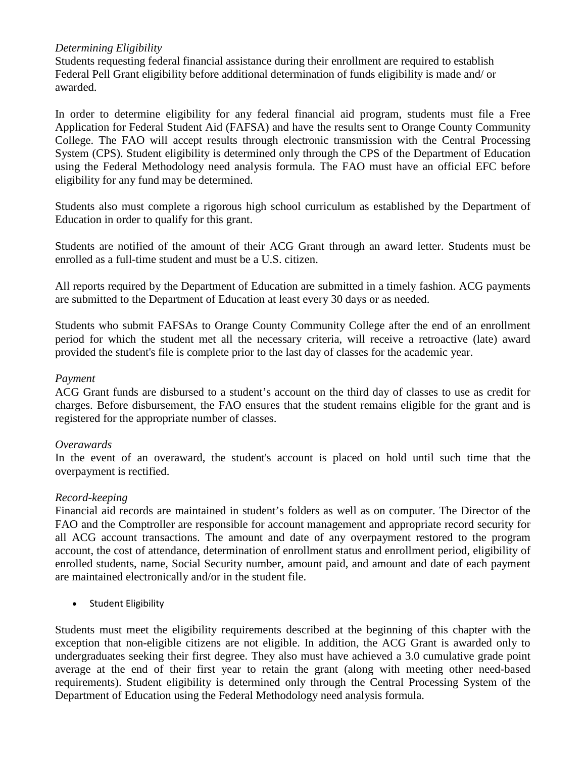*Determining Eligibility*

Students requesting federal financial assistance during their enrollment are required to establish Federal Pell Grant eligibility before additional determination of funds eligibility is made and/ or awarded.

In order to determine eligibility for any federal financial aid program, students must file a Free Application for Federal Student Aid (FAFSA) and have the results sent to Orange County Community College. The FAO will accept results through electronic transmission with the Central Processing System (CPS). Student eligibility is determined only through the CPS of the Department of Education using the Federal Methodology need analysis formula. The FAO must have an official EFC before eligibility for any fund may be determined.

Students also must complete a rigorous high school curriculum as established by the Department of Education in order to qualify for this grant.

Students are notified of the amount of their ACG Grant through an award letter. Students must be enrolled as a full-time student and must be a U.S. citizen.

All reports required by the Department of Education are submitted in a timely fashion. ACG payments are submitted to the Department of Education at least every 30 days or as needed.

Students who submit FAFSAs to Orange County Community College after the end of an enrollment period for which the student met all the necessary criteria, will receive a retroactive (late) award provided the student's file is complete prior to the last day of classes for the academic year.

*Payment*

ACG Grant funds are disbursed to a student's account on the third day of classes to use as credit for charges. Before disbursement, the FAO ensures that the student remains eligible for the grant and is registered for the appropriate number of classes.

*Overawards*

In the event of an overaward, the student's account is placed on hold until such time that the overpayment is rectified.

*Record-keeping*

Financial aid records are maintained in student's folders as well as on computer. The Director of the FAO and the Comptroller are responsible for account management and appropriate record security for all ACG account transactions. The amount and date of any overpayment restored to the program account, the cost of attendance, determination of enrollment status and enrollment period, eligibility of enrolled students, name, Social Security number, amount paid, and amount and date of each payment are maintained electronically and/or in the student file.

- Student Eligibility

Students must meet the eligibility requirements described at the beginning of this chapter with the exception that non-eligible citizens are not eligible. In addition, the ACG Grant is awarded only to undergraduates seeking their first degree. They also must have achieved a 3.0 cumulative grade point average at the end of their first year to retain the grant (along with meeting other need-based requirements). Student eligibility is determined only through the Central Processing System of the Department of Education using the Federal Methodology need analysis formula.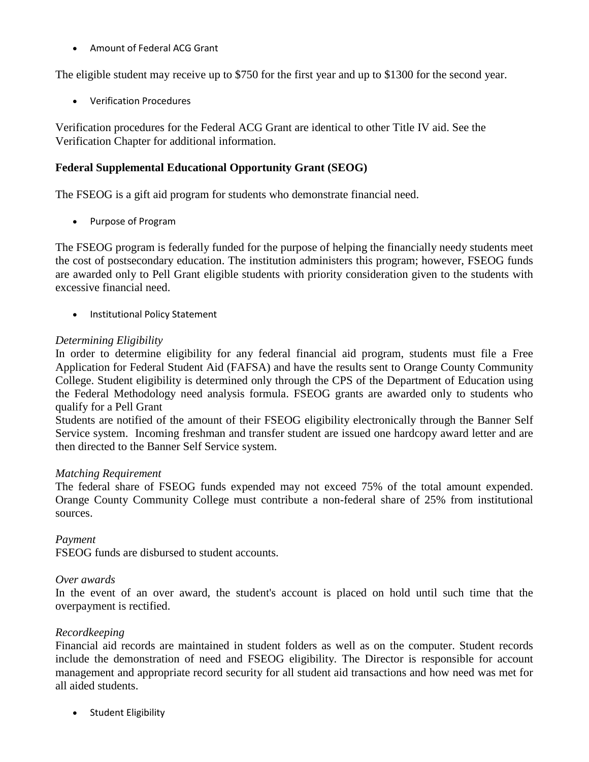- Amount of Federal ACG Grant

The eligible student may receive up to $750 for the first year and up to $1300 for the second year.

- Verification Procedures

Verification procedures for the Federal ACG Grant are identical to other Title IV aid. See the Verification Chapter for additional information.

**Federal Supplemental Educational Opportunity Grant (SEOG)**

The FSEOG is a gift aid program for students who demonstrate financial need.

- Purpose of Program

The FSEOG program is federally funded for the purpose of helping the financially needy students meet the cost of postsecondary education. The institution administers this program; however, FSEOG funds are awarded only to Pell Grant eligible students with priority consideration given to the students with excessive financial need.

- Institutional Policy Statement

*Determining Eligibility*
In order to determine eligibility for any federal financial aid program, students must file a Free Application for Federal Student Aid (FAFSA) and have the results sent to Orange County Community College. Student eligibility is determined only through the CPS of the Department of Education using the Federal Methodology need analysis formula. FSEOG grants are awarded only to students who qualify for a Pell Grant
Students are notified of the amount of their FSEOG eligibility electronically through the Banner Self Service system. Incoming freshman and transfer student are issued one hardcopy award letter and are then directed to the Banner Self Service system.

*Matching Requirement*
The federal share of FSEOG funds expended may not exceed 75% of the total amount expended. Orange County Community College must contribute a non-federal share of 25% from institutional sources.

*Payment*
FSEOG funds are disbursed to student accounts.

*Over awards*
In the event of an over award, the student's account is placed on hold until such time that the overpayment is rectified.

*Recordkeeping*
Financial aid records are maintained in student folders as well as on the computer. Student records include the demonstration of need and FSEOG eligibility. The Director is responsible for account management and appropriate record security for all student aid transactions and how need was met for all aided students.

- Student Eligibility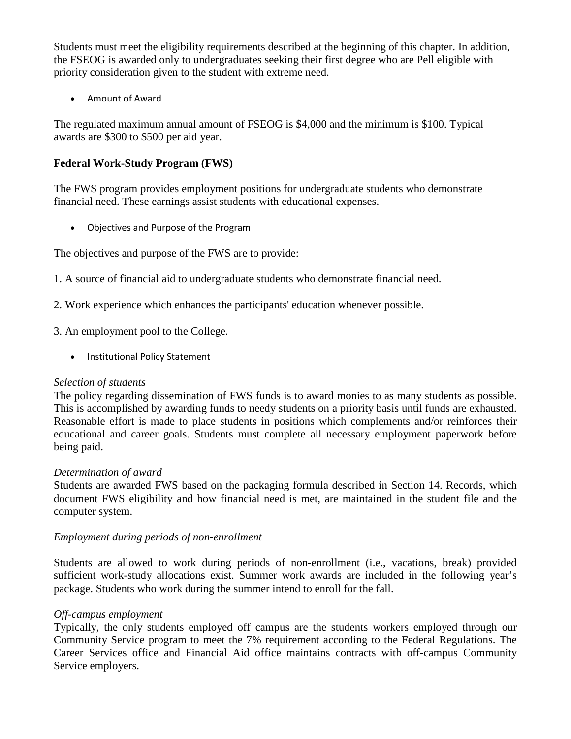Students must meet the eligibility requirements described at the beginning of this chapter. In addition, the FSEOG is awarded only to undergraduates seeking their first degree who are Pell eligible with priority consideration given to the student with extreme need.

- Amount of Award

The regulated maximum annual amount of FSEOG is $4,000 and the minimum is $100. Typical awards are $300 to $500 per aid year.

**Federal Work-Study Program (FWS)**

The FWS program provides employment positions for undergraduate students who demonstrate financial need. These earnings assist students with educational expenses.

- Objectives and Purpose of the Program

The objectives and purpose of the FWS are to provide:

1. A source of financial aid to undergraduate students who demonstrate financial need.

2. Work experience which enhances the participants' education whenever possible.

3. An employment pool to the College.

- Institutional Policy Statement

*Selection of students*
The policy regarding dissemination of FWS funds is to award monies to as many students as possible. This is accomplished by awarding funds to needy students on a priority basis until funds are exhausted. Reasonable effort is made to place students in positions which complements and/or reinforces their educational and career goals. Students must complete all necessary employment paperwork before being paid.

*Determination of award*
Students are awarded FWS based on the packaging formula described in Section 14. Records, which document FWS eligibility and how financial need is met, are maintained in the student file and the computer system.

*Employment during periods of non-enrollment*

Students are allowed to work during periods of non-enrollment (i.e., vacations, break) provided sufficient work-study allocations exist. Summer work awards are included in the following year's package. Students who work during the summer intend to enroll for the fall.

*Off-campus employment*
Typically, the only students employed off campus are the students workers employed through our Community Service program to meet the 7% requirement according to the Federal Regulations. The Career Services office and Financial Aid office maintains contracts with off-campus Community Service employers.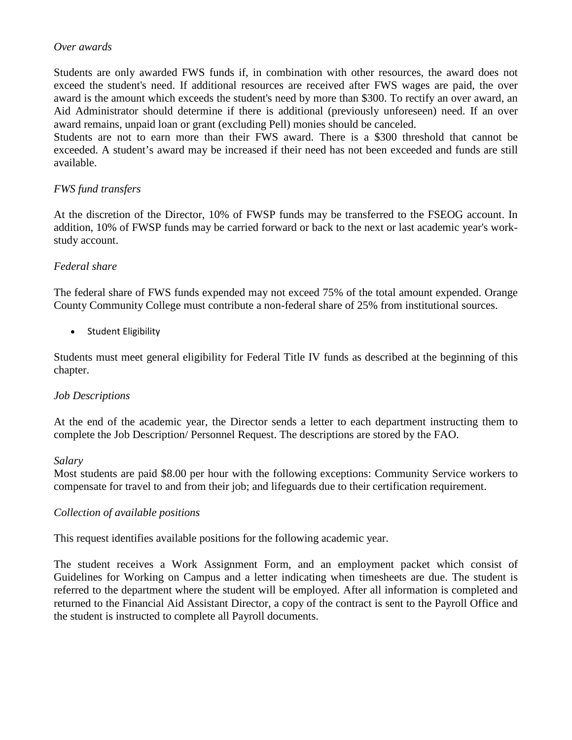*Over awards*

Students are only awarded FWS funds if, in combination with other resources, the award does not exceed the student's need. If additional resources are received after FWS wages are paid, the over award is the amount which exceeds the student's need by more than $300. To rectify an over award, an Aid Administrator should determine if there is additional (previously unforeseen) need. If an over award remains, unpaid loan or grant (excluding Pell) monies should be canceled.
Students are not to earn more than their FWS award. There is a $300 threshold that cannot be exceeded. A student's award may be increased if their need has not been exceeded and funds are still available.

*FWS fund transfers*

At the discretion of the Director, 10% of FWSP funds may be transferred to the FSEOG account. In addition, 10% of FWSP funds may be carried forward or back to the next or last academic year's work-study account.

*Federal share*

The federal share of FWS funds expended may not exceed 75% of the total amount expended. Orange County Community College must contribute a non-federal share of 25% from institutional sources.

- Student Eligibility

Students must meet general eligibility for Federal Title IV funds as described at the beginning of this chapter.

*Job Descriptions*

At the end of the academic year, the Director sends a letter to each department instructing them to complete the Job Description/ Personnel Request. The descriptions are stored by the FAO.

*Salary*
Most students are paid $8.00 per hour with the following exceptions: Community Service workers to compensate for travel to and from their job; and lifeguards due to their certification requirement.

*Collection of available positions*

This request identifies available positions for the following academic year.

The student receives a Work Assignment Form, and an employment packet which consist of Guidelines for Working on Campus and a letter indicating when timesheets are due. The student is referred to the department where the student will be employed. After all information is completed and returned to the Financial Aid Assistant Director, a copy of the contract is sent to the Payroll Office and the student is instructed to complete all Payroll documents.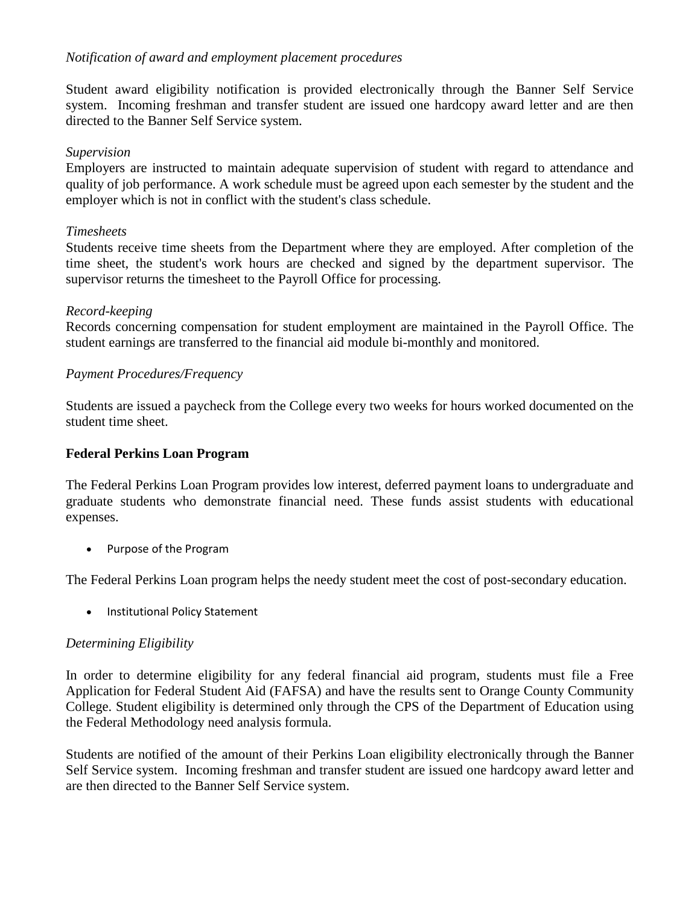*Notification of award and employment placement procedures*

Student award eligibility notification is provided electronically through the Banner Self Service system. Incoming freshman and transfer student are issued one hardcopy award letter and are then directed to the Banner Self Service system.

*Supervision*

Employers are instructed to maintain adequate supervision of student with regard to attendance and quality of job performance. A work schedule must be agreed upon each semester by the student and the employer which is not in conflict with the student's class schedule.

*Timesheets*

Students receive time sheets from the Department where they are employed. After completion of the time sheet, the student's work hours are checked and signed by the department supervisor. The supervisor returns the timesheet to the Payroll Office for processing.

*Record-keeping*

Records concerning compensation for student employment are maintained in the Payroll Office. The student earnings are transferred to the financial aid module bi-monthly and monitored.

*Payment Procedures/Frequency*

Students are issued a paycheck from the College every two weeks for hours worked documented on the student time sheet.

**Federal Perkins Loan Program**

The Federal Perkins Loan Program provides low interest, deferred payment loans to undergraduate and graduate students who demonstrate financial need. These funds assist students with educational expenses.

- Purpose of the Program

The Federal Perkins Loan program helps the needy student meet the cost of post-secondary education.

- Institutional Policy Statement

*Determining Eligibility*

In order to determine eligibility for any federal financial aid program, students must file a Free Application for Federal Student Aid (FAFSA) and have the results sent to Orange County Community College. Student eligibility is determined only through the CPS of the Department of Education using the Federal Methodology need analysis formula.

Students are notified of the amount of their Perkins Loan eligibility electronically through the Banner Self Service system. Incoming freshman and transfer student are issued one hardcopy award letter and are then directed to the Banner Self Service system.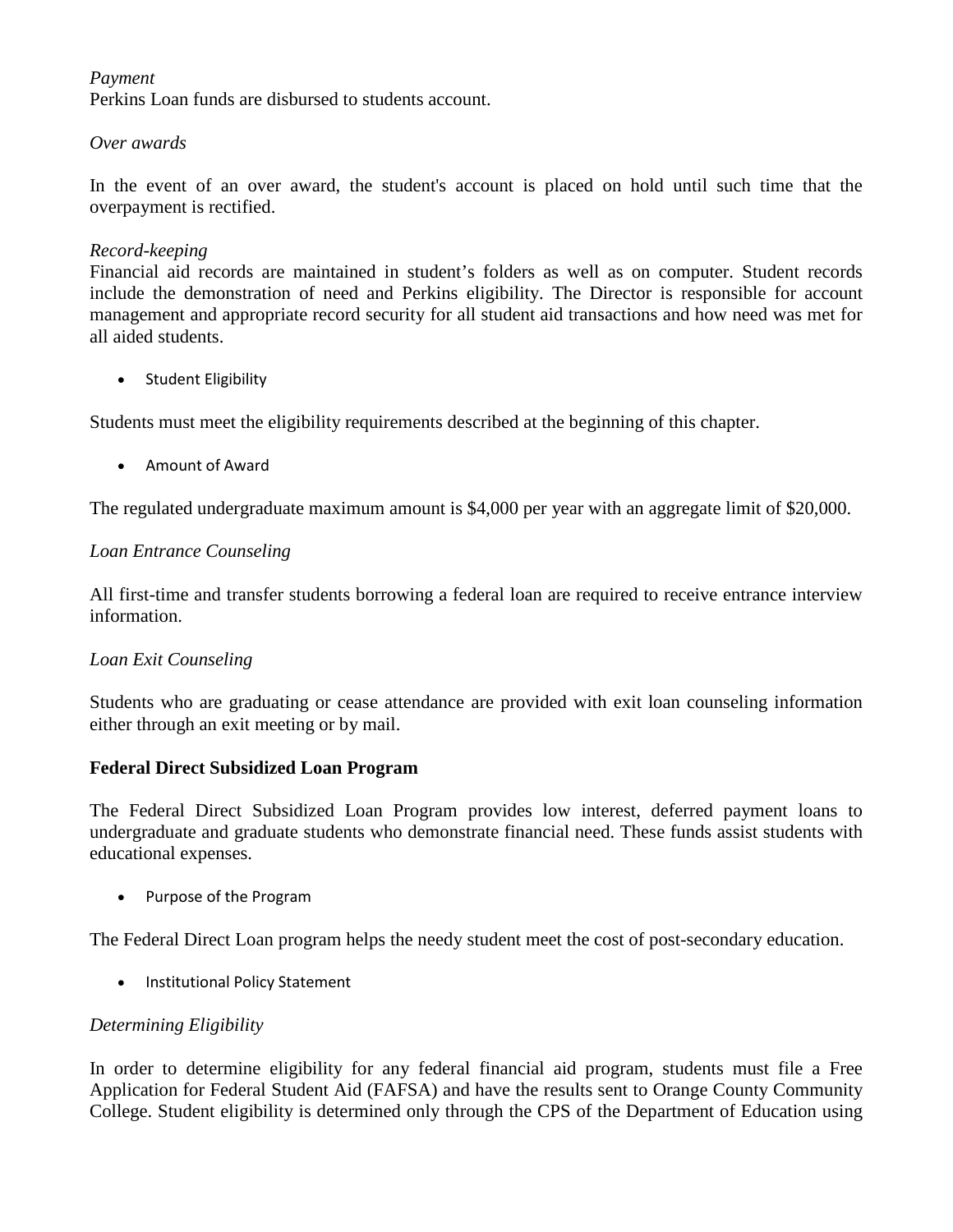*Payment*
Perkins Loan funds are disbursed to students account.

*Over awards*

In the event of an over award, the student's account is placed on hold until such time that the overpayment is rectified.

*Record-keeping*
Financial aid records are maintained in student's folders as well as on computer. Student records include the demonstration of need and Perkins eligibility. The Director is responsible for account management and appropriate record security for all student aid transactions and how need was met for all aided students.

- Student Eligibility

Students must meet the eligibility requirements described at the beginning of this chapter.

- Amount of Award

The regulated undergraduate maximum amount is $4,000 per year with an aggregate limit of $20,000.

*Loan Entrance Counseling*

All first-time and transfer students borrowing a federal loan are required to receive entrance interview information.

*Loan Exit Counseling*

Students who are graduating or cease attendance are provided with exit loan counseling information either through an exit meeting or by mail.

**Federal Direct Subsidized Loan Program**

The Federal Direct Subsidized Loan Program provides low interest, deferred payment loans to undergraduate and graduate students who demonstrate financial need. These funds assist students with educational expenses.

- Purpose of the Program

The Federal Direct Loan program helps the needy student meet the cost of post-secondary education.

- Institutional Policy Statement

*Determining Eligibility*

In order to determine eligibility for any federal financial aid program, students must file a Free Application for Federal Student Aid (FAFSA) and have the results sent to Orange County Community College. Student eligibility is determined only through the CPS of the Department of Education using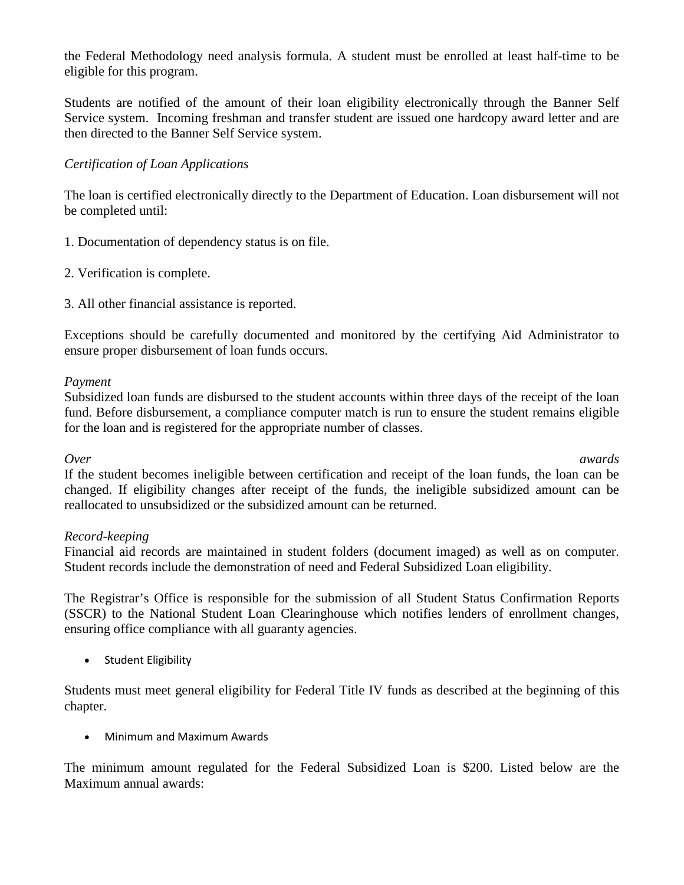the Federal Methodology need analysis formula. A student must be enrolled at least half-time to be eligible for this program.

Students are notified of the amount of their loan eligibility electronically through the Banner Self Service system. Incoming freshman and transfer student are issued one hardcopy award letter and are then directed to the Banner Self Service system.

*Certification of Loan Applications*

The loan is certified electronically directly to the Department of Education. Loan disbursement will not be completed until:

1. Documentation of dependency status is on file.

2. Verification is complete.

3. All other financial assistance is reported.

Exceptions should be carefully documented and monitored by the certifying Aid Administrator to ensure proper disbursement of loan funds occurs.

*Payment*
Subsidized loan funds are disbursed to the student accounts within three days of the receipt of the loan fund. Before disbursement, a compliance computer match is run to ensure the student remains eligible for the loan and is registered for the appropriate number of classes.

*Over awards*
If the student becomes ineligible between certification and receipt of the loan funds, the loan can be changed. If eligibility changes after receipt of the funds, the ineligible subsidized amount can be reallocated to unsubsidized or the subsidized amount can be returned.

*Record-keeping*
Financial aid records are maintained in student folders (document imaged) as well as on computer. Student records include the demonstration of need and Federal Subsidized Loan eligibility.

The Registrar's Office is responsible for the submission of all Student Status Confirmation Reports (SSCR) to the National Student Loan Clearinghouse which notifies lenders of enrollment changes, ensuring office compliance with all guaranty agencies.

- Student Eligibility

Students must meet general eligibility for Federal Title IV funds as described at the beginning of this chapter.

- Minimum and Maximum Awards

The minimum amount regulated for the Federal Subsidized Loan is $200. Listed below are the Maximum annual awards: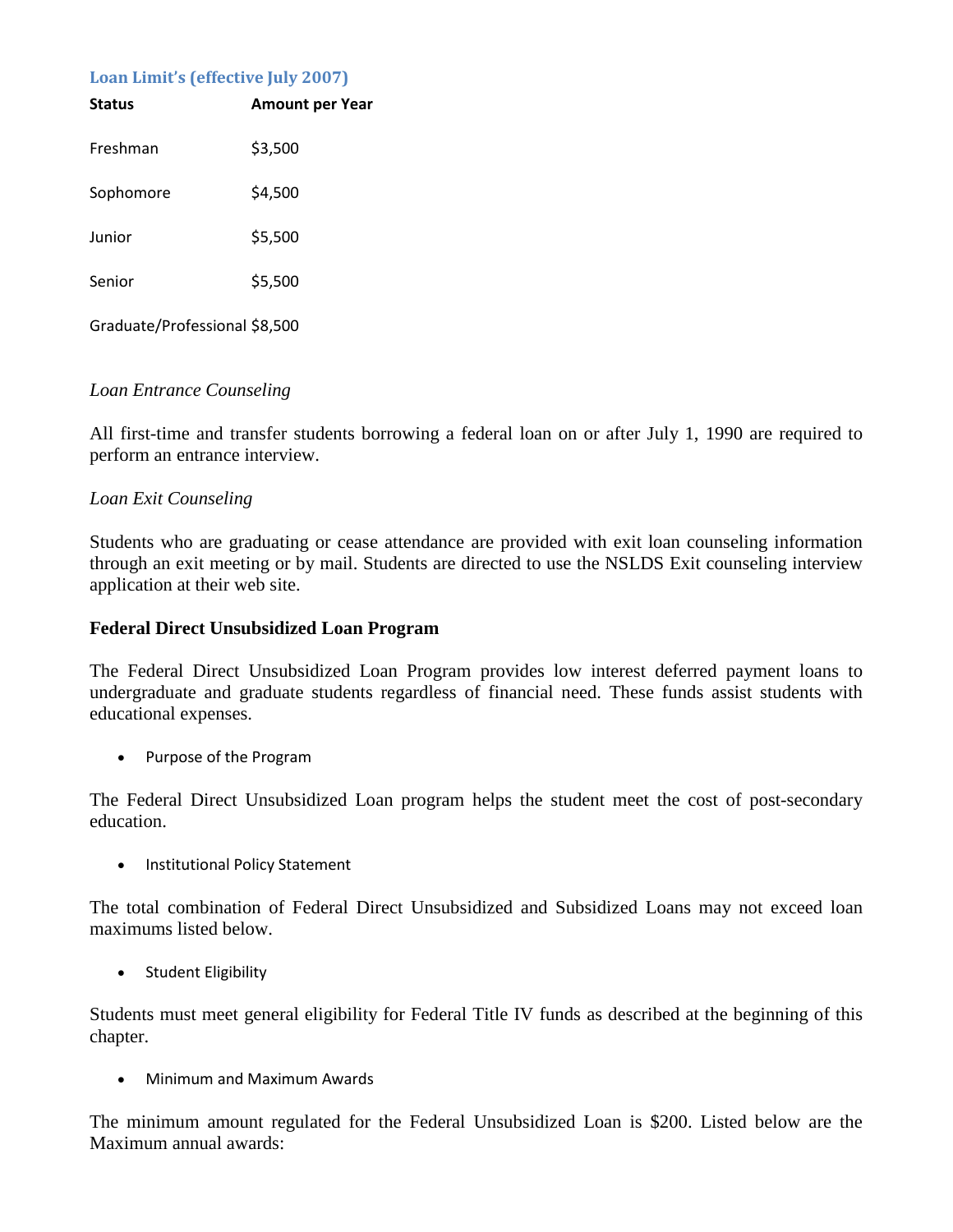### Loan Limit's (effective July 2007)

| Status | Amount per Year |
| --- | --- |
| Freshman | $3,500 |
| Sophomore | $4,500 |
| Junior | $5,500 |
| Senior | $5,500 |
| Graduate/Professional | $8,500 |

*Loan Entrance Counseling*

All first-time and transfer students borrowing a federal loan on or after July 1, 1990 are required to perform an entrance interview.

*Loan Exit Counseling*

Students who are graduating or cease attendance are provided with exit loan counseling information through an exit meeting or by mail. Students are directed to use the NSLDS Exit counseling interview application at their web site.

**Federal Direct Unsubsidized Loan Program**

The Federal Direct Unsubsidized Loan Program provides low interest deferred payment loans to undergraduate and graduate students regardless of financial need. These funds assist students with educational expenses.

- Purpose of the Program

The Federal Direct Unsubsidized Loan program helps the student meet the cost of post-secondary education.

- Institutional Policy Statement

The total combination of Federal Direct Unsubsidized and Subsidized Loans may not exceed loan maximums listed below.

- Student Eligibility

Students must meet general eligibility for Federal Title IV funds as described at the beginning of this chapter.

- Minimum and Maximum Awards

The minimum amount regulated for the Federal Unsubsidized Loan is $200. Listed below are the Maximum annual awards: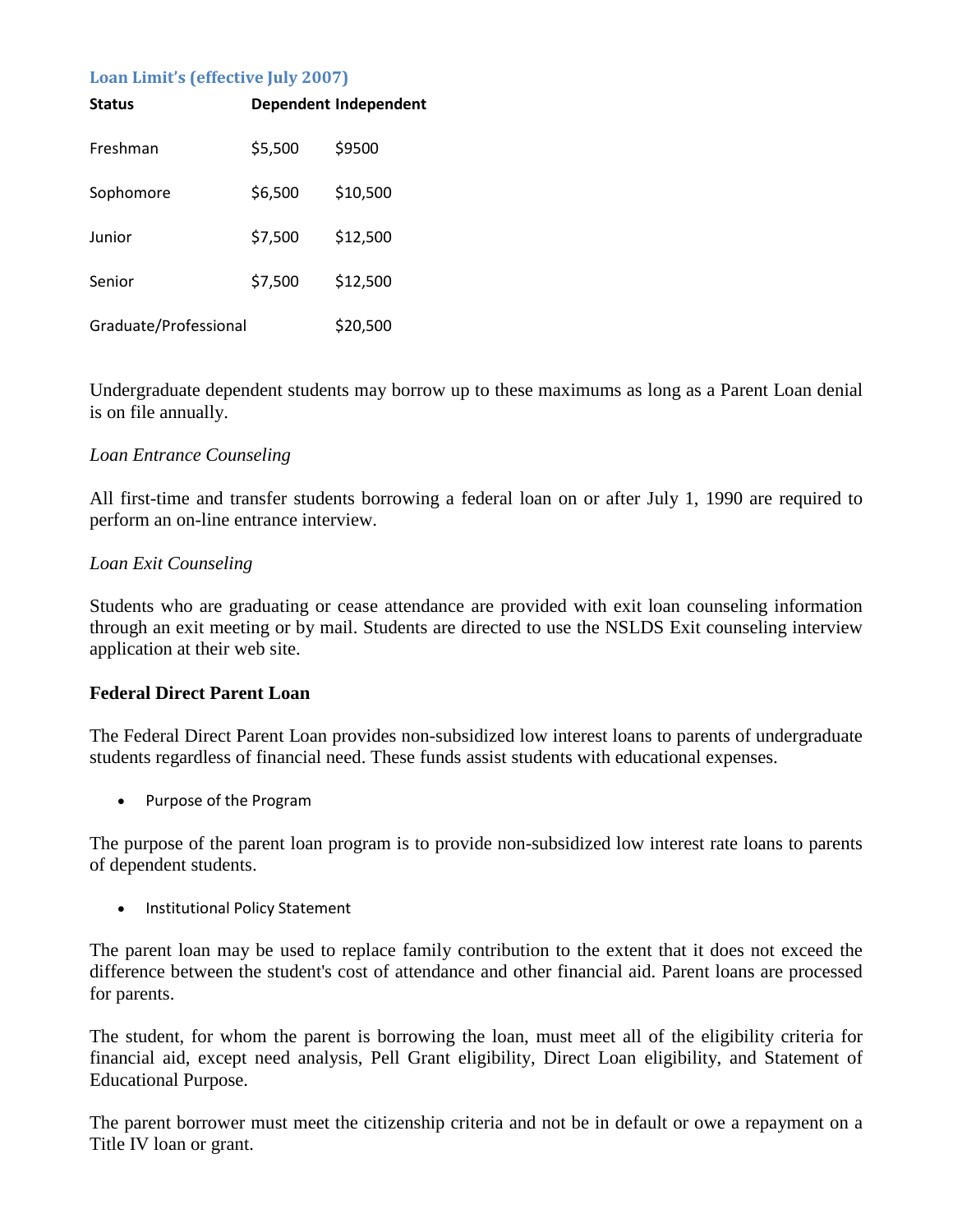### Loan Limit's (effective July 2007)

| Status | Dependent | Independent |
|---|---|---|
| Freshman | $5,500 | $9500 |
| Sophomore | $6,500 | $10,500 |
| Junior | $7,500 | $12,500 |
| Senior | $7,500 | $12,500 |
| Graduate/Professional | | $20,500 |

Undergraduate dependent students may borrow up to these maximums as long as a Parent Loan denial is on file annually.

*Loan Entrance Counseling*

All first-time and transfer students borrowing a federal loan on or after July 1, 1990 are required to perform an on-line entrance interview.

*Loan Exit Counseling*

Students who are graduating or cease attendance are provided with exit loan counseling information through an exit meeting or by mail. Students are directed to use the NSLDS Exit counseling interview application at their web site.

**Federal Direct Parent Loan**

The Federal Direct Parent Loan provides non-subsidized low interest loans to parents of undergraduate students regardless of financial need. These funds assist students with educational expenses.

- Purpose of the Program

The purpose of the parent loan program is to provide non-subsidized low interest rate loans to parents of dependent students.

- Institutional Policy Statement

The parent loan may be used to replace family contribution to the extent that it does not exceed the difference between the student's cost of attendance and other financial aid. Parent loans are processed for parents.

The student, for whom the parent is borrowing the loan, must meet all of the eligibility criteria for financial aid, except need analysis, Pell Grant eligibility, Direct Loan eligibility, and Statement of Educational Purpose.

The parent borrower must meet the citizenship criteria and not be in default or owe a repayment on a Title IV loan or grant.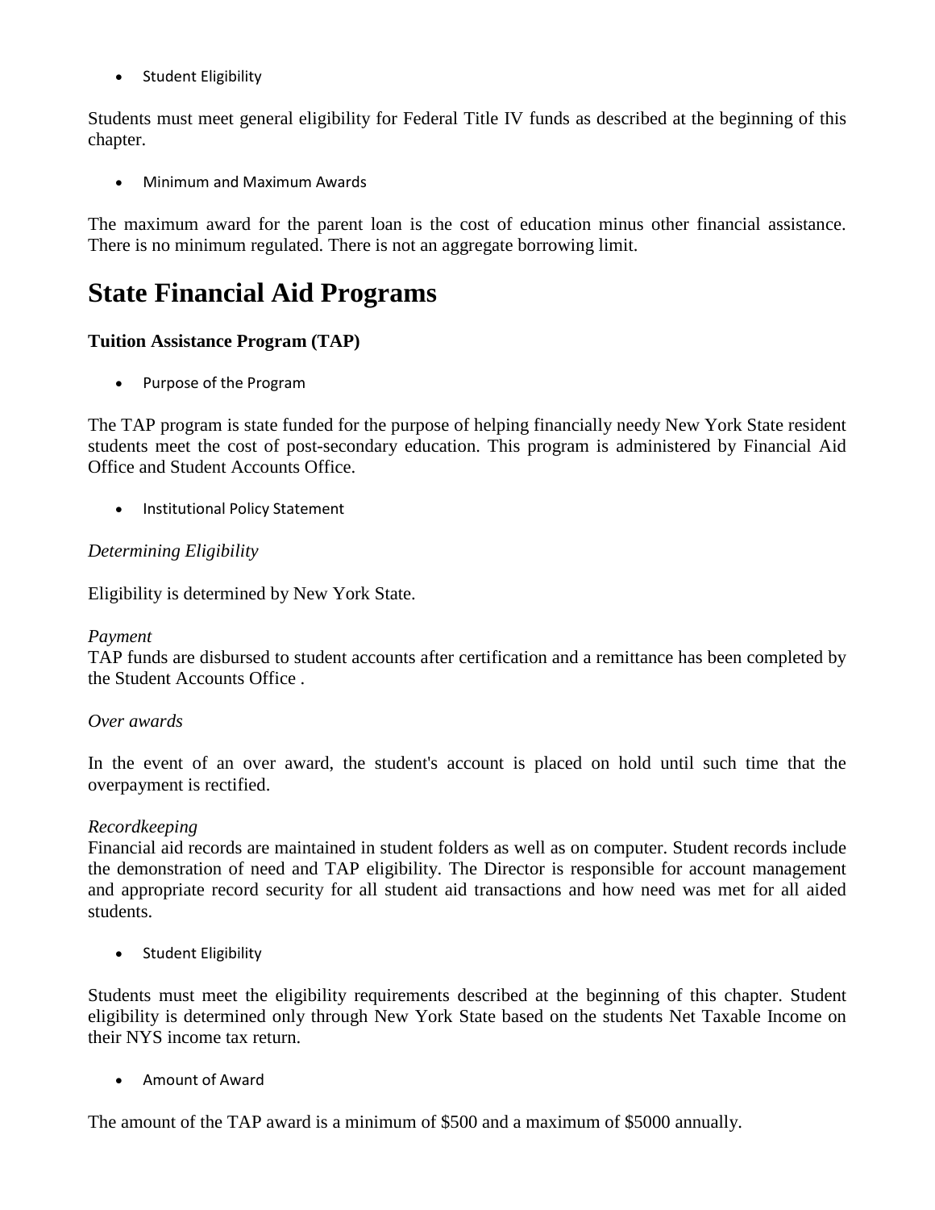- Student Eligibility

Students must meet general eligibility for Federal Title IV funds as described at the beginning of this chapter.

- Minimum and Maximum Awards

The maximum award for the parent loan is the cost of education minus other financial assistance. There is no minimum regulated. There is not an aggregate borrowing limit.

# State Financial Aid Programs

**Tuition Assistance Program (TAP)**

- Purpose of the Program

The TAP program is state funded for the purpose of helping financially needy New York State resident students meet the cost of post-secondary education. This program is administered by Financial Aid Office and Student Accounts Office.

- Institutional Policy Statement

*Determining Eligibility*

Eligibility is determined by New York State.

*Payment*

TAP funds are disbursed to student accounts after certification and a remittance has been completed by the Student Accounts Office .

*Over awards*

In the event of an over award, the student's account is placed on hold until such time that the overpayment is rectified.

*Recordkeeping*

Financial aid records are maintained in student folders as well as on computer. Student records include the demonstration of need and TAP eligibility. The Director is responsible for account management and appropriate record security for all student aid transactions and how need was met for all aided students.

- Student Eligibility

Students must meet the eligibility requirements described at the beginning of this chapter. Student eligibility is determined only through New York State based on the students Net Taxable Income on their NYS income tax return.

- Amount of Award

The amount of the TAP award is a minimum of $500 and a maximum of $5000 annually.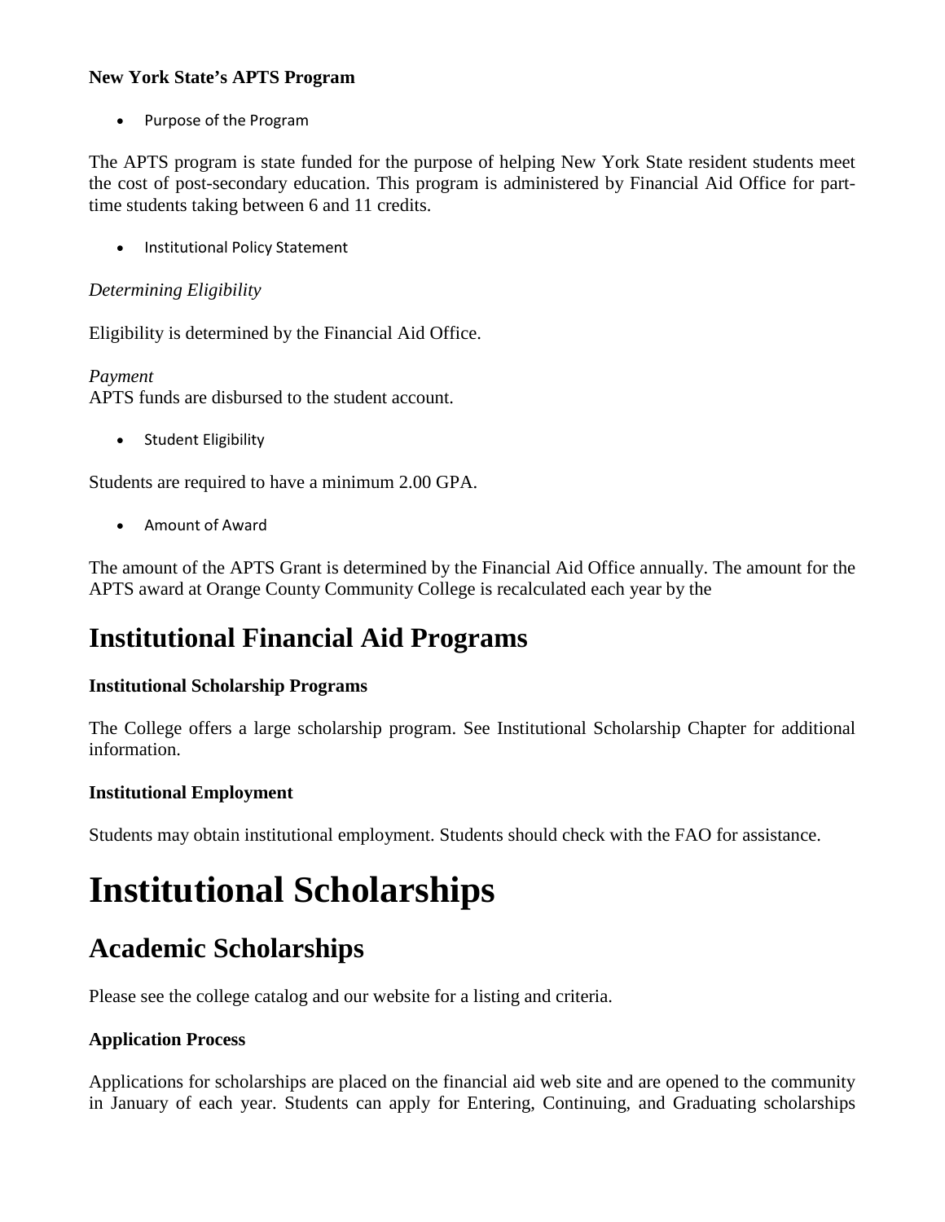**New York State's APTS Program**

- Purpose of the Program

The APTS program is state funded for the purpose of helping New York State resident students meet the cost of post-secondary education. This program is administered by Financial Aid Office for part-time students taking between 6 and 11 credits.

- Institutional Policy Statement

*Determining Eligibility*

Eligibility is determined by the Financial Aid Office.

*Payment*
APTS funds are disbursed to the student account.

- Student Eligibility

Students are required to have a minimum 2.00 GPA.

- Amount of Award

The amount of the APTS Grant is determined by the Financial Aid Office annually. The amount for the APTS award at Orange County Community College is recalculated each year by the

## Institutional Financial Aid Programs

**Institutional Scholarship Programs**

The College offers a large scholarship program. See Institutional Scholarship Chapter for additional information.

**Institutional Employment**

Students may obtain institutional employment. Students should check with the FAO for assistance.

# Institutional Scholarships

## Academic Scholarships

Please see the college catalog and our website for a listing and criteria.

**Application Process**

Applications for scholarships are placed on the financial aid web site and are opened to the community in January of each year. Students can apply for Entering, Continuing, and Graduating scholarships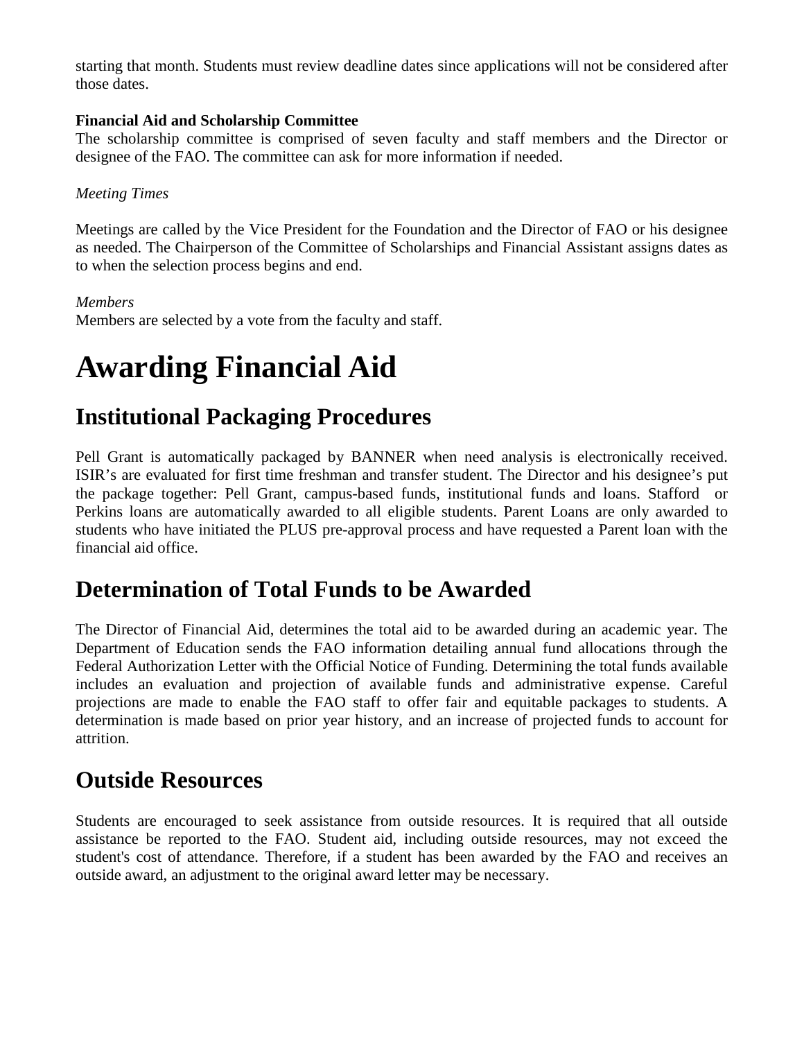starting that month. Students must review deadline dates since applications will not be considered after those dates.

**Financial Aid and Scholarship Committee**

The scholarship committee is comprised of seven faculty and staff members and the Director or designee of the FAO. The committee can ask for more information if needed.

*Meeting Times*

Meetings are called by the Vice President for the Foundation and the Director of FAO or his designee as needed. The Chairperson of the Committee of Scholarships and Financial Assistant assigns dates as to when the selection process begins and end.

*Members*

Members are selected by a vote from the faculty and staff.

# Awarding Financial Aid

## Institutional Packaging Procedures

Pell Grant is automatically packaged by BANNER when need analysis is electronically received. ISIR's are evaluated for first time freshman and transfer student. The Director and his designee's put the package together: Pell Grant, campus-based funds, institutional funds and loans. Stafford or Perkins loans are automatically awarded to all eligible students. Parent Loans are only awarded to students who have initiated the PLUS pre-approval process and have requested a Parent loan with the financial aid office.

## Determination of Total Funds to be Awarded

The Director of Financial Aid, determines the total aid to be awarded during an academic year. The Department of Education sends the FAO information detailing annual fund allocations through the Federal Authorization Letter with the Official Notice of Funding. Determining the total funds available includes an evaluation and projection of available funds and administrative expense. Careful projections are made to enable the FAO staff to offer fair and equitable packages to students. A determination is made based on prior year history, and an increase of projected funds to account for attrition.

## Outside Resources

Students are encouraged to seek assistance from outside resources. It is required that all outside assistance be reported to the FAO. Student aid, including outside resources, may not exceed the student's cost of attendance. Therefore, if a student has been awarded by the FAO and receives an outside award, an adjustment to the original award letter may be necessary.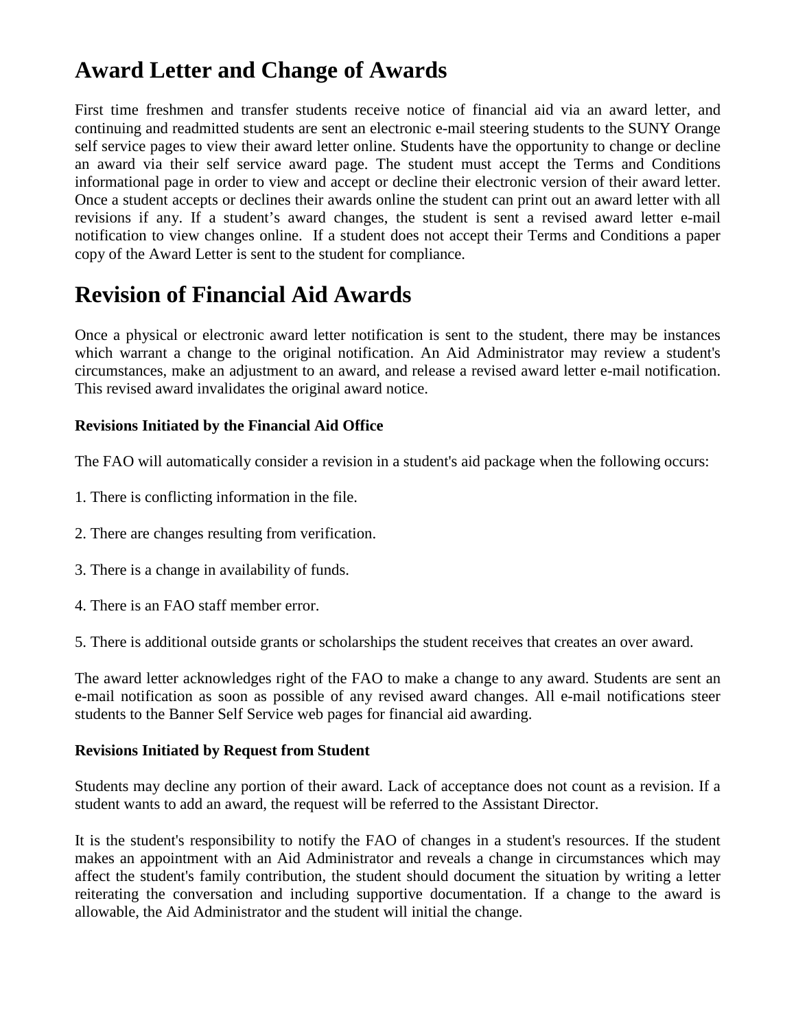# Award Letter and Change of Awards

First time freshmen and transfer students receive notice of financial aid via an award letter, and continuing and readmitted students are sent an electronic e-mail steering students to the SUNY Orange self service pages to view their award letter online. Students have the opportunity to change or decline an award via their self service award page. The student must accept the Terms and Conditions informational page in order to view and accept or decline their electronic version of their award letter. Once a student accepts or declines their awards online the student can print out an award letter with all revisions if any. If a student's award changes, the student is sent a revised award letter e-mail notification to view changes online. If a student does not accept their Terms and Conditions a paper copy of the Award Letter is sent to the student for compliance.

# Revision of Financial Aid Awards

Once a physical or electronic award letter notification is sent to the student, there may be instances which warrant a change to the original notification. An Aid Administrator may review a student's circumstances, make an adjustment to an award, and release a revised award letter e-mail notification. This revised award invalidates the original award notice.

**Revisions Initiated by the Financial Aid Office**

The FAO will automatically consider a revision in a student's aid package when the following occurs:

1. There is conflicting information in the file.

2. There are changes resulting from verification.

3. There is a change in availability of funds.

4. There is an FAO staff member error.

5. There is additional outside grants or scholarships the student receives that creates an over award.

The award letter acknowledges right of the FAO to make a change to any award. Students are sent an e-mail notification as soon as possible of any revised award changes. All e-mail notifications steer students to the Banner Self Service web pages for financial aid awarding.

**Revisions Initiated by Request from Student**

Students may decline any portion of their award. Lack of acceptance does not count as a revision. If a student wants to add an award, the request will be referred to the Assistant Director.

It is the student's responsibility to notify the FAO of changes in a student's resources. If the student makes an appointment with an Aid Administrator and reveals a change in circumstances which may affect the student's family contribution, the student should document the situation by writing a letter reiterating the conversation and including supportive documentation. If a change to the award is allowable, the Aid Administrator and the student will initial the change.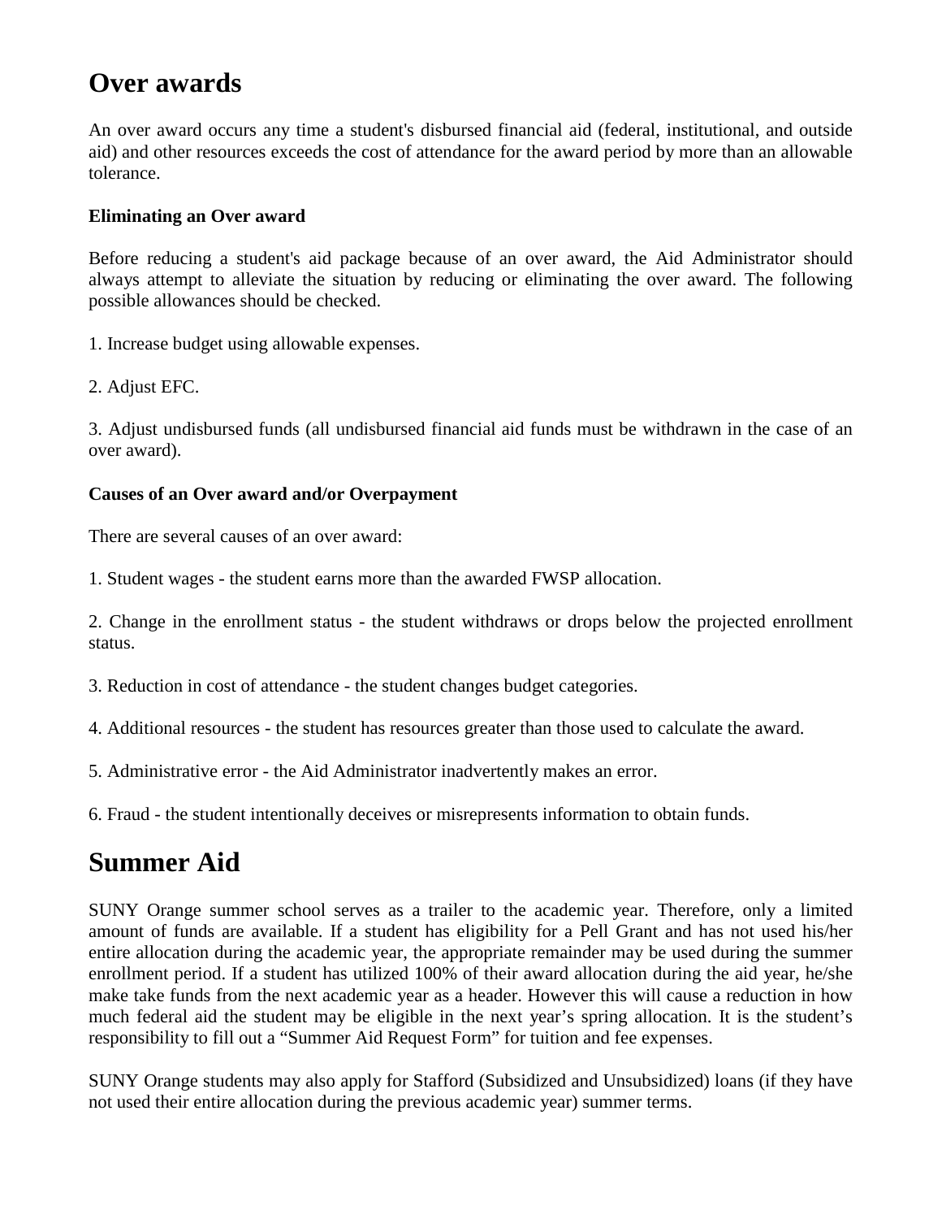# Over awards

An over award occurs any time a student's disbursed financial aid (federal, institutional, and outside aid) and other resources exceeds the cost of attendance for the award period by more than an allowable tolerance.

### Eliminating an Over award

Before reducing a student's aid package because of an over award, the Aid Administrator should always attempt to alleviate the situation by reducing or eliminating the over award. The following possible allowances should be checked.

1. Increase budget using allowable expenses.

2. Adjust EFC.

3. Adjust undisbursed funds (all undisbursed financial aid funds must be withdrawn in the case of an over award).

### Causes of an Over award and/or Overpayment

There are several causes of an over award:

1. Student wages - the student earns more than the awarded FWSP allocation.

2. Change in the enrollment status - the student withdraws or drops below the projected enrollment status.

3. Reduction in cost of attendance - the student changes budget categories.

4. Additional resources - the student has resources greater than those used to calculate the award.

5. Administrative error - the Aid Administrator inadvertently makes an error.

6. Fraud - the student intentionally deceives or misrepresents information to obtain funds.

# Summer Aid

SUNY Orange summer school serves as a trailer to the academic year. Therefore, only a limited amount of funds are available. If a student has eligibility for a Pell Grant and has not used his/her entire allocation during the academic year, the appropriate remainder may be used during the summer enrollment period. If a student has utilized 100% of their award allocation during the aid year, he/she make take funds from the next academic year as a header. However this will cause a reduction in how much federal aid the student may be eligible in the next year's spring allocation. It is the student's responsibility to fill out a "Summer Aid Request Form" for tuition and fee expenses.

SUNY Orange students may also apply for Stafford (Subsidized and Unsubsidized) loans (if they have not used their entire allocation during the previous academic year) summer terms.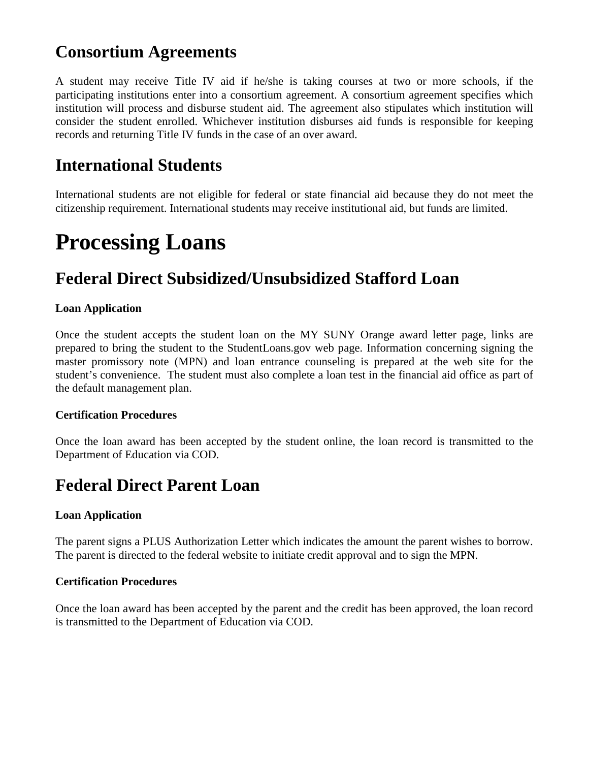## Consortium Agreements

A student may receive Title IV aid if he/she is taking courses at two or more schools, if the participating institutions enter into a consortium agreement. A consortium agreement specifies which institution will process and disburse student aid. The agreement also stipulates which institution will consider the student enrolled. Whichever institution disburses aid funds is responsible for keeping records and returning Title IV funds in the case of an over award.

## International Students

International students are not eligible for federal or state financial aid because they do not meet the citizenship requirement. International students may receive institutional aid, but funds are limited.

# Processing Loans

## Federal Direct Subsidized/Unsubsidized Stafford Loan

**Loan Application**

Once the student accepts the student loan on the MY SUNY Orange award letter page, links are prepared to bring the student to the StudentLoans.gov web page. Information concerning signing the master promissory note (MPN) and loan entrance counseling is prepared at the web site for the student's convenience. The student must also complete a loan test in the financial aid office as part of the default management plan.

**Certification Procedures**

Once the loan award has been accepted by the student online, the loan record is transmitted to the Department of Education via COD.

## Federal Direct Parent Loan

**Loan Application**

The parent signs a PLUS Authorization Letter which indicates the amount the parent wishes to borrow. The parent is directed to the federal website to initiate credit approval and to sign the MPN.

**Certification Procedures**

Once the loan award has been accepted by the parent and the credit has been approved, the loan record is transmitted to the Department of Education via COD.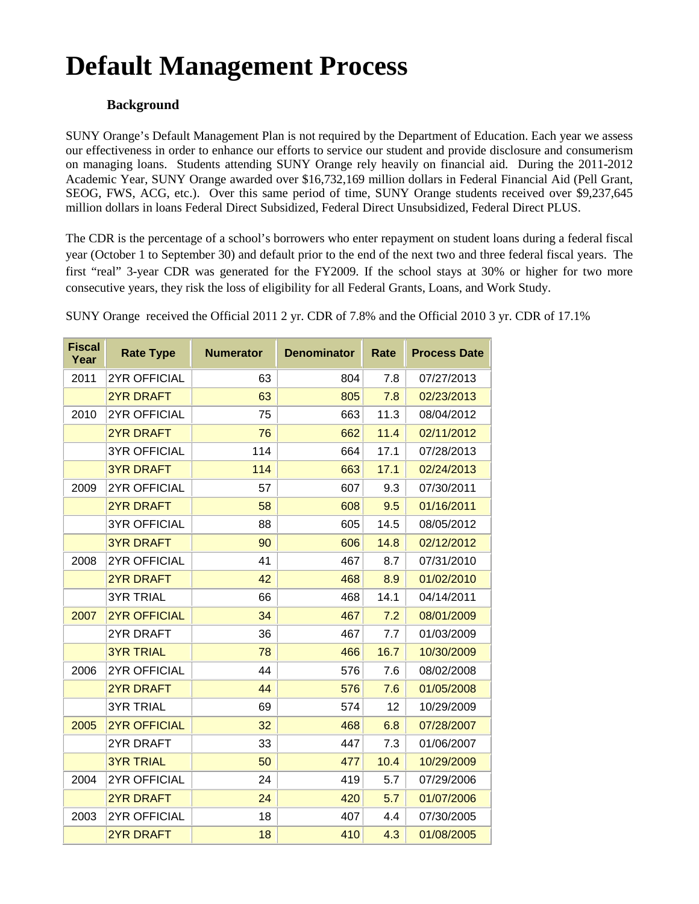# Default Management Process

### Background

SUNY Orange's Default Management Plan is not required by the Department of Education. Each year we assess our effectiveness in order to enhance our efforts to service our student and provide disclosure and consumerism on managing loans. Students attending SUNY Orange rely heavily on financial aid. During the 2011-2012 Academic Year, SUNY Orange awarded over $16,732,169 million dollars in Federal Financial Aid (Pell Grant, SEOG, FWS, ACG, etc.). Over this same period of time, SUNY Orange students received over $9,237,645 million dollars in loans Federal Direct Subsidized, Federal Direct Unsubsidized, Federal Direct PLUS.

The CDR is the percentage of a school's borrowers who enter repayment on student loans during a federal fiscal year (October 1 to September 30) and default prior to the end of the next two and three federal fiscal years. The first "real" 3-year CDR was generated for the FY2009. If the school stays at 30% or higher for two more consecutive years, they risk the loss of eligibility for all Federal Grants, Loans, and Work Study.

SUNY Orange received the Official 2011 2 yr. CDR of 7.8% and the Official 2010 3 yr. CDR of 17.1%

| Fiscal Year | Rate Type | Numerator | Denominator | Rate | Process Date |
|---|---|---|---|---|---|
| 2011 | 2YR OFFICIAL | 63 | 804 | 7.8 | 07/27/2013 |
| | 2YR DRAFT | 63 | 805 | 7.8 | 02/23/2013 |
| 2010 | 2YR OFFICIAL | 75 | 663 | 11.3 | 08/04/2012 |
| | 2YR DRAFT | 76 | 662 | 11.4 | 02/11/2012 |
| | 3YR OFFICIAL | 114 | 664 | 17.1 | 07/28/2013 |
| | 3YR DRAFT | 114 | 663 | 17.1 | 02/24/2013 |
| 2009 | 2YR OFFICIAL | 57 | 607 | 9.3 | 07/30/2011 |
| | 2YR DRAFT | 58 | 608 | 9.5 | 01/16/2011 |
| | 3YR OFFICIAL | 88 | 605 | 14.5 | 08/05/2012 |
| | 3YR DRAFT | 90 | 606 | 14.8 | 02/12/2012 |
| 2008 | 2YR OFFICIAL | 41 | 467 | 8.7 | 07/31/2010 |
| | 2YR DRAFT | 42 | 468 | 8.9 | 01/02/2010 |
| | 3YR TRIAL | 66 | 468 | 14.1 | 04/14/2011 |
| 2007 | 2YR OFFICIAL | 34 | 467 | 7.2 | 08/01/2009 |
| | 2YR DRAFT | 36 | 467 | 7.7 | 01/03/2009 |
| | 3YR TRIAL | 78 | 466 | 16.7 | 10/30/2009 |
| 2006 | 2YR OFFICIAL | 44 | 576 | 7.6 | 08/02/2008 |
| | 2YR DRAFT | 44 | 576 | 7.6 | 01/05/2008 |
| | 3YR TRIAL | 69 | 574 | 12 | 10/29/2009 |
| 2005 | 2YR OFFICIAL | 32 | 468 | 6.8 | 07/28/2007 |
| | 2YR DRAFT | 33 | 447 | 7.3 | 01/06/2007 |
| | 3YR TRIAL | 50 | 477 | 10.4 | 10/29/2009 |
| 2004 | 2YR OFFICIAL | 24 | 419 | 5.7 | 07/29/2006 |
| | 2YR DRAFT | 24 | 420 | 5.7 | 01/07/2006 |
| 2003 | 2YR OFFICIAL | 18 | 407 | 4.4 | 07/30/2005 |
| | 2YR DRAFT | 18 | 410 | 4.3 | 01/08/2005 |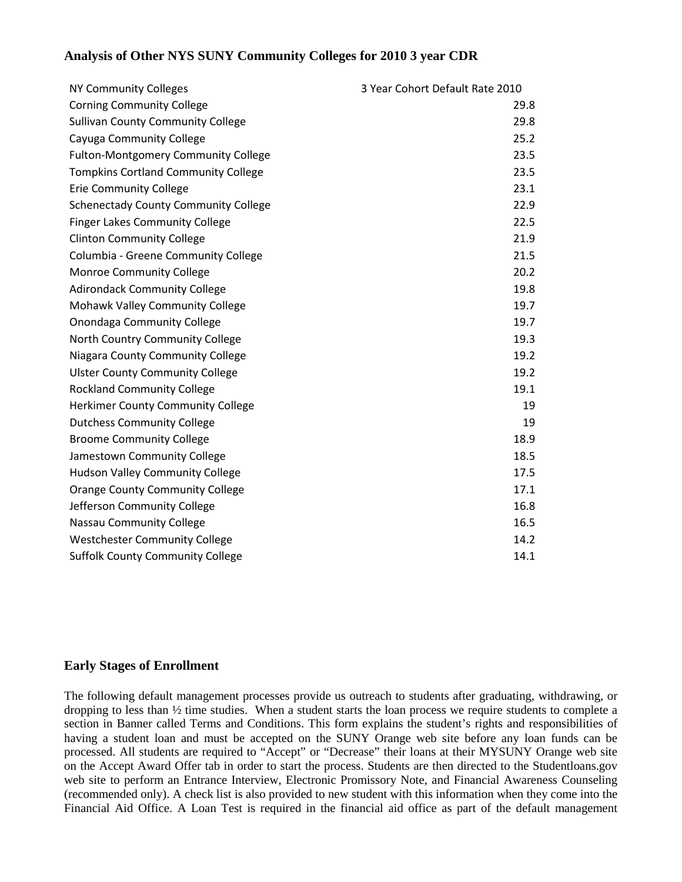### Analysis of Other NYS SUNY Community Colleges for 2010 3 year CDR

| NY Community Colleges | 3 Year Cohort Default Rate 2010 |
|---|---|
| Corning Community College | 29.8 |
| Sullivan County Community College | 29.8 |
| Cayuga Community College | 25.2 |
| Fulton-Montgomery Community College | 23.5 |
| Tompkins Cortland Community College | 23.5 |
| Erie Community College | 23.1 |
| Schenectady County Community College | 22.9 |
| Finger Lakes Community College | 22.5 |
| Clinton Community College | 21.9 |
| Columbia - Greene Community College | 21.5 |
| Monroe Community College | 20.2 |
| Adirondack Community College | 19.8 |
| Mohawk Valley Community College | 19.7 |
| Onondaga Community College | 19.7 |
| North Country Community College | 19.3 |
| Niagara County Community College | 19.2 |
| Ulster County Community College | 19.2 |
| Rockland Community College | 19.1 |
| Herkimer County Community College | 19 |
| Dutchess Community College | 19 |
| Broome Community College | 18.9 |
| Jamestown Community College | 18.5 |
| Hudson Valley Community College | 17.5 |
| Orange County Community College | 17.1 |
| Jefferson Community College | 16.8 |
| Nassau Community College | 16.5 |
| Westchester Community College | 14.2 |
| Suffolk County Community College | 14.1 |

### Early Stages of Enrollment

The following default management processes provide us outreach to students after graduating, withdrawing, or dropping to less than ½ time studies. When a student starts the loan process we require students to complete a section in Banner called Terms and Conditions. This form explains the student's rights and responsibilities of having a student loan and must be accepted on the SUNY Orange web site before any loan funds can be processed. All students are required to "Accept" or "Decrease" their loans at their MYSUNY Orange web site on the Accept Award Offer tab in order to start the process. Students are then directed to the Studentloans.gov web site to perform an Entrance Interview, Electronic Promissory Note, and Financial Awareness Counseling (recommended only). A check list is also provided to new student with this information when they come into the Financial Aid Office. A Loan Test is required in the financial aid office as part of the default management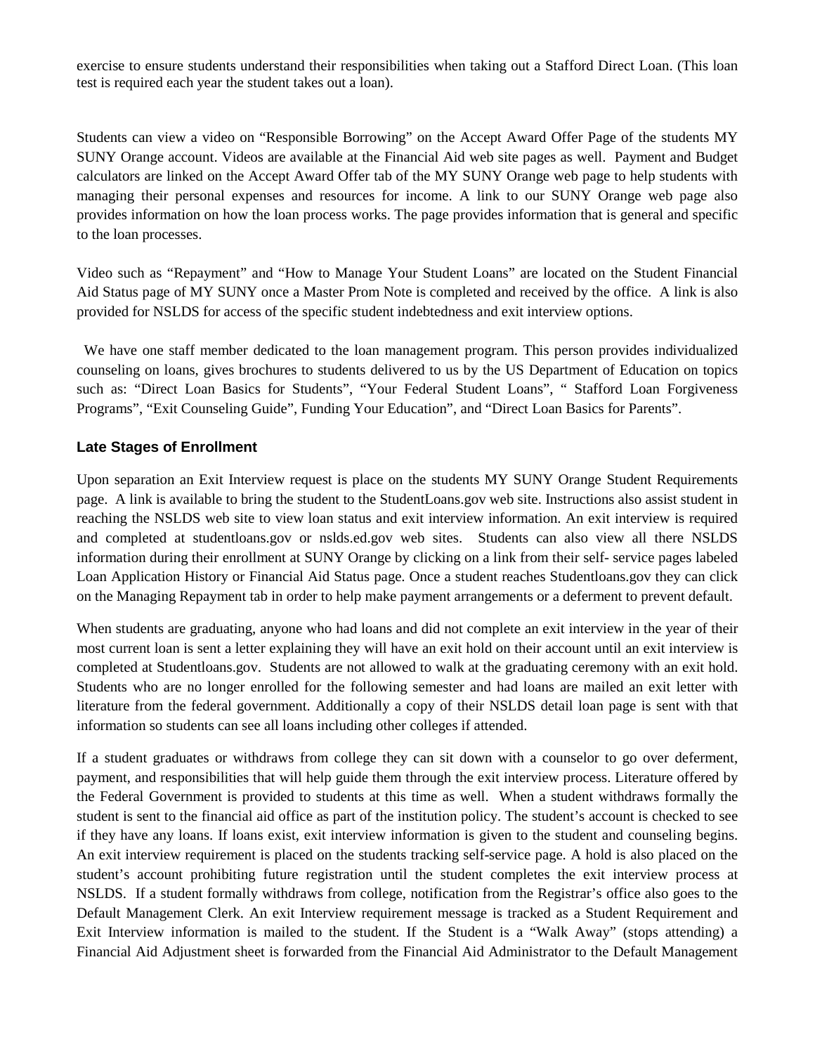exercise to ensure students understand their responsibilities when taking out a Stafford Direct Loan. (This loan test is required each year the student takes out a loan).

Students can view a video on "Responsible Borrowing" on the Accept Award Offer Page of the students MY SUNY Orange account. Videos are available at the Financial Aid web site pages as well. Payment and Budget calculators are linked on the Accept Award Offer tab of the MY SUNY Orange web page to help students with managing their personal expenses and resources for income. A link to our SUNY Orange web page also provides information on how the loan process works. The page provides information that is general and specific to the loan processes.

Video such as "Repayment" and "How to Manage Your Student Loans" are located on the Student Financial Aid Status page of MY SUNY once a Master Prom Note is completed and received by the office. A link is also provided for NSLDS for access of the specific student indebtedness and exit interview options.

We have one staff member dedicated to the loan management program. This person provides individualized counseling on loans, gives brochures to students delivered to us by the US Department of Education on topics such as: "Direct Loan Basics for Students", "Your Federal Student Loans", " Stafford Loan Forgiveness Programs", "Exit Counseling Guide", Funding Your Education", and "Direct Loan Basics for Parents".

### Late Stages of Enrollment

Upon separation an Exit Interview request is place on the students MY SUNY Orange Student Requirements page. A link is available to bring the student to the StudentLoans.gov web site. Instructions also assist student in reaching the NSLDS web site to view loan status and exit interview information. An exit interview is required and completed at studentloans.gov or nslds.ed.gov web sites. Students can also view all there NSLDS information during their enrollment at SUNY Orange by clicking on a link from their self- service pages labeled Loan Application History or Financial Aid Status page. Once a student reaches Studentloans.gov they can click on the Managing Repayment tab in order to help make payment arrangements or a deferment to prevent default.

When students are graduating, anyone who had loans and did not complete an exit interview in the year of their most current loan is sent a letter explaining they will have an exit hold on their account until an exit interview is completed at Studentloans.gov. Students are not allowed to walk at the graduating ceremony with an exit hold. Students who are no longer enrolled for the following semester and had loans are mailed an exit letter with literature from the federal government. Additionally a copy of their NSLDS detail loan page is sent with that information so students can see all loans including other colleges if attended.

If a student graduates or withdraws from college they can sit down with a counselor to go over deferment, payment, and responsibilities that will help guide them through the exit interview process. Literature offered by the Federal Government is provided to students at this time as well. When a student withdraws formally the student is sent to the financial aid office as part of the institution policy. The student's account is checked to see if they have any loans. If loans exist, exit interview information is given to the student and counseling begins. An exit interview requirement is placed on the students tracking self-service page. A hold is also placed on the student's account prohibiting future registration until the student completes the exit interview process at NSLDS. If a student formally withdraws from college, notification from the Registrar's office also goes to the Default Management Clerk. An exit Interview requirement message is tracked as a Student Requirement and Exit Interview information is mailed to the student. If the Student is a "Walk Away" (stops attending) a Financial Aid Adjustment sheet is forwarded from the Financial Aid Administrator to the Default Management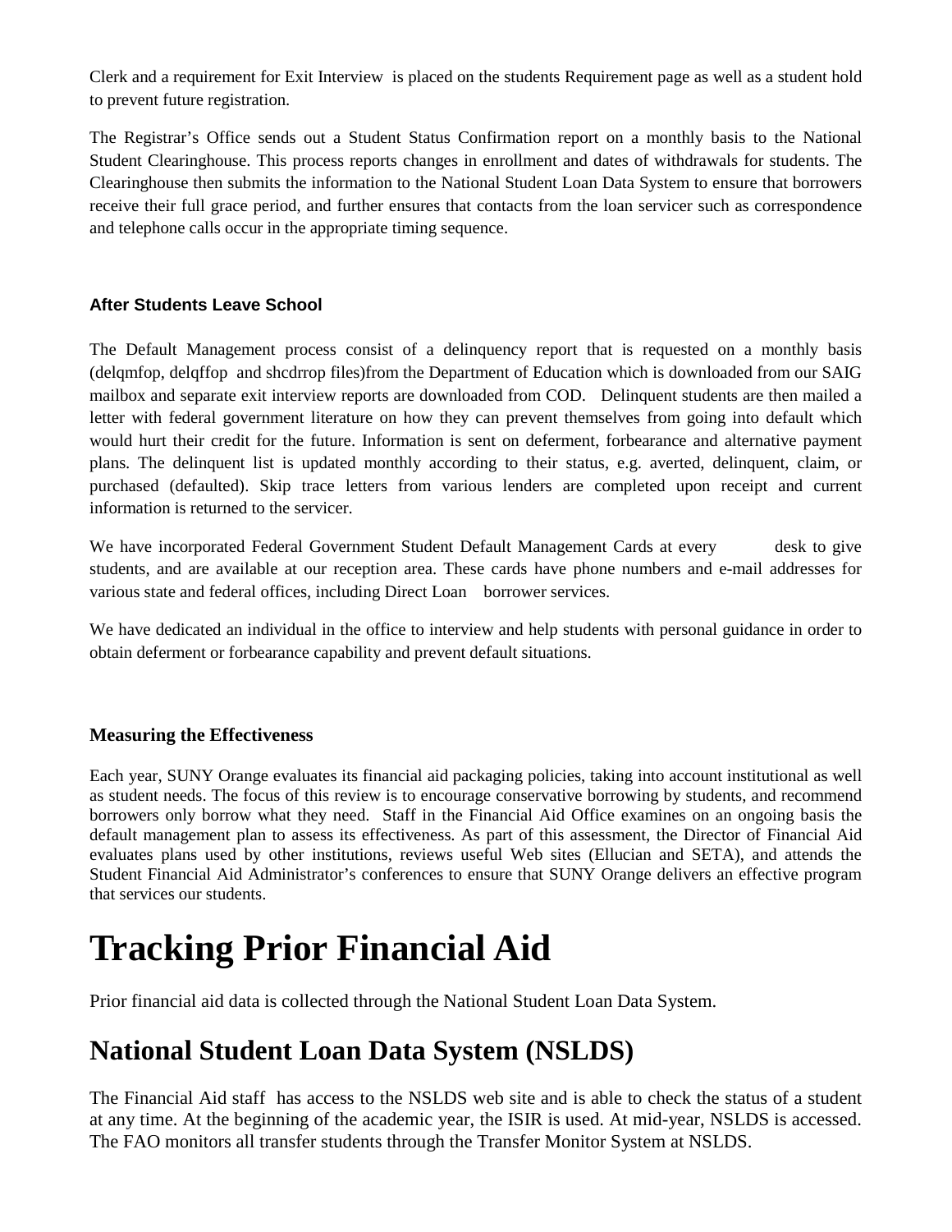Clerk and a requirement for Exit Interview is placed on the students Requirement page as well as a student hold to prevent future registration.

The Registrar's Office sends out a Student Status Confirmation report on a monthly basis to the National Student Clearinghouse. This process reports changes in enrollment and dates of withdrawals for students. The Clearinghouse then submits the information to the National Student Loan Data System to ensure that borrowers receive their full grace period, and further ensures that contacts from the loan servicer such as correspondence and telephone calls occur in the appropriate timing sequence.

### After Students Leave School

The Default Management process consist of a delinquency report that is requested on a monthly basis (delqmfop, delqffop and shcdrrop files)from the Department of Education which is downloaded from our SAIG mailbox and separate exit interview reports are downloaded from COD. Delinquent students are then mailed a letter with federal government literature on how they can prevent themselves from going into default which would hurt their credit for the future. Information is sent on deferment, forbearance and alternative payment plans. The delinquent list is updated monthly according to their status, e.g. averted, delinquent, claim, or purchased (defaulted). Skip trace letters from various lenders are completed upon receipt and current information is returned to the servicer.

We have incorporated Federal Government Student Default Management Cards at every desk to give students, and are available at our reception area. These cards have phone numbers and e-mail addresses for various state and federal offices, including Direct Loan borrower services.

We have dedicated an individual in the office to interview and help students with personal guidance in order to obtain deferment or forbearance capability and prevent default situations.

### Measuring the Effectiveness

Each year, SUNY Orange evaluates its financial aid packaging policies, taking into account institutional as well as student needs. The focus of this review is to encourage conservative borrowing by students, and recommend borrowers only borrow what they need. Staff in the Financial Aid Office examines on an ongoing basis the default management plan to assess its effectiveness. As part of this assessment, the Director of Financial Aid evaluates plans used by other institutions, reviews useful Web sites (Ellucian and SETA), and attends the Student Financial Aid Administrator's conferences to ensure that SUNY Orange delivers an effective program that services our students.

# Tracking Prior Financial Aid

Prior financial aid data is collected through the National Student Loan Data System.

## National Student Loan Data System (NSLDS)

The Financial Aid staff has access to the NSLDS web site and is able to check the status of a student at any time. At the beginning of the academic year, the ISIR is used. At mid-year, NSLDS is accessed. The FAO monitors all transfer students through the Transfer Monitor System at NSLDS.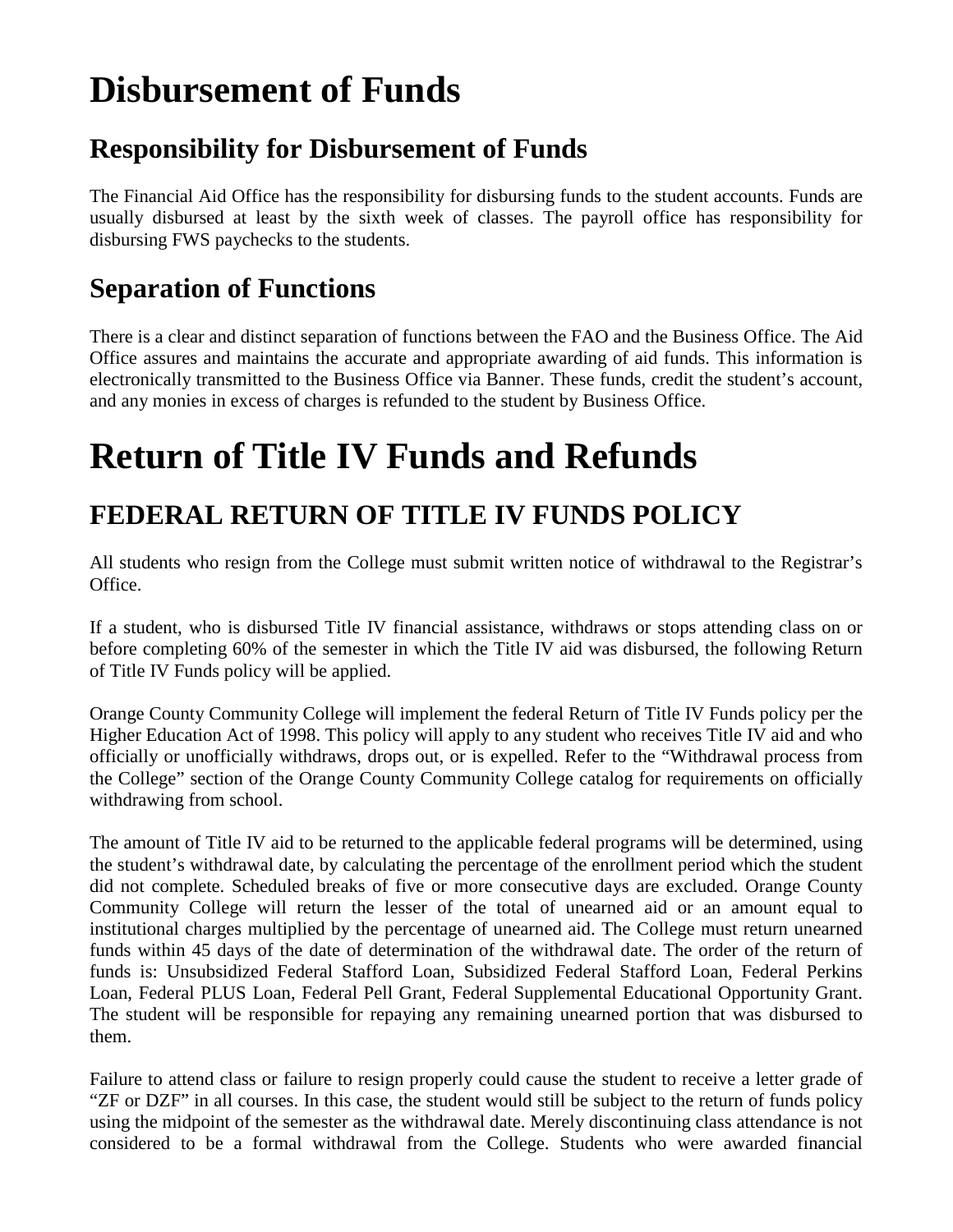# Disbursement of Funds

## Responsibility for Disbursement of Funds

The Financial Aid Office has the responsibility for disbursing funds to the student accounts. Funds are usually disbursed at least by the sixth week of classes. The payroll office has responsibility for disbursing FWS paychecks to the students.

## Separation of Functions

There is a clear and distinct separation of functions between the FAO and the Business Office. The Aid Office assures and maintains the accurate and appropriate awarding of aid funds. This information is electronically transmitted to the Business Office via Banner. These funds, credit the student's account, and any monies in excess of charges is refunded to the student by Business Office.

# Return of Title IV Funds and Refunds

## FEDERAL RETURN OF TITLE IV FUNDS POLICY

All students who resign from the College must submit written notice of withdrawal to the Registrar's Office.

If a student, who is disbursed Title IV financial assistance, withdraws or stops attending class on or before completing 60% of the semester in which the Title IV aid was disbursed, the following Return of Title IV Funds policy will be applied.

Orange County Community College will implement the federal Return of Title IV Funds policy per the Higher Education Act of 1998. This policy will apply to any student who receives Title IV aid and who officially or unofficially withdraws, drops out, or is expelled. Refer to the "Withdrawal process from the College" section of the Orange County Community College catalog for requirements on officially withdrawing from school.

The amount of Title IV aid to be returned to the applicable federal programs will be determined, using the student's withdrawal date, by calculating the percentage of the enrollment period which the student did not complete. Scheduled breaks of five or more consecutive days are excluded. Orange County Community College will return the lesser of the total of unearned aid or an amount equal to institutional charges multiplied by the percentage of unearned aid. The College must return unearned funds within 45 days of the date of determination of the withdrawal date. The order of the return of funds is: Unsubsidized Federal Stafford Loan, Subsidized Federal Stafford Loan, Federal Perkins Loan, Federal PLUS Loan, Federal Pell Grant, Federal Supplemental Educational Opportunity Grant. The student will be responsible for repaying any remaining unearned portion that was disbursed to them.

Failure to attend class or failure to resign properly could cause the student to receive a letter grade of "ZF or DZF" in all courses. In this case, the student would still be subject to the return of funds policy using the midpoint of the semester as the withdrawal date. Merely discontinuing class attendance is not considered to be a formal withdrawal from the College. Students who were awarded financial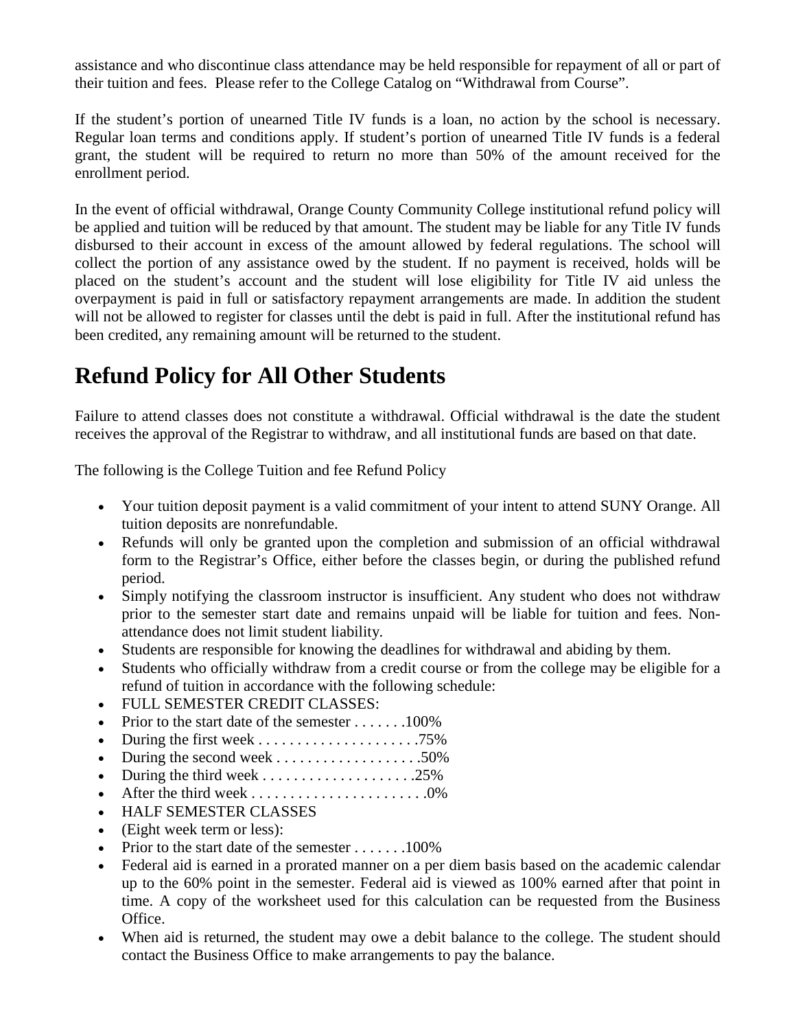assistance and who discontinue class attendance may be held responsible for repayment of all or part of their tuition and fees. Please refer to the College Catalog on "Withdrawal from Course".

If the student's portion of unearned Title IV funds is a loan, no action by the school is necessary. Regular loan terms and conditions apply. If student's portion of unearned Title IV funds is a federal grant, the student will be required to return no more than 50% of the amount received for the enrollment period.

In the event of official withdrawal, Orange County Community College institutional refund policy will be applied and tuition will be reduced by that amount. The student may be liable for any Title IV funds disbursed to their account in excess of the amount allowed by federal regulations. The school will collect the portion of any assistance owed by the student. If no payment is received, holds will be placed on the student's account and the student will lose eligibility for Title IV aid unless the overpayment is paid in full or satisfactory repayment arrangements are made. In addition the student will not be allowed to register for classes until the debt is paid in full. After the institutional refund has been credited, any remaining amount will be returned to the student.

# Refund Policy for All Other Students

Failure to attend classes does not constitute a withdrawal. Official withdrawal is the date the student receives the approval of the Registrar to withdraw, and all institutional funds are based on that date.

The following is the College Tuition and fee Refund Policy

- Your tuition deposit payment is a valid commitment of your intent to attend SUNY Orange. All tuition deposits are nonrefundable.
- Refunds will only be granted upon the completion and submission of an official withdrawal form to the Registrar's Office, either before the classes begin, or during the published refund period.
- Simply notifying the classroom instructor is insufficient. Any student who does not withdraw prior to the semester start date and remains unpaid will be liable for tuition and fees. Non-attendance does not limit student liability.
- Students are responsible for knowing the deadlines for withdrawal and abiding by them.
- Students who officially withdraw from a credit course or from the college may be eligible for a refund of tuition in accordance with the following schedule:
- FULL SEMESTER CREDIT CLASSES:
- Prior to the start date of the semester . . . . . . .100%
- During the first week . . . . . . . . . . . . . . . . . . . . .75%
- During the second week . . . . . . . . . . . . . . . . . . .50%
- During the third week . . . . . . . . . . . . . . . . . . . .25%
- After the third week . . . . . . . . . . . . . . . . . . . . . . .0%
- HALF SEMESTER CLASSES
- (Eight week term or less):
- Prior to the start date of the semester . . . . . . .100%
- Federal aid is earned in a prorated manner on a per diem basis based on the academic calendar up to the 60% point in the semester. Federal aid is viewed as 100% earned after that point in time. A copy of the worksheet used for this calculation can be requested from the Business Office.
- When aid is returned, the student may owe a debit balance to the college. The student should contact the Business Office to make arrangements to pay the balance.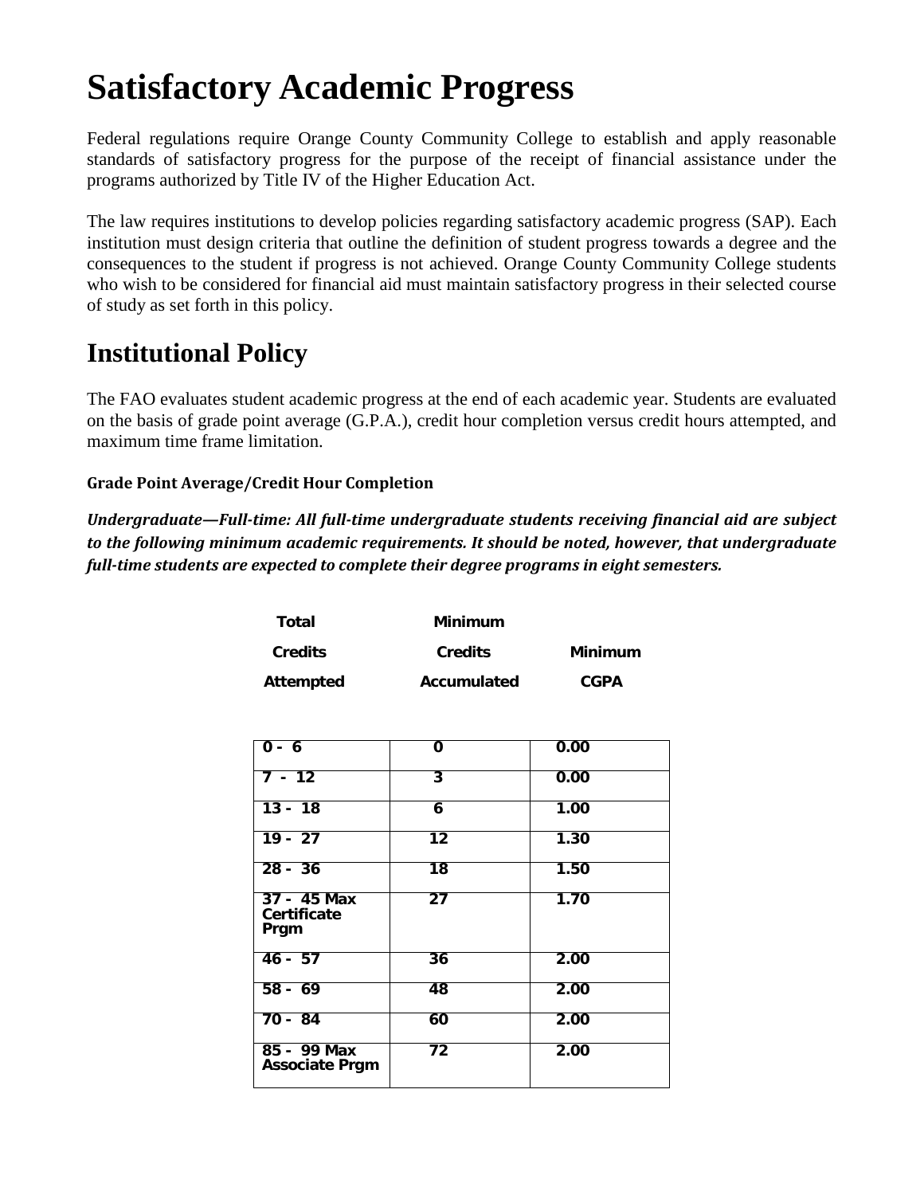# Satisfactory Academic Progress

Federal regulations require Orange County Community College to establish and apply reasonable standards of satisfactory progress for the purpose of the receipt of financial assistance under the programs authorized by Title IV of the Higher Education Act.

The law requires institutions to develop policies regarding satisfactory academic progress (SAP). Each institution must design criteria that outline the definition of student progress towards a degree and the consequences to the student if progress is not achieved. Orange County Community College students who wish to be considered for financial aid must maintain satisfactory progress in their selected course of study as set forth in this policy.

## Institutional Policy

The FAO evaluates student academic progress at the end of each academic year. Students are evaluated on the basis of grade point average (G.P.A.), credit hour completion versus credit hours attempted, and maximum time frame limitation.

#### Grade Point Average/Credit Hour Completion

***Undergraduate—Full-time: All full-time undergraduate students receiving financial aid are subject to the following minimum academic requirements. It should be noted, however, that undergraduate full-time students are expected to complete their degree programs in eight semesters.***

| Total Credits Attempted | Minimum Credits Accumulated | Minimum CGPA |
|---|---|---|
| 0 - 6 | 0 | 0.00 |
| 7 - 12 | 3 | 0.00 |
| 13 - 18 | 6 | 1.00 |
| 19 - 27 | 12 | 1.30 |
| 28 - 36 | 18 | 1.50 |
| 37 - 45 Max Certificate Prgm | 27 | 1.70 |
| 46 - 57 | 36 | 2.00 |
| 58 - 69 | 48 | 2.00 |
| 70 - 84 | 60 | 2.00 |
| 85 - 99 Max Associate Prgm | 72 | 2.00 |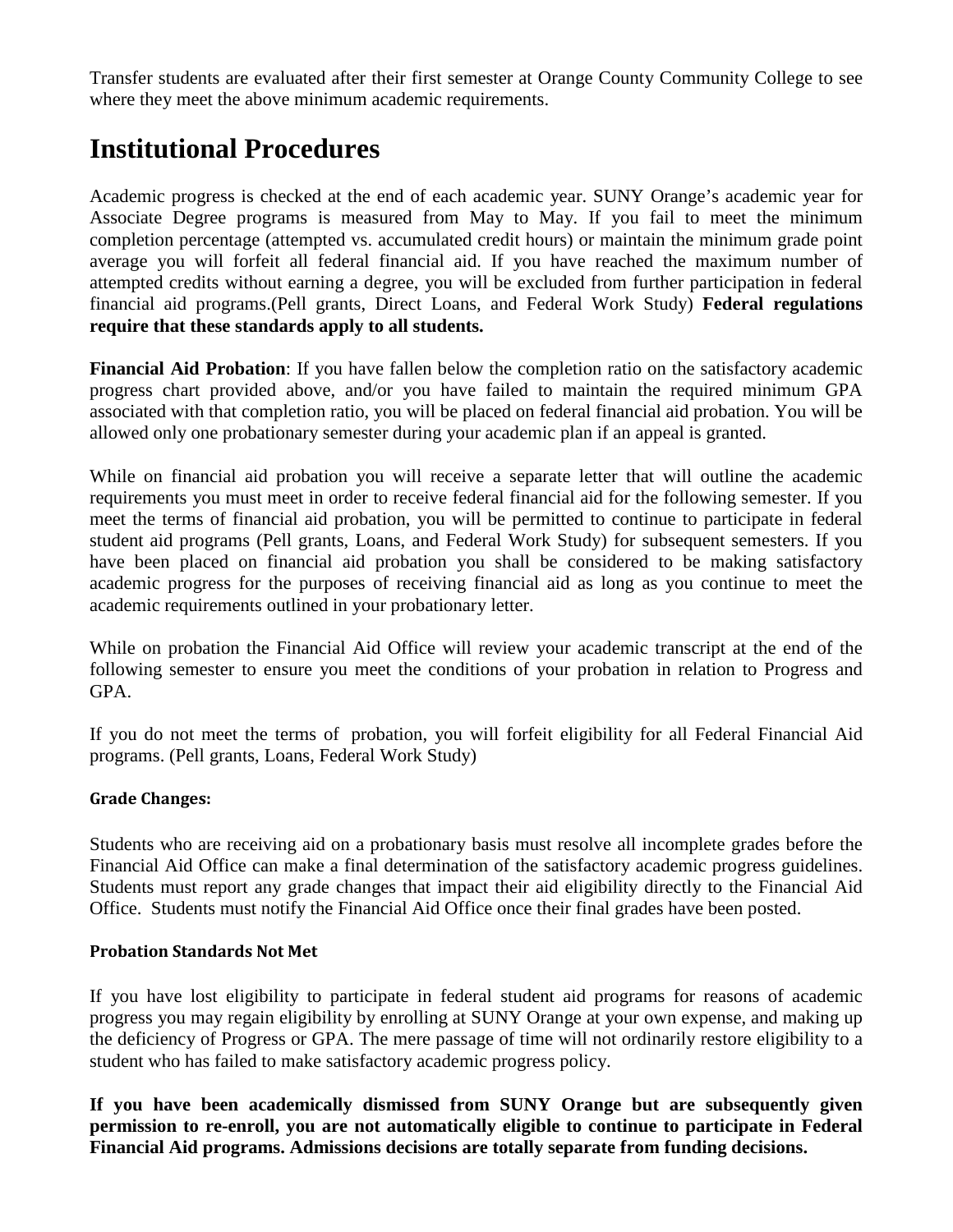Transfer students are evaluated after their first semester at Orange County Community College to see where they meet the above minimum academic requirements.

# Institutional Procedures

Academic progress is checked at the end of each academic year. SUNY Orange's academic year for Associate Degree programs is measured from May to May. If you fail to meet the minimum completion percentage (attempted vs. accumulated credit hours) or maintain the minimum grade point average you will forfeit all federal financial aid. If you have reached the maximum number of attempted credits without earning a degree, you will be excluded from further participation in federal financial aid programs.(Pell grants, Direct Loans, and Federal Work Study) **Federal regulations require that these standards apply to all students.**

**Financial Aid Probation**: If you have fallen below the completion ratio on the satisfactory academic progress chart provided above, and/or you have failed to maintain the required minimum GPA associated with that completion ratio, you will be placed on federal financial aid probation. You will be allowed only one probationary semester during your academic plan if an appeal is granted.

While on financial aid probation you will receive a separate letter that will outline the academic requirements you must meet in order to receive federal financial aid for the following semester. If you meet the terms of financial aid probation, you will be permitted to continue to participate in federal student aid programs (Pell grants, Loans, and Federal Work Study) for subsequent semesters. If you have been placed on financial aid probation you shall be considered to be making satisfactory academic progress for the purposes of receiving financial aid as long as you continue to meet the academic requirements outlined in your probationary letter.

While on probation the Financial Aid Office will review your academic transcript at the end of the following semester to ensure you meet the conditions of your probation in relation to Progress and GPA.

If you do not meet the terms of probation, you will forfeit eligibility for all Federal Financial Aid programs. (Pell grants, Loans, Federal Work Study)

#### Grade Changes:

Students who are receiving aid on a probationary basis must resolve all incomplete grades before the Financial Aid Office can make a final determination of the satisfactory academic progress guidelines. Students must report any grade changes that impact their aid eligibility directly to the Financial Aid Office. Students must notify the Financial Aid Office once their final grades have been posted.

#### Probation Standards Not Met

If you have lost eligibility to participate in federal student aid programs for reasons of academic progress you may regain eligibility by enrolling at SUNY Orange at your own expense, and making up the deficiency of Progress or GPA. The mere passage of time will not ordinarily restore eligibility to a student who has failed to make satisfactory academic progress policy.

**If you have been academically dismissed from SUNY Orange but are subsequently given permission to re-enroll, you are not automatically eligible to continue to participate in Federal Financial Aid programs. Admissions decisions are totally separate from funding decisions.**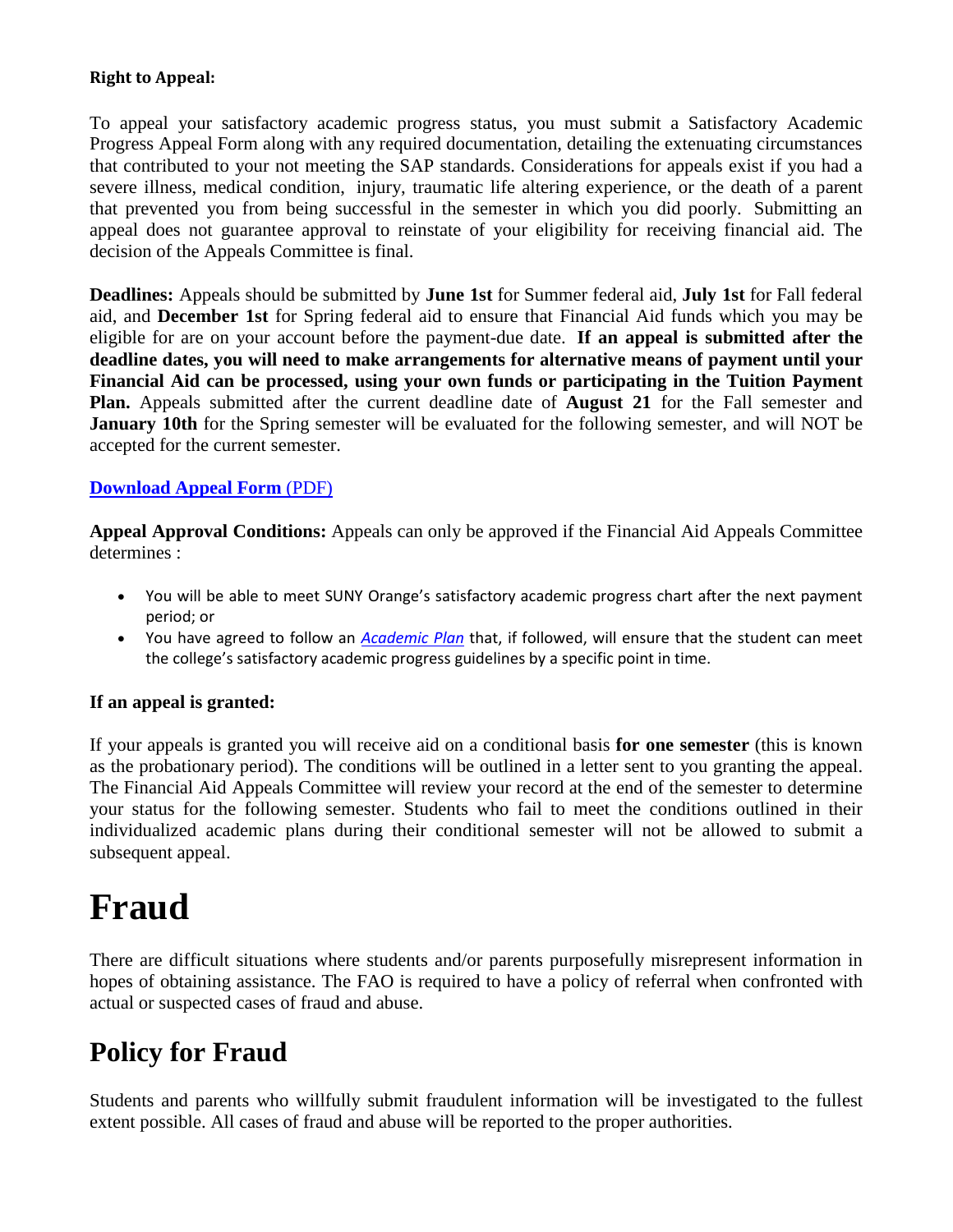**Right to Appeal:**

To appeal your satisfactory academic progress status, you must submit a Satisfactory Academic Progress Appeal Form along with any required documentation, detailing the extenuating circumstances that contributed to your not meeting the SAP standards. Considerations for appeals exist if you had a severe illness, medical condition, injury, traumatic life altering experience, or the death of a parent that prevented you from being successful in the semester in which you did poorly. Submitting an appeal does not guarantee approval to reinstate of your eligibility for receiving financial aid. The decision of the Appeals Committee is final.

**Deadlines:** Appeals should be submitted by **June 1st** for Summer federal aid, **July 1st** for Fall federal aid, and **December 1st** for Spring federal aid to ensure that Financial Aid funds which you may be eligible for are on your account before the payment-due date. **If an appeal is submitted after the deadline dates, you will need to make arrangements for alternative means of payment until your Financial Aid can be processed, using your own funds or participating in the Tuition Payment Plan.** Appeals submitted after the current deadline date of **August 21** for the Fall semester and **January 10th** for the Spring semester will be evaluated for the following semester, and will NOT be accepted for the current semester.

**Download Appeal Form** (PDF)

**Appeal Approval Conditions:** Appeals can only be approved if the Financial Aid Appeals Committee determines :

- You will be able to meet SUNY Orange's satisfactory academic progress chart after the next payment period; or
- You have agreed to follow an *Academic Plan* that, if followed, will ensure that the student can meet the college's satisfactory academic progress guidelines by a specific point in time.

**If an appeal is granted:**

If your appeals is granted you will receive aid on a conditional basis **for one semester** (this is known as the probationary period). The conditions will be outlined in a letter sent to you granting the appeal. The Financial Aid Appeals Committee will review your record at the end of the semester to determine your status for the following semester. Students who fail to meet the conditions outlined in their individualized academic plans during their conditional semester will not be allowed to submit a subsequent appeal.

# Fraud

There are difficult situations where students and/or parents purposefully misrepresent information in hopes of obtaining assistance. The FAO is required to have a policy of referral when confronted with actual or suspected cases of fraud and abuse.

## Policy for Fraud

Students and parents who willfully submit fraudulent information will be investigated to the fullest extent possible. All cases of fraud and abuse will be reported to the proper authorities.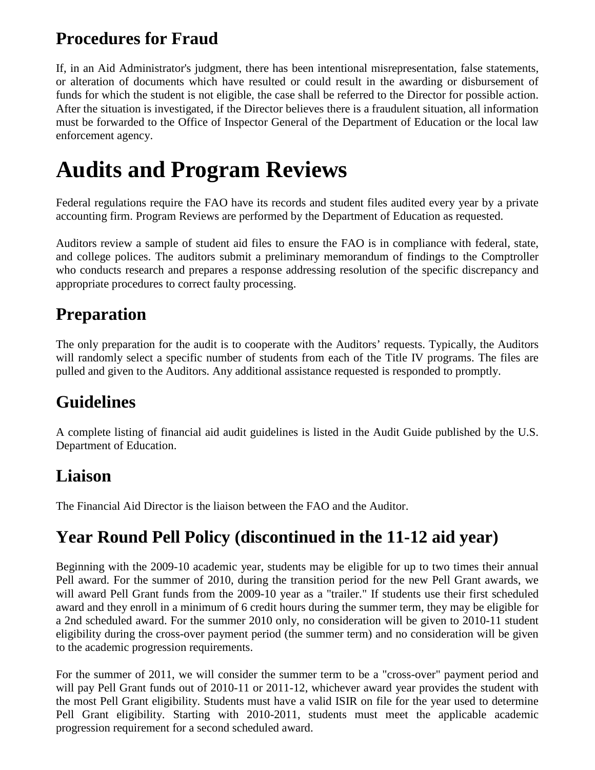## Procedures for Fraud

If, in an Aid Administrator's judgment, there has been intentional misrepresentation, false statements, or alteration of documents which have resulted or could result in the awarding or disbursement of funds for which the student is not eligible, the case shall be referred to the Director for possible action. After the situation is investigated, if the Director believes there is a fraudulent situation, all information must be forwarded to the Office of Inspector General of the Department of Education or the local law enforcement agency.

# Audits and Program Reviews

Federal regulations require the FAO have its records and student files audited every year by a private accounting firm. Program Reviews are performed by the Department of Education as requested.

Auditors review a sample of student aid files to ensure the FAO is in compliance with federal, state, and college polices. The auditors submit a preliminary memorandum of findings to the Comptroller who conducts research and prepares a response addressing resolution of the specific discrepancy and appropriate procedures to correct faulty processing.

## Preparation

The only preparation for the audit is to cooperate with the Auditors' requests. Typically, the Auditors will randomly select a specific number of students from each of the Title IV programs. The files are pulled and given to the Auditors. Any additional assistance requested is responded to promptly.

## Guidelines

A complete listing of financial aid audit guidelines is listed in the Audit Guide published by the U.S. Department of Education.

## Liaison

The Financial Aid Director is the liaison between the FAO and the Auditor.

## Year Round Pell Policy (discontinued in the 11-12 aid year)

Beginning with the 2009-10 academic year, students may be eligible for up to two times their annual Pell award. For the summer of 2010, during the transition period for the new Pell Grant awards, we will award Pell Grant funds from the 2009-10 year as a "trailer." If students use their first scheduled award and they enroll in a minimum of 6 credit hours during the summer term, they may be eligible for a 2nd scheduled award. For the summer 2010 only, no consideration will be given to 2010-11 student eligibility during the cross-over payment period (the summer term) and no consideration will be given to the academic progression requirements.

For the summer of 2011, we will consider the summer term to be a "cross-over" payment period and will pay Pell Grant funds out of 2010-11 or 2011-12, whichever award year provides the student with the most Pell Grant eligibility. Students must have a valid ISIR on file for the year used to determine Pell Grant eligibility. Starting with 2010-2011, students must meet the applicable academic progression requirement for a second scheduled award.